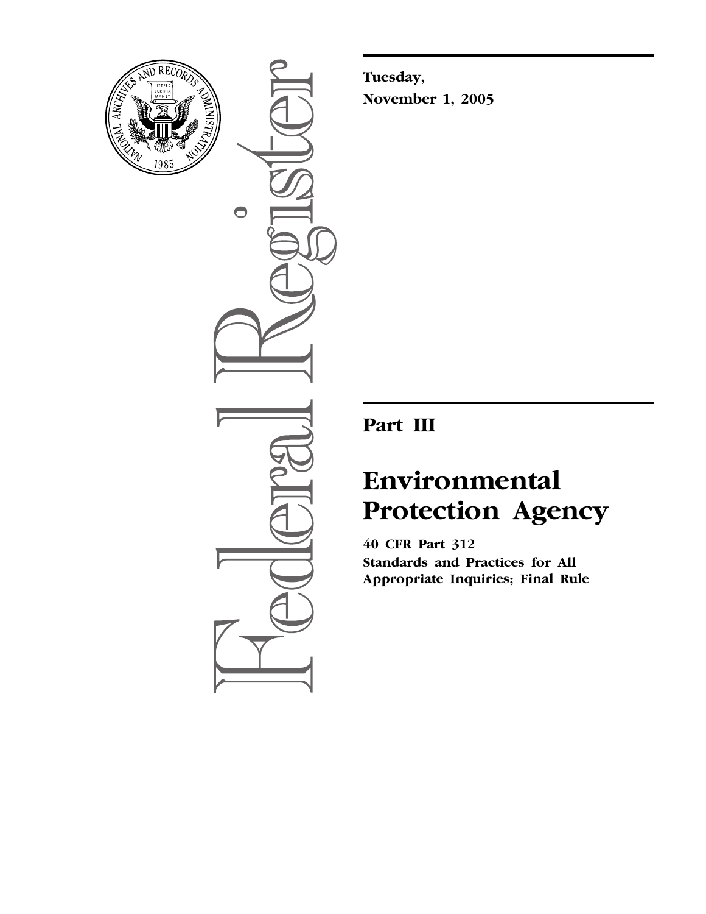Tuesday,

November 1, 2005

# Part III

# Environmental Protection Agency

**40 CFR Part 312**

**Standards and Practices for All Appropriate Inquiries; Final Rule**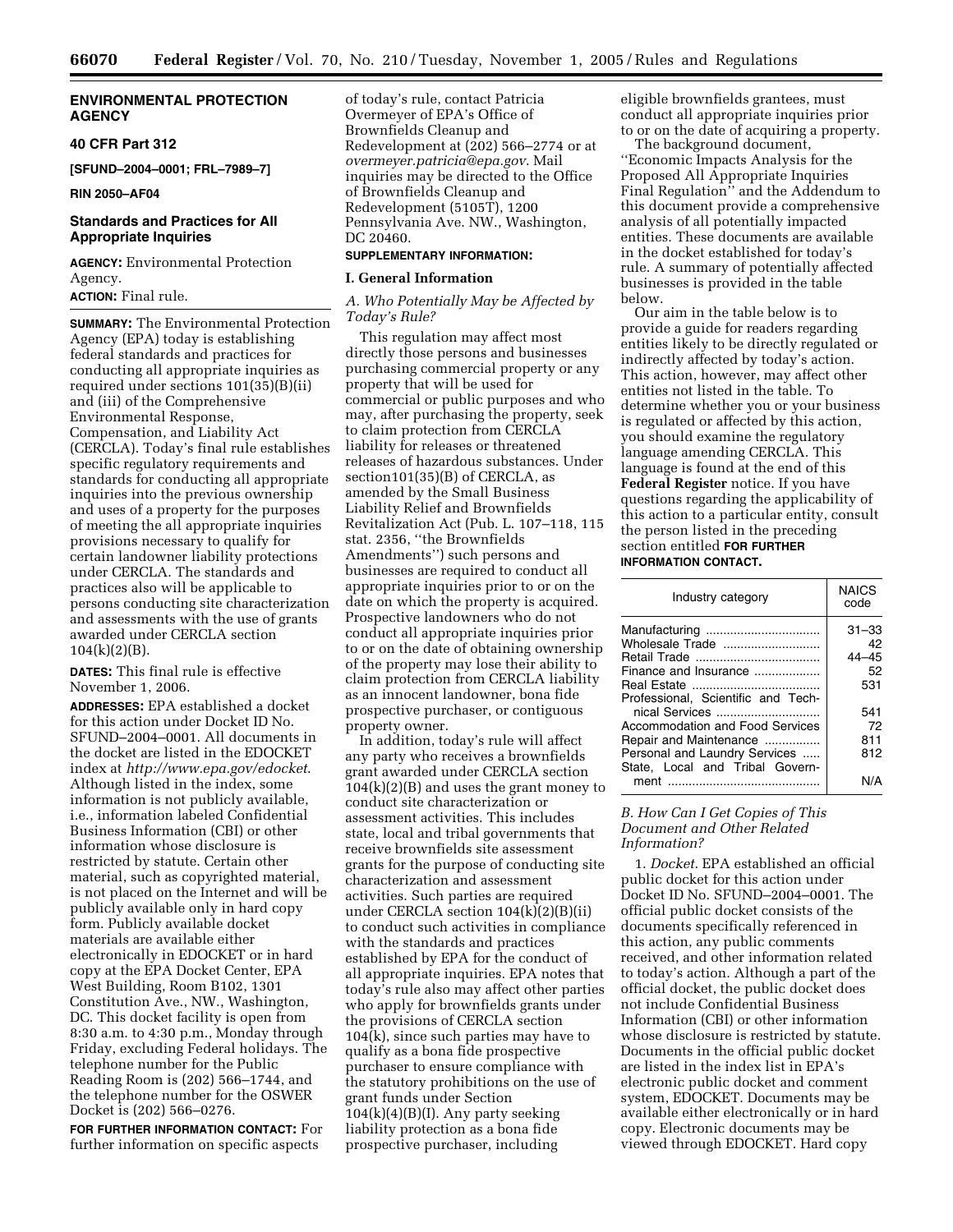## ENVIRONMENTAL PROTECTION AGENCY

### 40 CFR Part 312

**[SFUND–2004–0001; FRL–7989–7]**

**RIN 2050–AF04**

### Standards and Practices for All Appropriate Inquiries

**AGENCY:** Environmental Protection Agency.

**ACTION:** Final rule.

**SUMMARY:** The Environmental Protection Agency (EPA) today is establishing federal standards and practices for conducting all appropriate inquiries as required under sections 101(35)(B)(ii) and (iii) of the Comprehensive Environmental Response, Compensation, and Liability Act (CERCLA). Today's final rule establishes specific regulatory requirements and standards for conducting all appropriate inquiries into the previous ownership and uses of a property for the purposes of meeting the all appropriate inquiries provisions necessary to qualify for certain landowner liability protections under CERCLA. The standards and practices also will be applicable to persons conducting site characterization and assessments with the use of grants awarded under CERCLA section 104(k)(2)(B).

**DATES:** This final rule is effective November 1, 2006.

**ADDRESSES:** EPA established a docket for this action under Docket ID No. SFUND–2004–0001. All documents in the docket are listed in the EDOCKET index at *http://www.epa.gov/edocket*. Although listed in the index, some information is not publicly available, i.e., information labeled Confidential Business Information (CBI) or other information whose disclosure is restricted by statute. Certain other material, such as copyrighted material, is not placed on the Internet and will be publicly available only in hard copy form. Publicly available docket materials are available either electronically in EDOCKET or in hard copy at the EPA Docket Center, EPA West Building, Room B102, 1301 Constitution Ave., NW., Washington, DC. This docket facility is open from 8:30 a.m. to 4:30 p.m., Monday through Friday, excluding Federal holidays. The telephone number for the Public Reading Room is (202) 566–1744, and the telephone number for the OSWER Docket is (202) 566–0276.

**FOR FURTHER INFORMATION CONTACT:** For further information on specific aspects of today's rule, contact Patricia Overmeyer of EPA's Office of Brownfields Cleanup and Redevelopment at (202) 566–2774 or at *overmeyer.patricia@epa.gov*. Mail inquiries may be directed to the Office of Brownfields Cleanup and Redevelopment (5105T), 1200 Pennsylvania Ave. NW., Washington, DC 20460.

**SUPPLEMENTARY INFORMATION:**

## I. General Information

### *A. Who Potentially May be Affected by Today's Rule?*

This regulation may affect most directly those persons and businesses purchasing commercial property or any property that will be used for commercial or public purposes and who may, after purchasing the property, seek to claim protection from CERCLA liability for releases or threatened releases of hazardous substances. Under section101(35)(B) of CERCLA, as amended by the Small Business Liability Relief and Brownfields Revitalization Act (Pub. L. 107–118, 115 stat. 2356, ''the Brownfields Amendments'') such persons and businesses are required to conduct all appropriate inquiries prior to or on the date on which the property is acquired. Prospective landowners who do not conduct all appropriate inquiries prior to or on the date of obtaining ownership of the property may lose their ability to claim protection from CERCLA liability as an innocent landowner, bona fide prospective purchaser, or contiguous property owner.

In addition, today's rule will affect any party who receives a brownfields grant awarded under CERCLA section 104(k)(2)(B) and uses the grant money to conduct site characterization or assessment activities. This includes state, local and tribal governments that receive brownfields site assessment grants for the purpose of conducting site characterization and assessment activities. Such parties are required under CERCLA section 104(k)(2)(B)(ii) to conduct such activities in compliance with the standards and practices established by EPA for the conduct of all appropriate inquiries. EPA notes that today's rule also may affect other parties who apply for brownfields grants under the provisions of CERCLA section 104(k), since such parties may have to qualify as a bona fide prospective purchaser to ensure compliance with the statutory prohibitions on the use of grant funds under Section 104(k)(4)(B)(I). Any party seeking liability protection as a bona fide prospective purchaser, including eligible brownfields grantees, must conduct all appropriate inquiries prior to or on the date of acquiring a property.

The background document, ''Economic Impacts Analysis for the Proposed All Appropriate Inquiries Final Regulation'' and the Addendum to this document provide a comprehensive analysis of all potentially impacted entities. These documents are available in the docket established for today's rule. A summary of potentially affected businesses is provided in the table below.

Our aim in the table below is to provide a guide for readers regarding entities likely to be directly regulated or indirectly affected by today's action. This action, however, may affect other entities not listed in the table. To determine whether you or your business is regulated or affected by this action, you should examine the regulatory language amending CERCLA. This language is found at the end of this **Federal Register** notice. If you have questions regarding the applicability of this action to a particular entity, consult the person listed in the preceding section entitled **FOR FURTHER INFORMATION CONTACT.**

| Industry category | NAICS code |
|---|---|
| Manufacturing | 31–33 |
| Wholesale Trade | 42 |
| Retail Trade | 44–45 |
| Finance and Insurance | 52 |
| Real Estate | 531 |
| Professional, Scientific and Technical Services | 541 |
| Accommodation and Food Services | 72 |
| Repair and Maintenance | 811 |
| Personal and Laundry Services | 812 |
| State, Local and Tribal Government | N/A |

### *B. How Can I Get Copies of This Document and Other Related Information?*

1. *Docket*. EPA established an official public docket for this action under Docket ID No. SFUND–2004–0001. The official public docket consists of the documents specifically referenced in this action, any public comments received, and other information related to today's action. Although a part of the official docket, the public docket does not include Confidential Business Information (CBI) or other information whose disclosure is restricted by statute. Documents in the official public docket are listed in the index list in EPA's electronic public docket and comment system, EDOCKET. Documents may be available either electronically or in hard copy. Electronic documents may be viewed through EDOCKET. Hard copy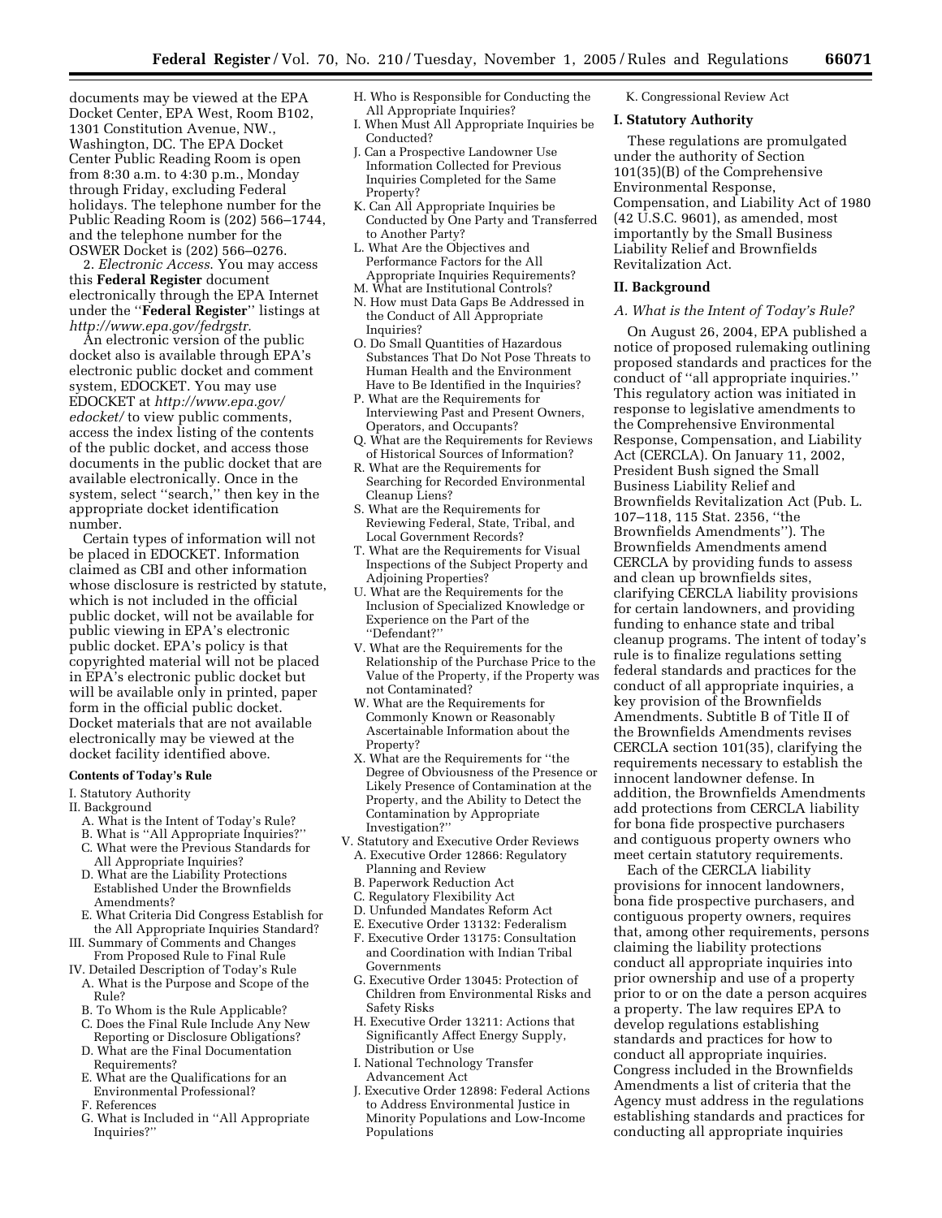documents may be viewed at the EPA Docket Center, EPA West, Room B102, 1301 Constitution Avenue, NW., Washington, DC. The EPA Docket Center Public Reading Room is open from 8:30 a.m. to 4:30 p.m., Monday through Friday, excluding Federal holidays. The telephone number for the Public Reading Room is (202) 566–1744, and the telephone number for the OSWER Docket is (202) 566–0276.

2. *Electronic Access.* You may access this **Federal Register** document electronically through the EPA Internet under the "**Federal Register**" listings at *http://www.epa.gov/fedrgstr*.

An electronic version of the public docket also is available through EPA's electronic public docket and comment system, EDOCKET. You may use EDOCKET at *http://www.epa.gov/edocket/* to view public comments, access the index listing of the contents of the public docket, and access those documents in the public docket that are available electronically. Once in the system, select "search," then key in the appropriate docket identification number.

Certain types of information will not be placed in EDOCKET. Information claimed as CBI and other information whose disclosure is restricted by statute, which is not included in the official public docket, will not be available for public viewing in EPA's electronic public docket. EPA's policy is that copyrighted material will not be placed in EPA's electronic public docket but will be available only in printed, paper form in the official public docket. Docket materials that are not available electronically may be viewed at the docket facility identified above.

**Contents of Today's Rule**

I. Statutory Authority
II. Background
  A. What is the Intent of Today's Rule?
  B. What is "All Appropriate Inquiries?"
  C. What were the Previous Standards for All Appropriate Inquiries?
  D. What are the Liability Protections Established Under the Brownfields Amendments?
  E. What Criteria Did Congress Establish for the All Appropriate Inquiries Standard?
III. Summary of Comments and Changes From Proposed Rule to Final Rule
IV. Detailed Description of Today's Rule
  A. What is the Purpose and Scope of the Rule?
  B. To Whom is the Rule Applicable?
  C. Does the Final Rule Include Any New Reporting or Disclosure Obligations?
  D. What are the Final Documentation Requirements?
  E. What are the Qualifications for an Environmental Professional?
  F. References
  G. What is Included in "All Appropriate Inquiries?"
  H. Who is Responsible for Conducting the All Appropriate Inquiries?
  I. When Must All Appropriate Inquiries be Conducted?
  J. Can a Prospective Landowner Use Information Collected for Previous Inquiries Completed for the Same Property?
  K. Can All Appropriate Inquiries be Conducted by One Party and Transferred to Another Party?
  L. What Are the Objectives and Performance Factors for the All Appropriate Inquiries Requirements?
  M. What are Institutional Controls?
  N. How must Data Gaps Be Addressed in the Conduct of All Appropriate Inquiries?
  O. Do Small Quantities of Hazardous Substances That Do Not Pose Threats to Human Health and the Environment Have to Be Identified in the Inquiries?
  P. What are the Requirements for Interviewing Past and Present Owners, Operators, and Occupants?
  Q. What are the Requirements for Reviews of Historical Sources of Information?
  R. What are the Requirements for Searching for Recorded Environmental Cleanup Liens?
  S. What are the Requirements for Reviewing Federal, State, Tribal, and Local Government Records?
  T. What are the Requirements for Visual Inspections of the Subject Property and Adjoining Properties?
  U. What are the Requirements for the Inclusion of Specialized Knowledge or Experience on the Part of the "Defendant?"
  V. What are the Requirements for the Relationship of the Purchase Price to the Value of the Property, if the Property was not Contaminated?
  W. What are the Requirements for Commonly Known or Reasonably Ascertainable Information about the Property?
  X. What are the Requirements for "the Degree of Obviousness of the Presence or Likely Presence of Contamination at the Property, and the Ability to Detect the Contamination by Appropriate Investigation?"
V. Statutory and Executive Order Reviews
  A. Executive Order 12866: Regulatory Planning and Review
  B. Paperwork Reduction Act
  C. Regulatory Flexibility Act
  D. Unfunded Mandates Reform Act
  E. Executive Order 13132: Federalism
  F. Executive Order 13175: Consultation and Coordination with Indian Tribal Governments
  G. Executive Order 13045: Protection of Children from Environmental Risks and Safety Risks
  H. Executive Order 13211: Actions that Significantly Affect Energy Supply, Distribution or Use
  I. National Technology Transfer Advancement Act
  J. Executive Order 12898: Federal Actions to Address Environmental Justice in Minority Populations and Low-Income Populations
  K. Congressional Review Act

## I. Statutory Authority

These regulations are promulgated under the authority of Section 101(35)(B) of the Comprehensive Environmental Response, Compensation, and Liability Act of 1980 (42 U.S.C. 9601), as amended, most importantly by the Small Business Liability Relief and Brownfields Revitalization Act.

## II. Background

### *A. What is the Intent of Today's Rule?*

On August 26, 2004, EPA published a notice of proposed rulemaking outlining proposed standards and practices for the conduct of "all appropriate inquiries." This regulatory action was initiated in response to legislative amendments to the Comprehensive Environmental Response, Compensation, and Liability Act (CERCLA). On January 11, 2002, President Bush signed the Small Business Liability Relief and Brownfields Revitalization Act (Pub. L. 107–118, 115 Stat. 2356, "the Brownfields Amendments"). The Brownfields Amendments amend CERCLA by providing funds to assess and clean up brownfields sites, clarifying CERCLA liability provisions for certain landowners, and providing funding to enhance state and tribal cleanup programs. The intent of today's rule is to finalize regulations setting federal standards and practices for the conduct of all appropriate inquiries, a key provision of the Brownfields Amendments. Subtitle B of Title II of the Brownfields Amendments revises CERCLA section 101(35), clarifying the requirements necessary to establish the innocent landowner defense. In addition, the Brownfields Amendments add protections from CERCLA liability for bona fide prospective purchasers and contiguous property owners who meet certain statutory requirements.

Each of the CERCLA liability provisions for innocent landowners, bona fide prospective purchasers, and contiguous property owners, requires that, among other requirements, persons claiming the liability protections conduct all appropriate inquiries into prior ownership and use of a property prior to or on the date a person acquires a property. The law requires EPA to develop regulations establishing standards and practices for how to conduct all appropriate inquiries. Congress included in the Brownfields Amendments a list of criteria that the Agency must address in the regulations establishing standards and practices for conducting all appropriate inquiries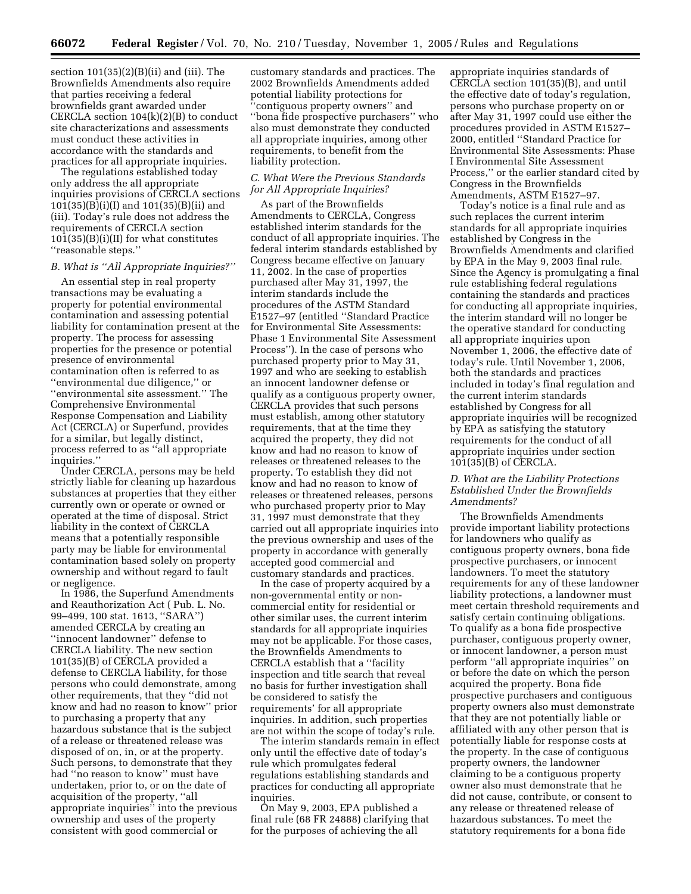section 101(35)(2)(B)(ii) and (iii). The Brownfields Amendments also require that parties receiving a federal brownfields grant awarded under CERCLA section 104(k)(2)(B) to conduct site characterizations and assessments must conduct these activities in accordance with the standards and practices for all appropriate inquiries.

The regulations established today only address the all appropriate inquiries provisions of CERCLA sections 101(35)(B)(i)(I) and 101(35)(B)(ii) and (iii). Today's rule does not address the requirements of CERCLA section 101(35)(B)(i)(II) for what constitutes ''reasonable steps.''

### *B. What is ''All Appropriate Inquiries?''*

An essential step in real property transactions may be evaluating a property for potential environmental contamination and assessing potential liability for contamination present at the property. The process for assessing properties for the presence or potential presence of environmental contamination often is referred to as ''environmental due diligence,'' or ''environmental site assessment.'' The Comprehensive Environmental Response Compensation and Liability Act (CERCLA) or Superfund, provides for a similar, but legally distinct, process referred to as ''all appropriate inquiries.''

Under CERCLA, persons may be held strictly liable for cleaning up hazardous substances at properties that they either currently own or operate or owned or operated at the time of disposal. Strict liability in the context of CERCLA means that a potentially responsible party may be liable for environmental contamination based solely on property ownership and without regard to fault or negligence.

In 1986, the Superfund Amendments and Reauthorization Act ( Pub. L. No. 99–499, 100 stat. 1613, ''SARA'') amended CERCLA by creating an ''innocent landowner'' defense to CERCLA liability. The new section 101(35)(B) of CERCLA provided a defense to CERCLA liability, for those persons who could demonstrate, among other requirements, that they ''did not know and had no reason to know'' prior to purchasing a property that any hazardous substance that is the subject of a release or threatened release was disposed of on, in, or at the property. Such persons, to demonstrate that they had ''no reason to know'' must have undertaken, prior to, or on the date of acquisition of the property, ''all appropriate inquiries'' into the previous ownership and uses of the property consistent with good commercial or customary standards and practices. The 2002 Brownfields Amendments added potential liability protections for ''contiguous property owners'' and ''bona fide prospective purchasers'' who also must demonstrate they conducted all appropriate inquiries, among other requirements, to benefit from the liability protection.

### *C. What Were the Previous Standards for All Appropriate Inquiries?*

As part of the Brownfields Amendments to CERCLA, Congress established interim standards for the conduct of all appropriate inquiries. The federal interim standards established by Congress became effective on January 11, 2002. In the case of properties purchased after May 31, 1997, the interim standards include the procedures of the ASTM Standard E1527–97 (entitled ''Standard Practice for Environmental Site Assessments: Phase 1 Environmental Site Assessment Process''). In the case of persons who purchased property prior to May 31, 1997 and who are seeking to establish an innocent landowner defense or qualify as a contiguous property owner, CERCLA provides that such persons must establish, among other statutory requirements, that at the time they acquired the property, they did not know and had no reason to know of releases or threatened releases to the property. To establish they did not know and had no reason to know of releases or threatened releases, persons who purchased property prior to May 31, 1997 must demonstrate that they carried out all appropriate inquiries into the previous ownership and uses of the property in accordance with generally accepted good commercial and customary standards and practices.

In the case of property acquired by a non-governmental entity or non-commercial entity for residential or other similar uses, the current interim standards for all appropriate inquiries may not be applicable. For those cases, the Brownfields Amendments to CERCLA establish that a ''facility inspection and title search that reveal no basis for further investigation shall be considered to satisfy the requirements' for all appropriate inquiries. In addition, such properties are not within the scope of today's rule.

The interim standards remain in effect only until the effective date of today's rule which promulgates federal regulations establishing standards and practices for conducting all appropriate inquiries.

On May 9, 2003, EPA published a final rule (68 FR 24888) clarifying that for the purposes of achieving the all appropriate inquiries standards of CERCLA section 101(35)(B), and until the effective date of today's regulation, persons who purchase property on or after May 31, 1997 could use either the procedures provided in ASTM E1527–2000, entitled ''Standard Practice for Environmental Site Assessments: Phase I Environmental Site Assessment Process,'' or the earlier standard cited by Congress in the Brownfields Amendments, ASTM E1527–97.

Today's notice is a final rule and as such replaces the current interim standards for all appropriate inquiries established by Congress in the Brownfields Amendments and clarified by EPA in the May 9, 2003 final rule. Since the Agency is promulgating a final rule establishing federal regulations containing the standards and practices for conducting all appropriate inquiries, the interim standard will no longer be the operative standard for conducting all appropriate inquiries upon November 1, 2006, the effective date of today's rule. Until November 1, 2006, both the standards and practices included in today's final regulation and the current interim standards established by Congress for all appropriate inquiries will be recognized by EPA as satisfying the statutory requirements for the conduct of all appropriate inquiries under section 101(35)(B) of CERCLA.

### *D. What are the Liability Protections Established Under the Brownfields Amendments?*

The Brownfields Amendments provide important liability protections for landowners who qualify as contiguous property owners, bona fide prospective purchasers, or innocent landowners. To meet the statutory requirements for any of these landowner liability protections, a landowner must meet certain threshold requirements and satisfy certain continuing obligations. To qualify as a bona fide prospective purchaser, contiguous property owner, or innocent landowner, a person must perform ''all appropriate inquiries'' on or before the date on which the person acquired the property. Bona fide prospective purchasers and contiguous property owners also must demonstrate that they are not potentially liable or affiliated with any other person that is potentially liable for response costs at the property. In the case of contiguous property owners, the landowner claiming to be a contiguous property owner also must demonstrate that he did not cause, contribute, or consent to any release or threatened release of hazardous substances. To meet the statutory requirements for a bona fide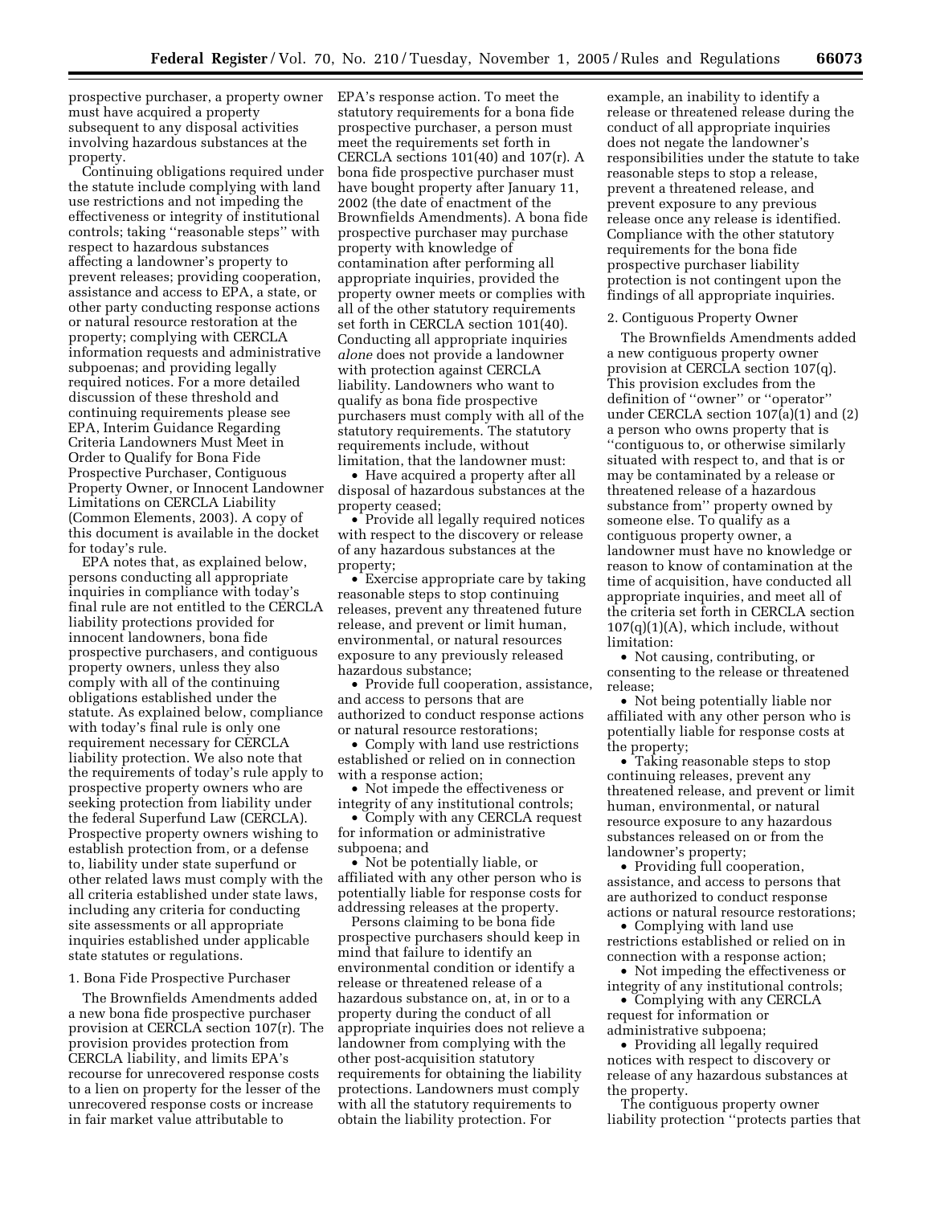prospective purchaser, a property owner must have acquired a property subsequent to any disposal activities involving hazardous substances at the property.

Continuing obligations required under the statute include complying with land use restrictions and not impeding the effectiveness or integrity of institutional controls; taking ''reasonable steps'' with respect to hazardous substances affecting a landowner's property to prevent releases; providing cooperation, assistance and access to EPA, a state, or other party conducting response actions or natural resource restoration at the property; complying with CERCLA information requests and administrative subpoenas; and providing legally required notices. For a more detailed discussion of these threshold and continuing requirements please see EPA, Interim Guidance Regarding Criteria Landowners Must Meet in Order to Qualify for Bona Fide Prospective Purchaser, Contiguous Property Owner, or Innocent Landowner Limitations on CERCLA Liability (Common Elements, 2003). A copy of this document is available in the docket for today's rule.

EPA notes that, as explained below, persons conducting all appropriate inquiries in compliance with today's final rule are not entitled to the CERCLA liability protections provided for innocent landowners, bona fide prospective purchasers, and contiguous property owners, unless they also comply with all of the continuing obligations established under the statute. As explained below, compliance with today's final rule is only one requirement necessary for CERCLA liability protection. We also note that the requirements of today's rule apply to prospective property owners who are seeking protection from liability under the federal Superfund Law (CERCLA). Prospective property owners wishing to establish protection from, or a defense to, liability under state superfund or other related laws must comply with the all criteria established under state laws, including any criteria for conducting site assessments or all appropriate inquiries established under applicable state statutes or regulations.

1. Bona Fide Prospective Purchaser

The Brownfields Amendments added a new bona fide prospective purchaser provision at CERCLA section 107(r). The provision provides protection from CERCLA liability, and limits EPA's recourse for unrecovered response costs to a lien on property for the lesser of the unrecovered response costs or increase in fair market value attributable to EPA's response action. To meet the statutory requirements for a bona fide prospective purchaser, a person must meet the requirements set forth in CERCLA sections 101(40) and 107(r). A bona fide prospective purchaser must have bought property after January 11, 2002 (the date of enactment of the Brownfields Amendments). A bona fide prospective purchaser may purchase property with knowledge of contamination after performing all appropriate inquiries, provided the property owner meets or complies with all of the other statutory requirements set forth in CERCLA section 101(40). Conducting all appropriate inquiries *alone* does not provide a landowner with protection against CERCLA liability. Landowners who want to qualify as bona fide prospective purchasers must comply with all of the statutory requirements. The statutory requirements include, without limitation, that the landowner must:

- Have acquired a property after all disposal of hazardous substances at the property ceased;
- Provide all legally required notices with respect to the discovery or release of any hazardous substances at the property;
- Exercise appropriate care by taking reasonable steps to stop continuing releases, prevent any threatened future release, and prevent or limit human, environmental, or natural resources exposure to any previously released hazardous substance;
- Provide full cooperation, assistance, and access to persons that are authorized to conduct response actions or natural resource restorations;
- Comply with land use restrictions established or relied on in connection with a response action;
- Not impede the effectiveness or integrity of any institutional controls;
- Comply with any CERCLA request for information or administrative subpoena; and
- Not be potentially liable, or affiliated with any other person who is potentially liable for response costs for addressing releases at the property.

Persons claiming to be bona fide prospective purchasers should keep in mind that failure to identify an environmental condition or identify a release or threatened release of a hazardous substance on, at, in or to a property during the conduct of all appropriate inquiries does not relieve a landowner from complying with the other post-acquisition statutory requirements for obtaining the liability protections. Landowners must comply with all the statutory requirements to obtain the liability protection. For example, an inability to identify a release or threatened release during the conduct of all appropriate inquiries does not negate the landowner's responsibilities under the statute to take reasonable steps to stop a release, prevent a threatened release, and prevent exposure to any previous release once any release is identified. Compliance with the other statutory requirements for the bona fide prospective purchaser liability protection is not contingent upon the findings of all appropriate inquiries.

2. Contiguous Property Owner

The Brownfields Amendments added a new contiguous property owner provision at CERCLA section 107(q). This provision excludes from the definition of ''owner'' or ''operator'' under CERCLA section 107(a)(1) and (2) a person who owns property that is ''contiguous to, or otherwise similarly situated with respect to, and that is or may be contaminated by a release or threatened release of a hazardous substance from'' property owned by someone else. To qualify as a contiguous property owner, a landowner must have no knowledge or reason to know of contamination at the time of acquisition, have conducted all appropriate inquiries, and meet all of the criteria set forth in CERCLA section 107(q)(1)(A), which include, without limitation:

- Not causing, contributing, or consenting to the release or threatened release;
- Not being potentially liable nor affiliated with any other person who is potentially liable for response costs at the property;
- Taking reasonable steps to stop continuing releases, prevent any threatened release, and prevent or limit human, environmental, or natural resource exposure to any hazardous substances released on or from the landowner's property;
- Providing full cooperation, assistance, and access to persons that are authorized to conduct response actions or natural resource restorations;
- Complying with land use restrictions established or relied on in connection with a response action;
- Not impeding the effectiveness or integrity of any institutional controls;
- Complying with any CERCLA request for information or administrative subpoena;
- Providing all legally required notices with respect to discovery or release of any hazardous substances at the property.

The contiguous property owner liability protection ''protects parties that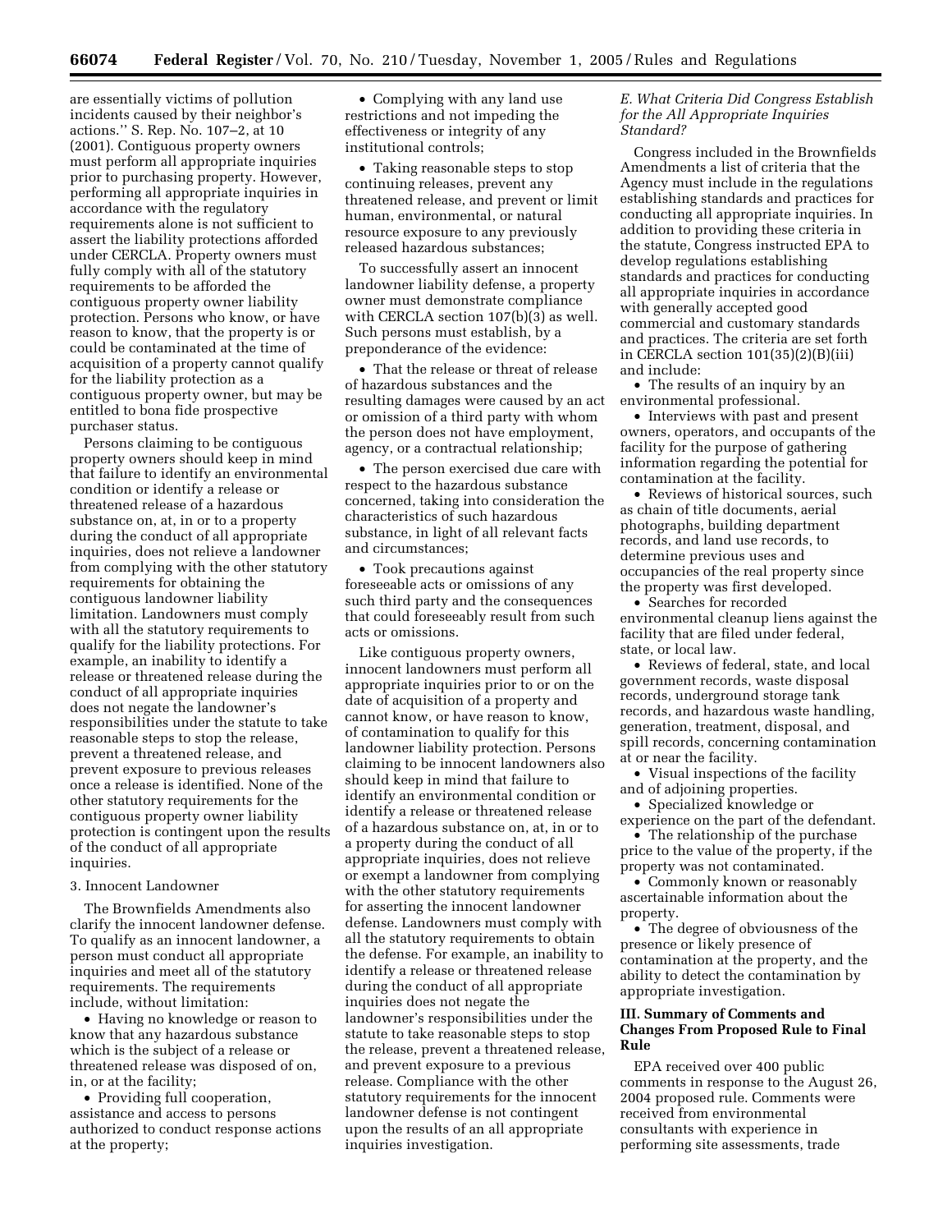are essentially victims of pollution incidents caused by their neighbor's actions.'' S. Rep. No. 107–2, at 10 (2001). Contiguous property owners must perform all appropriate inquiries prior to purchasing property. However, performing all appropriate inquiries in accordance with the regulatory requirements alone is not sufficient to assert the liability protections afforded under CERCLA. Property owners must fully comply with all of the statutory requirements to be afforded the contiguous property owner liability protection. Persons who know, or have reason to know, that the property is or could be contaminated at the time of acquisition of a property cannot qualify for the liability protection as a contiguous property owner, but may be entitled to bona fide prospective purchaser status.

Persons claiming to be contiguous property owners should keep in mind that failure to identify an environmental condition or identify a release or threatened release of a hazardous substance on, at, in or to a property during the conduct of all appropriate inquiries, does not relieve a landowner from complying with the other statutory requirements for obtaining the contiguous landowner liability limitation. Landowners must comply with all the statutory requirements to qualify for the liability protections. For example, an inability to identify a release or threatened release during the conduct of all appropriate inquiries does not negate the landowner's responsibilities under the statute to take reasonable steps to stop the release, prevent a threatened release, and prevent exposure to previous releases once a release is identified. None of the other statutory requirements for the contiguous property owner liability protection is contingent upon the results of the conduct of all appropriate inquiries.

3. Innocent Landowner

The Brownfields Amendments also clarify the innocent landowner defense. To qualify as an innocent landowner, a person must conduct all appropriate inquiries and meet all of the statutory requirements. The requirements include, without limitation:

- Having no knowledge or reason to know that any hazardous substance which is the subject of a release or threatened release was disposed of on, in, or at the facility;
- Providing full cooperation, assistance and access to persons authorized to conduct response actions at the property;
- Complying with any land use restrictions and not impeding the effectiveness or integrity of any institutional controls;
- Taking reasonable steps to stop continuing releases, prevent any threatened release, and prevent or limit human, environmental, or natural resource exposure to any previously released hazardous substances;

To successfully assert an innocent landowner liability defense, a property owner must demonstrate compliance with CERCLA section 107(b)(3) as well. Such persons must establish, by a preponderance of the evidence:

- That the release or threat of release of hazardous substances and the resulting damages were caused by an act or omission of a third party with whom the person does not have employment, agency, or a contractual relationship;
- The person exercised due care with respect to the hazardous substance concerned, taking into consideration the characteristics of such hazardous substance, in light of all relevant facts and circumstances;
- Took precautions against foreseeable acts or omissions of any such third party and the consequences that could foreseeably result from such acts or omissions.

Like contiguous property owners, innocent landowners must perform all appropriate inquiries prior to or on the date of acquisition of a property and cannot know, or have reason to know, of contamination to qualify for this landowner liability protection. Persons claiming to be innocent landowners also should keep in mind that failure to identify an environmental condition or identify a release or threatened release of a hazardous substance on, at, in or to a property during the conduct of all appropriate inquiries, does not relieve or exempt a landowner from complying with the other statutory requirements for asserting the innocent landowner defense. Landowners must comply with all the statutory requirements to obtain the defense. For example, an inability to identify a release or threatened release during the conduct of all appropriate inquiries does not negate the landowner's responsibilities under the statute to take reasonable steps to stop the release, prevent a threatened release, and prevent exposure to a previous release. Compliance with the other statutory requirements for the innocent landowner defense is not contingent upon the results of an all appropriate inquiries investigation.

*E. What Criteria Did Congress Establish for the All Appropriate Inquiries Standard?*

Congress included in the Brownfields Amendments a list of criteria that the Agency must include in the regulations establishing standards and practices for conducting all appropriate inquiries. In addition to providing these criteria in the statute, Congress instructed EPA to develop regulations establishing standards and practices for conducting all appropriate inquiries in accordance with generally accepted good commercial and customary standards and practices. The criteria are set forth in CERCLA section 101(35)(2)(B)(iii) and include:

- The results of an inquiry by an environmental professional.
- Interviews with past and present owners, operators, and occupants of the facility for the purpose of gathering information regarding the potential for contamination at the facility.
- Reviews of historical sources, such as chain of title documents, aerial photographs, building department records, and land use records, to determine previous uses and occupancies of the real property since the property was first developed.
- Searches for recorded environmental cleanup liens against the facility that are filed under federal, state, or local law.
- Reviews of federal, state, and local government records, waste disposal records, underground storage tank records, and hazardous waste handling, generation, treatment, disposal, and spill records, concerning contamination at or near the facility.
- Visual inspections of the facility and of adjoining properties.
- Specialized knowledge or experience on the part of the defendant.
- The relationship of the purchase price to the value of the property, if the property was not contaminated.
- Commonly known or reasonably ascertainable information about the property.
- The degree of obviousness of the presence or likely presence of contamination at the property, and the ability to detect the contamination by appropriate investigation.

## III. Summary of Comments and Changes From Proposed Rule to Final Rule

EPA received over 400 public comments in response to the August 26, 2004 proposed rule. Comments were received from environmental consultants with experience in performing site assessments, trade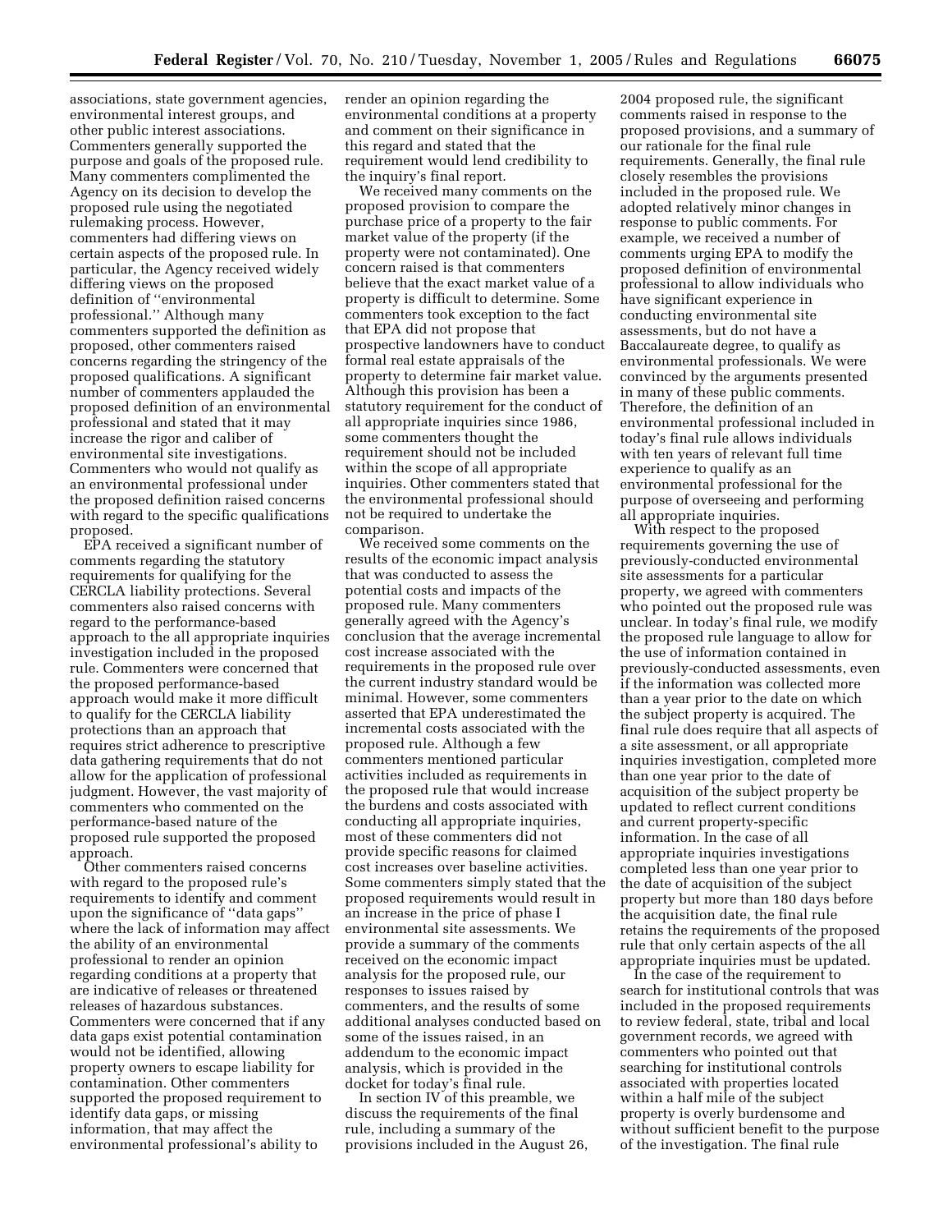associations, state government agencies, environmental interest groups, and other public interest associations. Commenters generally supported the purpose and goals of the proposed rule. Many commenters complimented the Agency on its decision to develop the proposed rule using the negotiated rulemaking process. However, commenters had differing views on certain aspects of the proposed rule. In particular, the Agency received widely differing views on the proposed definition of "environmental professional." Although many commenters supported the definition as proposed, other commenters raised concerns regarding the stringency of the proposed qualifications. A significant number of commenters applauded the proposed definition of an environmental professional and stated that it may increase the rigor and caliber of environmental site investigations. Commenters who would not qualify as an environmental professional under the proposed definition raised concerns with regard to the specific qualifications proposed.

EPA received a significant number of comments regarding the statutory requirements for qualifying for the CERCLA liability protections. Several commenters also raised concerns with regard to the performance-based approach to the all appropriate inquiries investigation included in the proposed rule. Commenters were concerned that the proposed performance-based approach would make it more difficult to qualify for the CERCLA liability protections than an approach that requires strict adherence to prescriptive data gathering requirements that do not allow for the application of professional judgment. However, the vast majority of commenters who commented on the performance-based nature of the proposed rule supported the proposed approach.

Other commenters raised concerns with regard to the proposed rule's requirements to identify and comment upon the significance of "data gaps" where the lack of information may affect the ability of an environmental professional to render an opinion regarding conditions at a property that are indicative of releases or threatened releases of hazardous substances. Commenters were concerned that if any data gaps exist potential contamination would not be identified, allowing property owners to escape liability for contamination. Other commenters supported the proposed requirement to identify data gaps, or missing information, that may affect the environmental professional's ability to render an opinion regarding the environmental conditions at a property and comment on their significance in this regard and stated that the requirement would lend credibility to the inquiry's final report.

We received many comments on the proposed provision to compare the purchase price of a property to the fair market value of the property (if the property were not contaminated). One concern raised is that commenters believe that the exact market value of a property is difficult to determine. Some commenters took exception to the fact that EPA did not propose that prospective landowners have to conduct formal real estate appraisals of the property to determine fair market value. Although this provision has been a statutory requirement for the conduct of all appropriate inquiries since 1986, some commenters thought the requirement should not be included within the scope of all appropriate inquiries. Other commenters stated that the environmental professional should not be required to undertake the comparison.

We received some comments on the results of the economic impact analysis that was conducted to assess the potential costs and impacts of the proposed rule. Many commenters generally agreed with the Agency's conclusion that the average incremental cost increase associated with the requirements in the proposed rule over the current industry standard would be minimal. However, some commenters asserted that EPA underestimated the incremental costs associated with the proposed rule. Although a few commenters mentioned particular activities included as requirements in the proposed rule that would increase the burdens and costs associated with conducting all appropriate inquiries, most of these commenters did not provide specific reasons for claimed cost increases over baseline activities. Some commenters simply stated that the proposed requirements would result in an increase in the price of phase I environmental site assessments. We provide a summary of the comments received on the economic impact analysis for the proposed rule, our responses to issues raised by commenters, and the results of some additional analyses conducted based on some of the issues raised, in an addendum to the economic impact analysis, which is provided in the docket for today's final rule.

In section IV of this preamble, we discuss the requirements of the final rule, including a summary of the provisions included in the August 26, 2004 proposed rule, the significant comments raised in response to the proposed provisions, and a summary of our rationale for the final rule requirements. Generally, the final rule closely resembles the provisions included in the proposed rule. We adopted relatively minor changes in response to public comments. For example, we received a number of comments urging EPA to modify the proposed definition of environmental professional to allow individuals who have significant experience in conducting environmental site assessments, but do not have a Baccalaureate degree, to qualify as environmental professionals. We were convinced by the arguments presented in many of these public comments. Therefore, the definition of an environmental professional included in today's final rule allows individuals with ten years of relevant full time experience to qualify as an environmental professional for the purpose of overseeing and performing all appropriate inquiries.

With respect to the proposed requirements governing the use of previously-conducted environmental site assessments for a particular property, we agreed with commenters who pointed out the proposed rule was unclear. In today's final rule, we modify the proposed rule language to allow for the use of information contained in previously-conducted assessments, even if the information was collected more than a year prior to the date on which the subject property is acquired. The final rule does require that all aspects of a site assessment, or all appropriate inquiries investigation, completed more than one year prior to the date of acquisition of the subject property be updated to reflect current conditions and current property-specific information. In the case of all appropriate inquiries investigations completed less than one year prior to the date of acquisition of the subject property but more than 180 days before the acquisition date, the final rule retains the requirements of the proposed rule that only certain aspects of the all appropriate inquiries must be updated.

In the case of the requirement to search for institutional controls that was included in the proposed requirements to review federal, state, tribal and local government records, we agreed with commenters who pointed out that searching for institutional controls associated with properties located within a half mile of the subject property is overly burdensome and without sufficient benefit to the purpose of the investigation. The final rule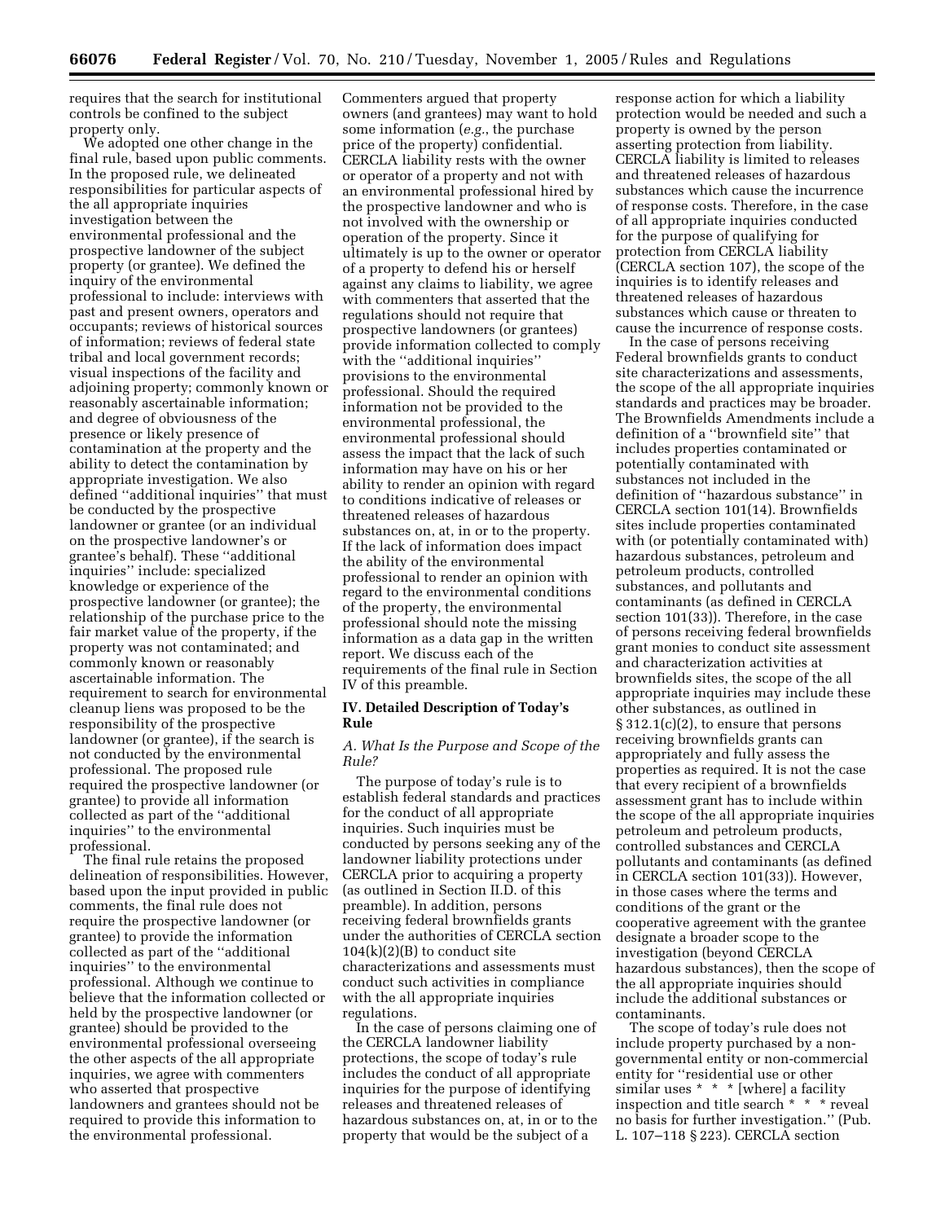requires that the search for institutional controls be confined to the subject property only.

We adopted one other change in the final rule, based upon public comments. In the proposed rule, we delineated responsibilities for particular aspects of the all appropriate inquiries investigation between the environmental professional and the prospective landowner of the subject property (or grantee). We defined the inquiry of the environmental professional to include: interviews with past and present owners, operators and occupants; reviews of historical sources of information; reviews of federal state tribal and local government records; visual inspections of the facility and adjoining property; commonly known or reasonably ascertainable information; and degree of obviousness of the presence or likely presence of contamination at the property and the ability to detect the contamination by appropriate investigation. We also defined ''additional inquiries'' that must be conducted by the prospective landowner or grantee (or an individual on the prospective landowner's or grantee's behalf). These ''additional inquiries'' include: specialized knowledge or experience of the prospective landowner (or grantee); the relationship of the purchase price to the fair market value of the property, if the property was not contaminated; and commonly known or reasonably ascertainable information. The requirement to search for environmental cleanup liens was proposed to be the responsibility of the prospective landowner (or grantee), if the search is not conducted by the environmental professional. The proposed rule required the prospective landowner (or grantee) to provide all information collected as part of the ''additional inquiries'' to the environmental professional.

The final rule retains the proposed delineation of responsibilities. However, based upon the input provided in public comments, the final rule does not require the prospective landowner (or grantee) to provide the information collected as part of the ''additional inquiries'' to the environmental professional. Although we continue to believe that the information collected or held by the prospective landowner (or grantee) should be provided to the environmental professional overseeing the other aspects of the all appropriate inquiries, we agree with commenters who asserted that prospective landowners and grantees should not be required to provide this information to the environmental professional. Commenters argued that property owners (and grantees) may want to hold some information (*e.g.*, the purchase price of the property) confidential. CERCLA liability rests with the owner or operator of a property and not with an environmental professional hired by the prospective landowner and who is not involved with the ownership or operation of the property. Since it ultimately is up to the owner or operator of a property to defend his or herself against any claims to liability, we agree with commenters that asserted that the regulations should not require that prospective landowners (or grantees) provide information collected to comply with the ''additional inquiries'' provisions to the environmental professional. Should the required information not be provided to the environmental professional, the environmental professional should assess the impact that the lack of such information may have on his or her ability to render an opinion with regard to conditions indicative of releases or threatened releases of hazardous substances on, at, in or to the property. If the lack of information does impact the ability of the environmental professional to render an opinion with regard to the environmental conditions of the property, the environmental professional should note the missing information as a data gap in the written report. We discuss each of the requirements of the final rule in Section IV of this preamble.

## IV. Detailed Description of Today's Rule

### *A. What Is the Purpose and Scope of the Rule?*

The purpose of today's rule is to establish federal standards and practices for the conduct of all appropriate inquiries. Such inquiries must be conducted by persons seeking any of the landowner liability protections under CERCLA prior to acquiring a property (as outlined in Section II.D. of this preamble). In addition, persons receiving federal brownfields grants under the authorities of CERCLA section 104(k)(2)(B) to conduct site characterizations and assessments must conduct such activities in compliance with the all appropriate inquiries regulations.

In the case of persons claiming one of the CERCLA landowner liability protections, the scope of today's rule includes the conduct of all appropriate inquiries for the purpose of identifying releases and threatened releases of hazardous substances on, at, in or to the property that would be the subject of a response action for which a liability protection would be needed and such a property is owned by the person asserting protection from liability. CERCLA liability is limited to releases and threatened releases of hazardous substances which cause the incurrence of response costs. Therefore, in the case of all appropriate inquiries conducted for the purpose of qualifying for protection from CERCLA liability (CERCLA section 107), the scope of the inquiries is to identify releases and threatened releases of hazardous substances which cause or threaten to cause the incurrence of response costs.

In the case of persons receiving Federal brownfields grants to conduct site characterizations and assessments, the scope of the all appropriate inquiries standards and practices may be broader. The Brownfields Amendments include a definition of a ''brownfield site'' that includes properties contaminated or potentially contaminated with substances not included in the definition of ''hazardous substance'' in CERCLA section 101(14). Brownfields sites include properties contaminated with (or potentially contaminated with) hazardous substances, petroleum and petroleum products, controlled substances, and pollutants and contaminants (as defined in CERCLA section 101(33)). Therefore, in the case of persons receiving federal brownfields grant monies to conduct site assessment and characterization activities at brownfields sites, the scope of the all appropriate inquiries may include these other substances, as outlined in § 312.1(c)(2), to ensure that persons receiving brownfields grants can appropriately and fully assess the properties as required. It is not the case that every recipient of a brownfields assessment grant has to include within the scope of the all appropriate inquiries petroleum and petroleum products, controlled substances and CERCLA pollutants and contaminants (as defined in CERCLA section 101(33)). However, in those cases where the terms and conditions of the grant or the cooperative agreement with the grantee designate a broader scope to the investigation (beyond CERCLA hazardous substances), then the scope of the all appropriate inquiries should include the additional substances or contaminants.

The scope of today's rule does not include property purchased by a non-governmental entity or non-commercial entity for ''residential use or other similar uses * * * [where] a facility inspection and title search * * * reveal no basis for further investigation.'' (Pub. L. 107–118 § 223). CERCLA section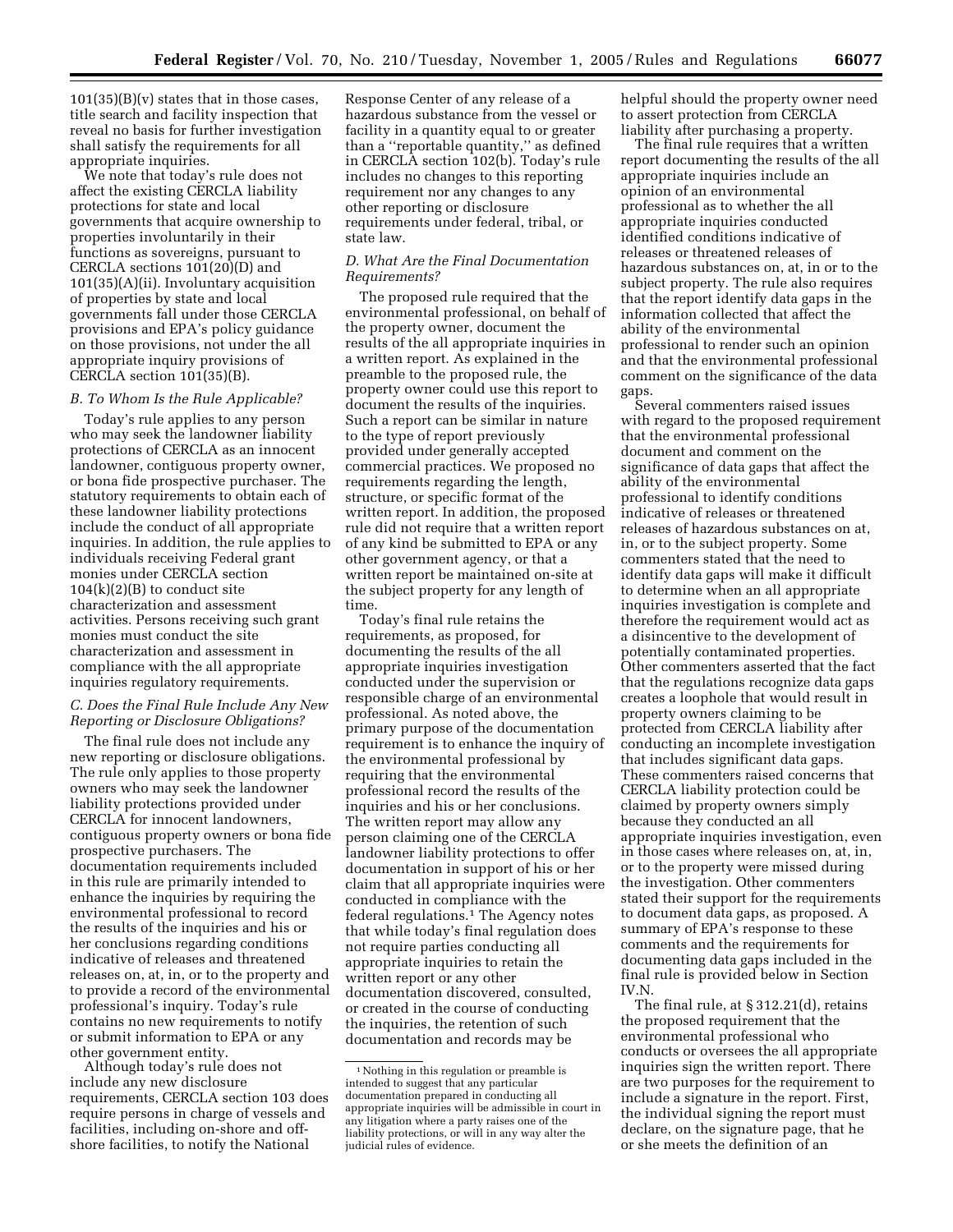101(35)(B)(v) states that in those cases, title search and facility inspection that reveal no basis for further investigation shall satisfy the requirements for all appropriate inquiries.

We note that today's rule does not affect the existing CERCLA liability protections for state and local governments that acquire ownership to properties involuntarily in their functions as sovereigns, pursuant to CERCLA sections 101(20)(D) and 101(35)(A)(ii). Involuntary acquisition of properties by state and local governments fall under those CERCLA provisions and EPA's policy guidance on those provisions, not under the all appropriate inquiry provisions of CERCLA section 101(35)(B).

### B. To Whom Is the Rule Applicable?

Today's rule applies to any person who may seek the landowner liability protections of CERCLA as an innocent landowner, contiguous property owner, or bona fide prospective purchaser. The statutory requirements to obtain each of these landowner liability protections include the conduct of all appropriate inquiries. In addition, the rule applies to individuals receiving Federal grant monies under CERCLA section 104(k)(2)(B) to conduct site characterization and assessment activities. Persons receiving such grant monies must conduct the site characterization and assessment in compliance with the all appropriate inquiries regulatory requirements.

### C. Does the Final Rule Include Any New Reporting or Disclosure Obligations?

The final rule does not include any new reporting or disclosure obligations. The rule only applies to those property owners who may seek the landowner liability protections provided under CERCLA for innocent landowners, contiguous property owners or bona fide prospective purchasers. The documentation requirements included in this rule are primarily intended to enhance the inquiries by requiring the environmental professional to record the results of the inquiries and his or her conclusions regarding conditions indicative of releases and threatened releases on, at, in, or to the property and to provide a record of the environmental professional's inquiry. Today's rule contains no new requirements to notify or submit information to EPA or any other government entity.

Although today's rule does not include any new disclosure requirements, CERCLA section 103 does require persons in charge of vessels and facilities, including on-shore and off-shore facilities, to notify the National Response Center of any release of a hazardous substance from the vessel or facility in a quantity equal to or greater than a "reportable quantity," as defined in CERCLA section 102(b). Today's rule includes no changes to this reporting requirement nor any changes to any other reporting or disclosure requirements under federal, tribal, or state law.

### D. What Are the Final Documentation Requirements?

The proposed rule required that the environmental professional, on behalf of the property owner, document the results of the all appropriate inquiries in a written report. As explained in the preamble to the proposed rule, the property owner could use this report to document the results of the inquiries. Such a report can be similar in nature to the type of report previously provided under generally accepted commercial practices. We proposed no requirements regarding the length, structure, or specific format of the written report. In addition, the proposed rule did not require that a written report of any kind be submitted to EPA or any other government agency, or that a written report be maintained on-site at the subject property for any length of time.

Today's final rule retains the requirements, as proposed, for documenting the results of the all appropriate inquiries investigation conducted under the supervision or responsible charge of an environmental professional. As noted above, the primary purpose of the documentation requirement is to enhance the inquiry of the environmental professional by requiring that the environmental professional record the results of the inquiries and his or her conclusions. The written report may allow any person claiming one of the CERCLA landowner liability protections to offer documentation in support of his or her claim that all appropriate inquiries were conducted in compliance with the federal regulations.[1] The Agency notes that while today's final regulation does not require parties conducting all appropriate inquiries to retain the written report or any other documentation discovered, consulted, or created in the course of conducting the inquiries, the retention of such documentation and records may be helpful should the property owner need to assert protection from CERCLA liability after purchasing a property.

The final rule requires that a written report documenting the results of the all appropriate inquiries include an opinion of an environmental professional as to whether the all appropriate inquiries conducted identified conditions indicative of releases or threatened releases of hazardous substances on, at, in or to the subject property. The rule also requires that the report identify data gaps in the information collected that affect the ability of the environmental professional to render such an opinion and that the environmental professional comment on the significance of the data gaps.

Several commenters raised issues with regard to the proposed requirement that the environmental professional document and comment on the significance of data gaps that affect the ability of the environmental professional to identify conditions indicative of releases or threatened releases of hazardous substances on at, in, or to the subject property. Some commenters stated that the need to identify data gaps will make it difficult to determine when an all appropriate inquiries investigation is complete and therefore the requirement would act as a disincentive to the development of potentially contaminated properties. Other commenters asserted that the fact that the regulations recognize data gaps creates a loophole that would result in property owners claiming to be protected from CERCLA liability after conducting an incomplete investigation that includes significant data gaps. These commenters raised concerns that CERCLA liability protection could be claimed by property owners simply because they conducted an all appropriate inquiries investigation, even in those cases where releases on, at, in, or to the property were missed during the investigation. Other commenters stated their support for the requirements to document data gaps, as proposed. A summary of EPA's response to these comments and the requirements for documenting data gaps included in the final rule is provided below in Section IV.N.

The final rule, at § 312.21(d), retains the proposed requirement that the environmental professional who conducts or oversees the all appropriate inquiries sign the written report. There are two purposes for the requirement to include a signature in the report. First, the individual signing the report must declare, on the signature page, that he or she meets the definition of an

[1] Nothing in this regulation or preamble is intended to suggest that any particular documentation prepared in conducting all appropriate inquiries will be admissible in court in any litigation where a party raises one of the liability protections, or will in any way alter the judicial rules of evidence.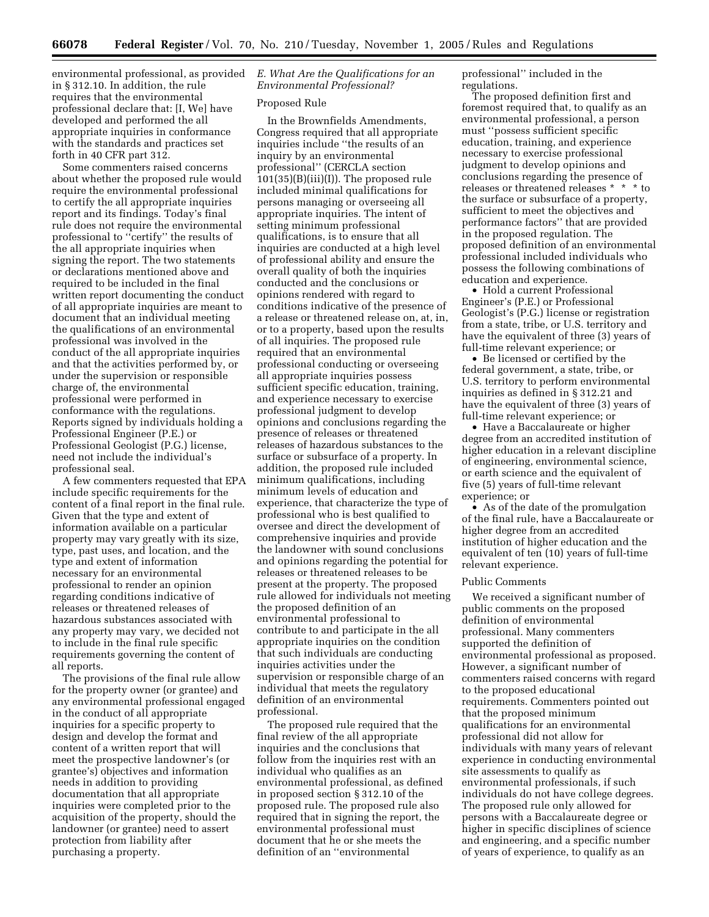environmental professional, as provided in § 312.10. In addition, the rule requires that the environmental professional declare that: [I, We] have developed and performed the all appropriate inquiries in conformance with the standards and practices set forth in 40 CFR part 312.

Some commenters raised concerns about whether the proposed rule would require the environmental professional to certify the all appropriate inquiries report and its findings. Today's final rule does not require the environmental professional to ''certify'' the results of the all appropriate inquiries when signing the report. The two statements or declarations mentioned above and required to be included in the final written report documenting the conduct of all appropriate inquiries are meant to document that an individual meeting the qualifications of an environmental professional was involved in the conduct of the all appropriate inquiries and that the activities performed by, or under the supervision or responsible charge of, the environmental professional were performed in conformance with the regulations. Reports signed by individuals holding a Professional Engineer (P.E.) or Professional Geologist (P.G.) license, need not include the individual's professional seal.

A few commenters requested that EPA include specific requirements for the content of a final report in the final rule. Given that the type and extent of information available on a particular property may vary greatly with its size, type, past uses, and location, and the type and extent of information necessary for an environmental professional to render an opinion regarding conditions indicative of releases or threatened releases of hazardous substances associated with any property may vary, we decided not to include in the final rule specific requirements governing the content of all reports.

The provisions of the final rule allow for the property owner (or grantee) and any environmental professional engaged in the conduct of all appropriate inquiries for a specific property to design and develop the format and content of a written report that will meet the prospective landowner's (or grantee's) objectives and information needs in addition to providing documentation that all appropriate inquiries were completed prior to the acquisition of the property, should the landowner (or grantee) need to assert protection from liability after purchasing a property.

### *E. What Are the Qualifications for an Environmental Professional?*

Proposed Rule

In the Brownfields Amendments, Congress required that all appropriate inquiries include ''the results of an inquiry by an environmental professional'' (CERCLA section 101(35)(B)(iii)(I)). The proposed rule included minimal qualifications for persons managing or overseeing all appropriate inquiries. The intent of setting minimum professional qualifications, is to ensure that all inquiries are conducted at a high level of professional ability and ensure the overall quality of both the inquiries conducted and the conclusions or opinions rendered with regard to conditions indicative of the presence of a release or threatened release on, at, in, or to a property, based upon the results of all inquiries. The proposed rule required that an environmental professional conducting or overseeing all appropriate inquiries possess sufficient specific education, training, and experience necessary to exercise professional judgment to develop opinions and conclusions regarding the presence of releases or threatened releases of hazardous substances to the surface or subsurface of a property. In addition, the proposed rule included minimum qualifications, including minimum levels of education and experience, that characterize the type of professional who is best qualified to oversee and direct the development of comprehensive inquiries and provide the landowner with sound conclusions and opinions regarding the potential for releases or threatened releases to be present at the property. The proposed rule allowed for individuals not meeting the proposed definition of an environmental professional to contribute to and participate in the all appropriate inquiries on the condition that such individuals are conducting inquiries activities under the supervision or responsible charge of an individual that meets the regulatory definition of an environmental professional.

The proposed rule required that the final review of the all appropriate inquiries and the conclusions that follow from the inquiries rest with an individual who qualifies as an environmental professional, as defined in proposed section § 312.10 of the proposed rule. The proposed rule also required that in signing the report, the environmental professional must document that he or she meets the definition of an ''environmental professional'' included in the regulations.

The proposed definition first and foremost required that, to qualify as an environmental professional, a person must ''possess sufficient specific education, training, and experience necessary to exercise professional judgment to develop opinions and conclusions regarding the presence of releases or threatened releases * * * to the surface or subsurface of a property, sufficient to meet the objectives and performance factors'' that are provided in the proposed regulation. The proposed definition of an environmental professional included individuals who possess the following combinations of education and experience.

- Hold a current Professional Engineer's (P.E.) or Professional Geologist's (P.G.) license or registration from a state, tribe, or U.S. territory and have the equivalent of three (3) years of full-time relevant experience; or
- Be licensed or certified by the federal government, a state, tribe, or U.S. territory to perform environmental inquiries as defined in § 312.21 and have the equivalent of three (3) years of full-time relevant experience; or
- Have a Baccalaureate or higher degree from an accredited institution of higher education in a relevant discipline of engineering, environmental science, or earth science and the equivalent of five (5) years of full-time relevant experience; or
- As of the date of the promulgation of the final rule, have a Baccalaureate or higher degree from an accredited institution of higher education and the equivalent of ten (10) years of full-time relevant experience.

Public Comments

We received a significant number of public comments on the proposed definition of environmental professional. Many commenters supported the definition of environmental professional as proposed. However, a significant number of commenters raised concerns with regard to the proposed educational requirements. Commenters pointed out that the proposed minimum qualifications for an environmental professional did not allow for individuals with many years of relevant experience in conducting environmental site assessments to qualify as environmental professionals, if such individuals do not have college degrees. The proposed rule only allowed for persons with a Baccalaureate degree or higher in specific disciplines of science and engineering, and a specific number of years of experience, to qualify as an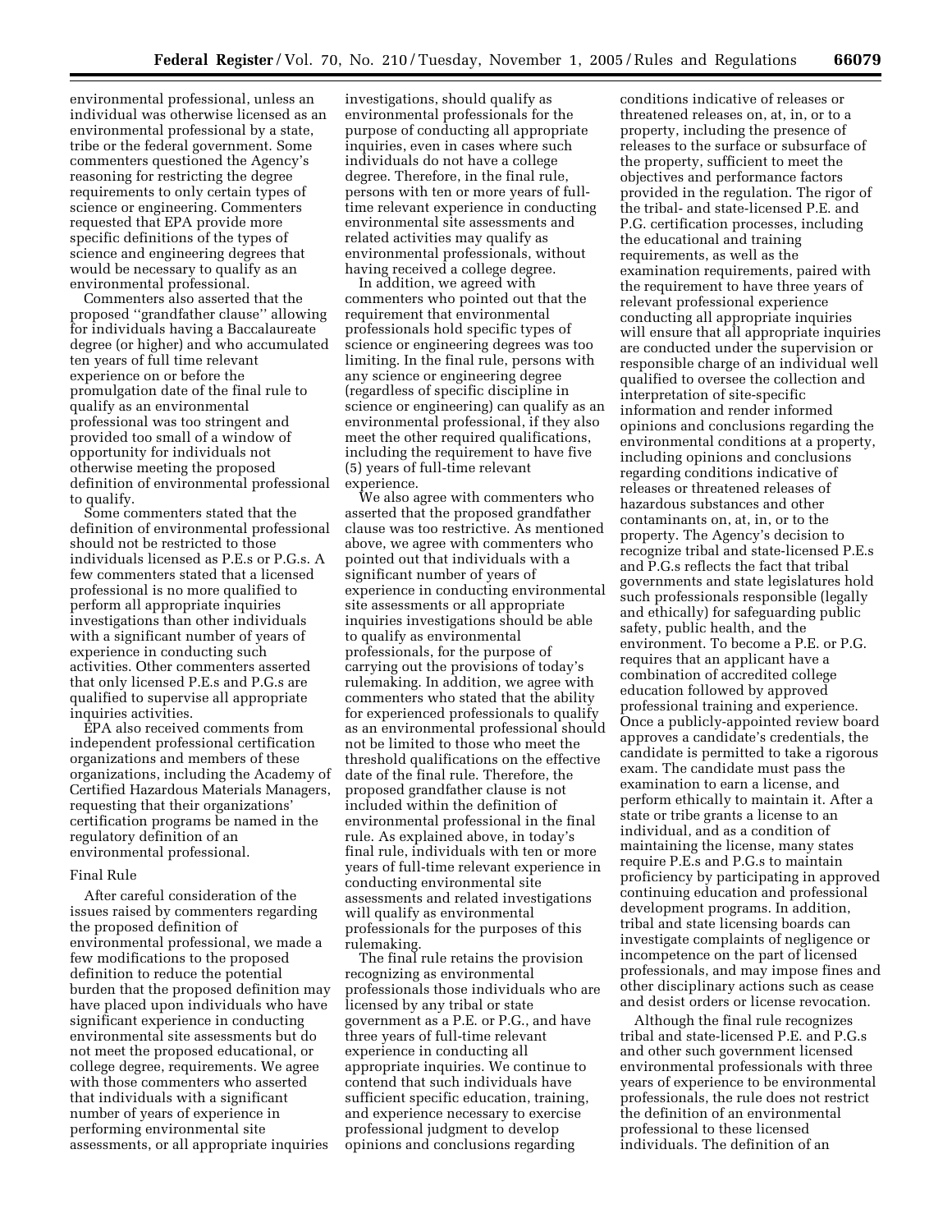environmental professional, unless an individual was otherwise licensed as an environmental professional by a state, tribe or the federal government. Some commenters questioned the Agency's reasoning for restricting the degree requirements to only certain types of science or engineering. Commenters requested that EPA provide more specific definitions of the types of science and engineering degrees that would be necessary to qualify as an environmental professional.

Commenters also asserted that the proposed ''grandfather clause'' allowing for individuals having a Baccalaureate degree (or higher) and who accumulated ten years of full time relevant experience on or before the promulgation date of the final rule to qualify as an environmental professional was too stringent and provided too small of a window of opportunity for individuals not otherwise meeting the proposed definition of environmental professional to qualify.

Some commenters stated that the definition of environmental professional should not be restricted to those individuals licensed as P.E.s or P.G.s. A few commenters stated that a licensed professional is no more qualified to perform all appropriate inquiries investigations than other individuals with a significant number of years of experience in conducting such activities. Other commenters asserted that only licensed P.E.s and P.G.s are qualified to supervise all appropriate inquiries activities.

EPA also received comments from independent professional certification organizations and members of these organizations, including the Academy of Certified Hazardous Materials Managers, requesting that their organizations' certification programs be named in the regulatory definition of an environmental professional.

Final Rule

After careful consideration of the issues raised by commenters regarding the proposed definition of environmental professional, we made a few modifications to the proposed definition to reduce the potential burden that the proposed definition may have placed upon individuals who have significant experience in conducting environmental site assessments but do not meet the proposed educational, or college degree, requirements. We agree with those commenters who asserted that individuals with a significant number of years of experience in performing environmental site assessments, or all appropriate inquiries investigations, should qualify as environmental professionals for the purpose of conducting all appropriate inquiries, even in cases where such individuals do not have a college degree. Therefore, in the final rule, persons with ten or more years of full-time relevant experience in conducting environmental site assessments and related activities may qualify as environmental professionals, without having received a college degree.

In addition, we agreed with commenters who pointed out that the requirement that environmental professionals hold specific types of science or engineering degrees was too limiting. In the final rule, persons with any science or engineering degree (regardless of specific discipline in science or engineering) can qualify as an environmental professional, if they also meet the other required qualifications, including the requirement to have five (5) years of full-time relevant experience.

We also agree with commenters who asserted that the proposed grandfather clause was too restrictive. As mentioned above, we agree with commenters who pointed out that individuals with a significant number of years of experience in conducting environmental site assessments or all appropriate inquiries investigations should be able to qualify as environmental professionals, for the purpose of carrying out the provisions of today's rulemaking. In addition, we agree with commenters who stated that the ability for experienced professionals to qualify as an environmental professional should not be limited to those who meet the threshold qualifications on the effective date of the final rule. Therefore, the proposed grandfather clause is not included within the definition of environmental professional in the final rule. As explained above, in today's final rule, individuals with ten or more years of full-time relevant experience in conducting environmental site assessments and related investigations will qualify as environmental professionals for the purposes of this rulemaking.

The final rule retains the provision recognizing as environmental professionals those individuals who are licensed by any tribal or state government as a P.E. or P.G., and have three years of full-time relevant experience in conducting all appropriate inquiries. We continue to contend that such individuals have sufficient specific education, training, and experience necessary to exercise professional judgment to develop opinions and conclusions regarding conditions indicative of releases or threatened releases on, at, in, or to a property, including the presence of releases to the surface or subsurface of the property, sufficient to meet the objectives and performance factors provided in the regulation. The rigor of the tribal- and state-licensed P.E. and P.G. certification processes, including the educational and training requirements, as well as the examination requirements, paired with the requirement to have three years of relevant professional experience conducting all appropriate inquiries will ensure that all appropriate inquiries are conducted under the supervision or responsible charge of an individual well qualified to oversee the collection and interpretation of site-specific information and render informed opinions and conclusions regarding the environmental conditions at a property, including opinions and conclusions regarding conditions indicative of releases or threatened releases of hazardous substances and other contaminants on, at, in, or to the property. The Agency's decision to recognize tribal and state-licensed P.E.s and P.G.s reflects the fact that tribal governments and state legislatures hold such professionals responsible (legally and ethically) for safeguarding public safety, public health, and the environment. To become a P.E. or P.G. requires that an applicant have a combination of accredited college education followed by approved professional training and experience. Once a publicly-appointed review board approves a candidate's credentials, the candidate is permitted to take a rigorous exam. The candidate must pass the examination to earn a license, and perform ethically to maintain it. After a state or tribe grants a license to an individual, and as a condition of maintaining the license, many states require P.E.s and P.G.s to maintain proficiency by participating in approved continuing education and professional development programs. In addition, tribal and state licensing boards can investigate complaints of negligence or incompetence on the part of licensed professionals, and may impose fines and other disciplinary actions such as cease and desist orders or license revocation.

Although the final rule recognizes tribal and state-licensed P.E. and P.G.s and other such government licensed environmental professionals with three years of experience to be environmental professionals, the rule does not restrict the definition of an environmental professional to these licensed individuals. The definition of an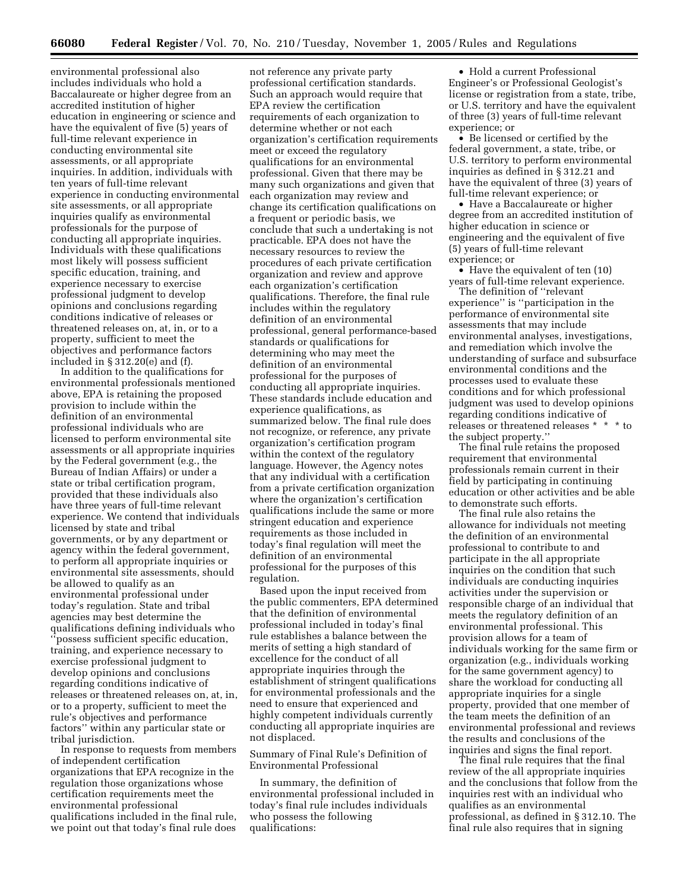environmental professional also includes individuals who hold a Baccalaureate or higher degree from an accredited institution of higher education in engineering or science and have the equivalent of five (5) years of full-time relevant experience in conducting environmental site assessments, or all appropriate inquiries. In addition, individuals with ten years of full-time relevant experience in conducting environmental site assessments, or all appropriate inquiries qualify as environmental professionals for the purpose of conducting all appropriate inquiries. Individuals with these qualifications most likely will possess sufficient specific education, training, and experience necessary to exercise professional judgment to develop opinions and conclusions regarding conditions indicative of releases or threatened releases on, at, in, or to a property, sufficient to meet the objectives and performance factors included in § 312.20(e) and (f).

In addition to the qualifications for environmental professionals mentioned above, EPA is retaining the proposed provision to include within the definition of an environmental professional individuals who are licensed to perform environmental site assessments or all appropriate inquiries by the Federal government (e.g., the Bureau of Indian Affairs) or under a state or tribal certification program, provided that these individuals also have three years of full-time relevant experience. We contend that individuals licensed by state and tribal governments, or by any department or agency within the federal government, to perform all appropriate inquiries or environmental site assessments, should be allowed to qualify as an environmental professional under today's regulation. State and tribal agencies may best determine the qualifications defining individuals who ''possess sufficient specific education, training, and experience necessary to exercise professional judgment to develop opinions and conclusions regarding conditions indicative of releases or threatened releases on, at, in, or to a property, sufficient to meet the rule's objectives and performance factors'' within any particular state or tribal jurisdiction.

In response to requests from members of independent certification organizations that EPA recognize in the regulation those organizations whose certification requirements meet the environmental professional qualifications included in the final rule, we point out that today's final rule does not reference any private party professional certification standards. Such an approach would require that EPA review the certification requirements of each organization to determine whether or not each organization's certification requirements meet or exceed the regulatory qualifications for an environmental professional. Given that there may be many such organizations and given that each organization may review and change its certification qualifications on a frequent or periodic basis, we conclude that such a undertaking is not practicable. EPA does not have the necessary resources to review the procedures of each private certification organization and review and approve each organization's certification qualifications. Therefore, the final rule includes within the regulatory definition of an environmental professional, general performance-based standards or qualifications for determining who may meet the definition of an environmental professional for the purposes of conducting all appropriate inquiries. These standards include education and experience qualifications, as summarized below. The final rule does not recognize, or reference, any private organization's certification program within the context of the regulatory language. However, the Agency notes that any individual with a certification from a private certification organization where the organization's certification qualifications include the same or more stringent education and experience requirements as those included in today's final regulation will meet the definition of an environmental professional for the purposes of this regulation.

Based upon the input received from the public commenters, EPA determined that the definition of environmental professional included in today's final rule establishes a balance between the merits of setting a high standard of excellence for the conduct of all appropriate inquiries through the establishment of stringent qualifications for environmental professionals and the need to ensure that experienced and highly competent individuals currently conducting all appropriate inquiries are not displaced.

Summary of Final Rule's Definition of Environmental Professional

In summary, the definition of environmental professional included in today's final rule includes individuals who possess the following qualifications:

- Hold a current Professional Engineer's or Professional Geologist's license or registration from a state, tribe, or U.S. territory and have the equivalent of three (3) years of full-time relevant experience; or
- Be licensed or certified by the federal government, a state, tribe, or U.S. territory to perform environmental inquiries as defined in § 312.21 and have the equivalent of three (3) years of full-time relevant experience; or
- Have a Baccalaureate or higher degree from an accredited institution of higher education in science or engineering and the equivalent of five (5) years of full-time relevant experience; or
- Have the equivalent of ten (10) years of full-time relevant experience.

The definition of ''relevant experience'' is ''participation in the performance of environmental site assessments that may include environmental analyses, investigations, and remediation which involve the understanding of surface and subsurface environmental conditions and the processes used to evaluate these conditions and for which professional judgment was used to develop opinions regarding conditions indicative of releases or threatened releases * * * to the subject property.''

The final rule retains the proposed requirement that environmental professionals remain current in their field by participating in continuing education or other activities and be able to demonstrate such efforts.

The final rule also retains the allowance for individuals not meeting the definition of an environmental professional to contribute to and participate in the all appropriate inquiries on the condition that such individuals are conducting inquiries activities under the supervision or responsible charge of an individual that meets the regulatory definition of an environmental professional. This provision allows for a team of individuals working for the same firm or organization (e.g., individuals working for the same government agency) to share the workload for conducting all appropriate inquiries for a single property, provided that one member of the team meets the definition of an environmental professional and reviews the results and conclusions of the inquiries and signs the final report.

The final rule requires that the final review of the all appropriate inquiries and the conclusions that follow from the inquiries rest with an individual who qualifies as an environmental professional, as defined in § 312.10. The final rule also requires that in signing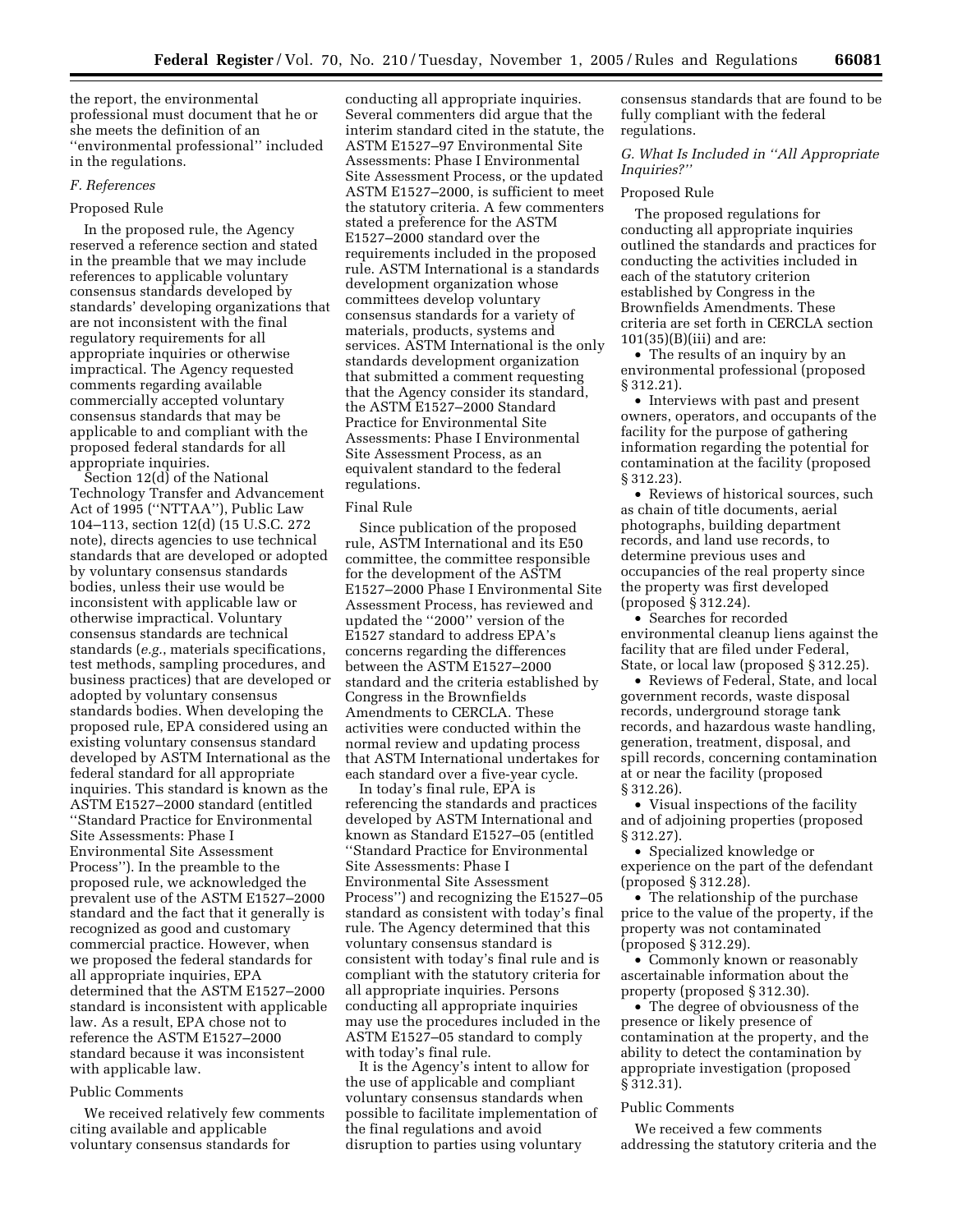the report, the environmental professional must document that he or she meets the definition of an ''environmental professional'' included in the regulations.

### F. References

#### Proposed Rule

In the proposed rule, the Agency reserved a reference section and stated in the preamble that we may include references to applicable voluntary consensus standards developed by standards' developing organizations that are not inconsistent with the final regulatory requirements for all appropriate inquiries or otherwise impractical. The Agency requested comments regarding available commercially accepted voluntary consensus standards that may be applicable to and compliant with the proposed federal standards for all appropriate inquiries.

Section 12(d) of the National Technology Transfer and Advancement Act of 1995 (''NTTAA''), Public Law 104–113, section 12(d) (15 U.S.C. 272 note), directs agencies to use technical standards that are developed or adopted by voluntary consensus standards bodies, unless their use would be inconsistent with applicable law or otherwise impractical. Voluntary consensus standards are technical standards (*e.g.*, materials specifications, test methods, sampling procedures, and business practices) that are developed or adopted by voluntary consensus standards bodies. When developing the proposed rule, EPA considered using an existing voluntary consensus standard developed by ASTM International as the federal standard for all appropriate inquiries. This standard is known as the ASTM E1527–2000 standard (entitled ''Standard Practice for Environmental Site Assessments: Phase I Environmental Site Assessment Process''). In the preamble to the proposed rule, we acknowledged the prevalent use of the ASTM E1527–2000 standard and the fact that it generally is recognized as good and customary commercial practice. However, when we proposed the federal standards for all appropriate inquiries, EPA determined that the ASTM E1527–2000 standard is inconsistent with applicable law. As a result, EPA chose not to reference the ASTM E1527–2000 standard because it was inconsistent with applicable law.

#### Public Comments

We received relatively few comments citing available and applicable voluntary consensus standards for conducting all appropriate inquiries. Several commenters did argue that the interim standard cited in the statute, the ASTM E1527–97 Environmental Site Assessments: Phase I Environmental Site Assessment Process, or the updated ASTM E1527–2000, is sufficient to meet the statutory criteria. A few commenters stated a preference for the ASTM E1527–2000 standard over the requirements included in the proposed rule. ASTM International is a standards development organization whose committees develop voluntary consensus standards for a variety of materials, products, systems and services. ASTM International is the only standards development organization that submitted a comment requesting that the Agency consider its standard, the ASTM E1527–2000 Standard Practice for Environmental Site Assessments: Phase I Environmental Site Assessment Process, as an equivalent standard to the federal regulations.

#### Final Rule

Since publication of the proposed rule, ASTM International and its E50 committee, the committee responsible for the development of the ASTM E1527–2000 Phase I Environmental Site Assessment Process, has reviewed and updated the ''2000'' version of the E1527 standard to address EPA's concerns regarding the differences between the ASTM E1527–2000 standard and the criteria established by Congress in the Brownfields Amendments to CERCLA. These activities were conducted within the normal review and updating process that ASTM International undertakes for each standard over a five-year cycle.

In today's final rule, EPA is referencing the standards and practices developed by ASTM International and known as Standard E1527–05 (entitled ''Standard Practice for Environmental Site Assessments: Phase I Environmental Site Assessment Process'') and recognizing the E1527–05 standard as consistent with today's final rule. The Agency determined that this voluntary consensus standard is consistent with today's final rule and is compliant with the statutory criteria for all appropriate inquiries. Persons conducting all appropriate inquiries may use the procedures included in the ASTM E1527–05 standard to comply with today's final rule.

It is the Agency's intent to allow for the use of applicable and compliant voluntary consensus standards when possible to facilitate implementation of the final regulations and avoid disruption to parties using voluntary consensus standards that are found to be fully compliant with the federal regulations.

### G. What Is Included in ''All Appropriate Inquiries?''

#### Proposed Rule

The proposed regulations for conducting all appropriate inquiries outlined the standards and practices for conducting the activities included in each of the statutory criterion established by Congress in the Brownfields Amendments. These criteria are set forth in CERCLA section 101(35)(B)(iii) and are:

- The results of an inquiry by an environmental professional (proposed § 312.21).
- Interviews with past and present owners, operators, and occupants of the facility for the purpose of gathering information regarding the potential for contamination at the facility (proposed § 312.23).
- Reviews of historical sources, such as chain of title documents, aerial photographs, building department records, and land use records, to determine previous uses and occupancies of the real property since the property was first developed (proposed § 312.24).
- Searches for recorded environmental cleanup liens against the facility that are filed under Federal, State, or local law (proposed § 312.25).
- Reviews of Federal, State, and local government records, waste disposal records, underground storage tank records, and hazardous waste handling, generation, treatment, disposal, and spill records, concerning contamination at or near the facility (proposed § 312.26).
- Visual inspections of the facility and of adjoining properties (proposed § 312.27).
- Specialized knowledge or experience on the part of the defendant (proposed § 312.28).
- The relationship of the purchase price to the value of the property, if the property was not contaminated (proposed § 312.29).
- Commonly known or reasonably ascertainable information about the property (proposed § 312.30).
- The degree of obviousness of the presence or likely presence of contamination at the property, and the ability to detect the contamination by appropriate investigation (proposed § 312.31).

#### Public Comments

We received a few comments addressing the statutory criteria and the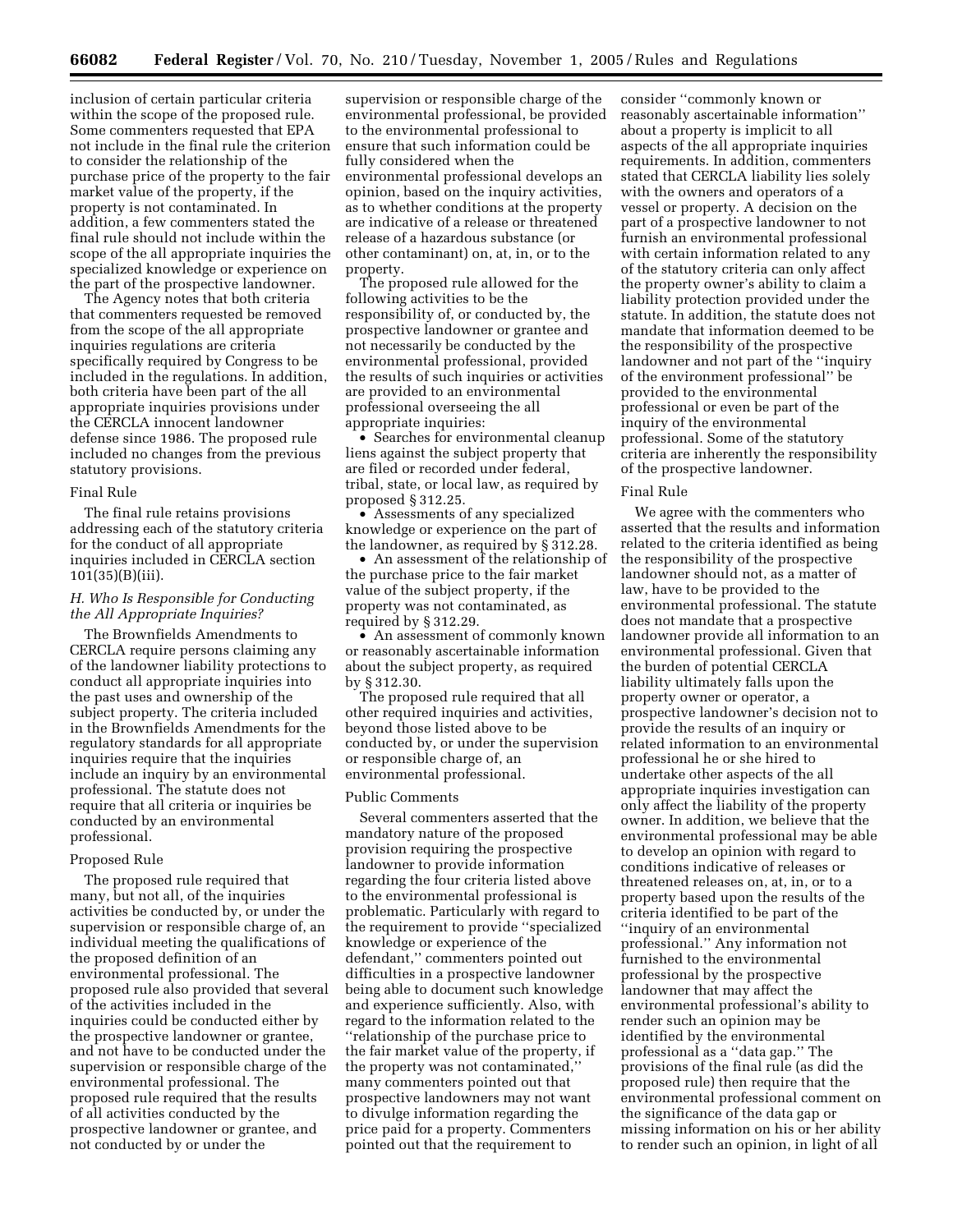inclusion of certain particular criteria within the scope of the proposed rule. Some commenters requested that EPA not include in the final rule the criterion to consider the relationship of the purchase price of the property to the fair market value of the property, if the property is not contaminated. In addition, a few commenters stated the final rule should not include within the scope of the all appropriate inquiries the specialized knowledge or experience on the part of the prospective landowner.

The Agency notes that both criteria that commenters requested be removed from the scope of the all appropriate inquiries regulations are criteria specifically required by Congress to be included in the regulations. In addition, both criteria have been part of the all appropriate inquiries provisions under the CERCLA innocent landowner defense since 1986. The proposed rule included no changes from the previous statutory provisions.

Final Rule

The final rule retains provisions addressing each of the statutory criteria for the conduct of all appropriate inquiries included in CERCLA section 101(35)(B)(iii).

### *H. Who Is Responsible for Conducting the All Appropriate Inquiries?*

The Brownfields Amendments to CERCLA require persons claiming any of the landowner liability protections to conduct all appropriate inquiries into the past uses and ownership of the subject property. The criteria included in the Brownfields Amendments for the regulatory standards for all appropriate inquiries require that the inquiries include an inquiry by an environmental professional. The statute does not require that all criteria or inquiries be conducted by an environmental professional.

Proposed Rule

The proposed rule required that many, but not all, of the inquiries activities be conducted by, or under the supervision or responsible charge of, an individual meeting the qualifications of the proposed definition of an environmental professional. The proposed rule also provided that several of the activities included in the inquiries could be conducted either by the prospective landowner or grantee, and not have to be conducted under the supervision or responsible charge of the environmental professional. The proposed rule required that the results of all activities conducted by the prospective landowner or grantee, and not conducted by or under the supervision or responsible charge of the environmental professional, be provided to the environmental professional to ensure that such information could be fully considered when the environmental professional develops an opinion, based on the inquiry activities, as to whether conditions at the property are indicative of a release or threatened release of a hazardous substance (or other contaminant) on, at, in, or to the property.

The proposed rule allowed for the following activities to be the responsibility of, or conducted by, the prospective landowner or grantee and not necessarily be conducted by the environmental professional, provided the results of such inquiries or activities are provided to an environmental professional overseeing the all appropriate inquiries:

- Searches for environmental cleanup liens against the subject property that are filed or recorded under federal, tribal, state, or local law, as required by proposed § 312.25.
- Assessments of any specialized knowledge or experience on the part of the landowner, as required by § 312.28.
- An assessment of the relationship of the purchase price to the fair market value of the subject property, if the property was not contaminated, as required by § 312.29.
- An assessment of commonly known or reasonably ascertainable information about the subject property, as required by § 312.30.

The proposed rule required that all other required inquiries and activities, beyond those listed above to be conducted by, or under the supervision or responsible charge of, an environmental professional.

Public Comments

Several commenters asserted that the mandatory nature of the proposed provision requiring the prospective landowner to provide information regarding the four criteria listed above to the environmental professional is problematic. Particularly with regard to the requirement to provide "specialized knowledge or experience of the defendant," commenters pointed out difficulties in a prospective landowner being able to document such knowledge and experience sufficiently. Also, with regard to the information related to the "relationship of the purchase price to the fair market value of the property, if the property was not contaminated," many commenters pointed out that prospective landowners may not want to divulge information regarding the price paid for a property. Commenters pointed out that the requirement to consider "commonly known or reasonably ascertainable information" about a property is implicit to all aspects of the all appropriate inquiries requirements. In addition, commenters stated that CERCLA liability lies solely with the owners and operators of a vessel or property. A decision on the part of a prospective landowner to not furnish an environmental professional with certain information related to any of the statutory criteria can only affect the property owner's ability to claim a liability protection provided under the statute. In addition, the statute does not mandate that information deemed to be the responsibility of the prospective landowner and not part of the "inquiry of the environment professional" be provided to the environmental professional or even be part of the inquiry of the environmental professional. Some of the statutory criteria are inherently the responsibility of the prospective landowner.

Final Rule

We agree with the commenters who asserted that the results and information related to the criteria identified as being the responsibility of the prospective landowner should not, as a matter of law, have to be provided to the environmental professional. The statute does not mandate that a prospective landowner provide all information to an environmental professional. Given that the burden of potential CERCLA liability ultimately falls upon the property owner or operator, a prospective landowner's decision not to provide the results of an inquiry or related information to an environmental professional he or she hired to undertake other aspects of the all appropriate inquiries investigation can only affect the liability of the property owner. In addition, we believe that the environmental professional may be able to develop an opinion with regard to conditions indicative of releases or threatened releases on, at, in, or to a property based upon the results of the criteria identified to be part of the "inquiry of an environmental professional." Any information not furnished to the environmental professional by the prospective landowner that may affect the environmental professional's ability to render such an opinion may be identified by the environmental professional as a "data gap." The provisions of the final rule (as did the proposed rule) then require that the environmental professional comment on the significance of the data gap or missing information on his or her ability to render such an opinion, in light of all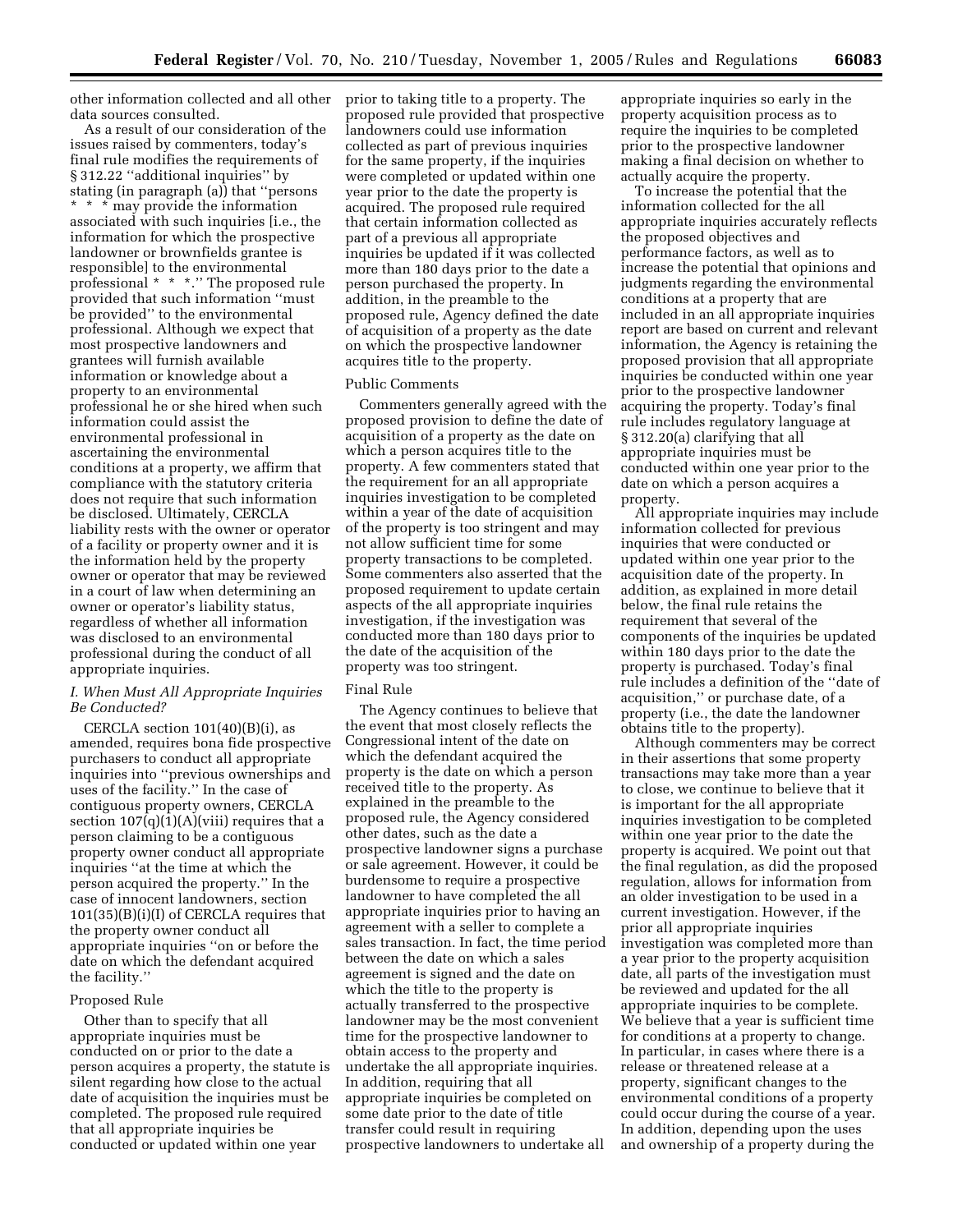other information collected and all other data sources consulted.

As a result of our consideration of the issues raised by commenters, today's final rule modifies the requirements of § 312.22 ''additional inquiries'' by stating (in paragraph (a)) that ''persons * * * may provide the information associated with such inquiries [i.e., the information for which the prospective landowner or brownfields grantee is responsible] to the environmental professional * * *.'' The proposed rule provided that such information ''must be provided'' to the environmental professional. Although we expect that most prospective landowners and grantees will furnish available information or knowledge about a property to an environmental professional he or she hired when such information could assist the environmental professional in ascertaining the environmental conditions at a property, we affirm that compliance with the statutory criteria does not require that such information be disclosed. Ultimately, CERCLA liability rests with the owner or operator of a facility or property owner and it is the information held by the property owner or operator that may be reviewed in a court of law when determining an owner or operator's liability status, regardless of whether all information was disclosed to an environmental professional during the conduct of all appropriate inquiries.

### *I. When Must All Appropriate Inquiries Be Conducted?*

CERCLA section 101(40)(B)(i), as amended, requires bona fide prospective purchasers to conduct all appropriate inquiries into ''previous ownerships and uses of the facility.'' In the case of contiguous property owners, CERCLA section 107(q)(1)(A)(viii) requires that a person claiming to be a contiguous property owner conduct all appropriate inquiries ''at the time at which the person acquired the property.'' In the case of innocent landowners, section 101(35)(B)(i)(I) of CERCLA requires that the property owner conduct all appropriate inquiries ''on or before the date on which the defendant acquired the facility.''

#### Proposed Rule

Other than to specify that all appropriate inquiries must be conducted on or prior to the date a person acquires a property, the statute is silent regarding how close to the actual date of acquisition the inquiries must be completed. The proposed rule required that all appropriate inquiries be conducted or updated within one year prior to taking title to a property. The proposed rule provided that prospective landowners could use information collected as part of previous inquiries for the same property, if the inquiries were completed or updated within one year prior to the date the property is acquired. The proposed rule required that certain information collected as part of a previous all appropriate inquiries be updated if it was collected more than 180 days prior to the date a person purchased the property. In addition, in the preamble to the proposed rule, Agency defined the date of acquisition of a property as the date on which the prospective landowner acquires title to the property.

#### Public Comments

Commenters generally agreed with the proposed provision to define the date of acquisition of a property as the date on which a person acquires title to the property. A few commenters stated that the requirement for an all appropriate inquiries investigation to be completed within a year of the date of acquisition of the property is too stringent and may not allow sufficient time for some property transactions to be completed. Some commenters also asserted that the proposed requirement to update certain aspects of the all appropriate inquiries investigation, if the investigation was conducted more than 180 days prior to the date of the acquisition of the property was too stringent.

#### Final Rule

The Agency continues to believe that the event that most closely reflects the Congressional intent of the date on which the defendant acquired the property is the date on which a person received title to the property. As explained in the preamble to the proposed rule, the Agency considered other dates, such as the date a prospective landowner signs a purchase or sale agreement. However, it could be burdensome to require a prospective landowner to have completed the all appropriate inquiries prior to having an agreement with a seller to complete a sales transaction. In fact, the time period between the date on which a sales agreement is signed and the date on which the title to the property is actually transferred to the prospective landowner may be the most convenient time for the prospective landowner to obtain access to the property and undertake the all appropriate inquiries. In addition, requiring that all appropriate inquiries be completed on some date prior to the date of title transfer could result in requiring prospective landowners to undertake all appropriate inquiries so early in the property acquisition process as to require the inquiries to be completed prior to the prospective landowner making a final decision on whether to actually acquire the property.

To increase the potential that the information collected for the all appropriate inquiries accurately reflects the proposed objectives and performance factors, as well as to increase the potential that opinions and judgments regarding the environmental conditions at a property that are included in an all appropriate inquiries report are based on current and relevant information, the Agency is retaining the proposed provision that all appropriate inquiries be conducted within one year prior to the prospective landowner acquiring the property. Today's final rule includes regulatory language at § 312.20(a) clarifying that all appropriate inquiries must be conducted within one year prior to the date on which a person acquires a property.

All appropriate inquiries may include information collected for previous inquiries that were conducted or updated within one year prior to the acquisition date of the property. In addition, as explained in more detail below, the final rule retains the requirement that several of the components of the inquiries be updated within 180 days prior to the date the property is purchased. Today's final rule includes a definition of the ''date of acquisition,'' or purchase date, of a property (i.e., the date the landowner obtains title to the property).

Although commenters may be correct in their assertions that some property transactions may take more than a year to close, we continue to believe that it is important for the all appropriate inquiries investigation to be completed within one year prior to the date the property is acquired. We point out that the final regulation, as did the proposed regulation, allows for information from an older investigation to be used in a current investigation. However, if the prior all appropriate inquiries investigation was completed more than a year prior to the property acquisition date, all parts of the investigation must be reviewed and updated for the all appropriate inquiries to be complete. We believe that a year is sufficient time for conditions at a property to change. In particular, in cases where there is a release or threatened release at a property, significant changes to the environmental conditions of a property could occur during the course of a year. In addition, depending upon the uses and ownership of a property during the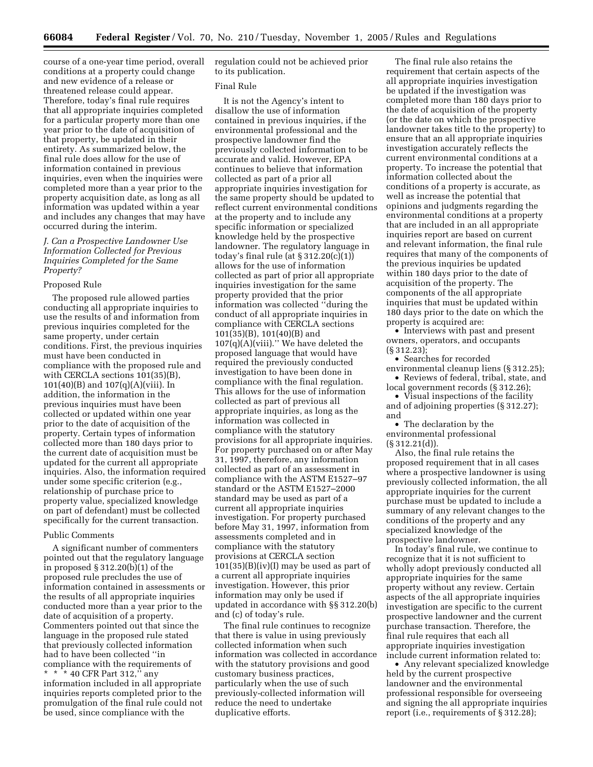course of a one-year time period, overall conditions at a property could change and new evidence of a release or threatened release could appear. Therefore, today's final rule requires that all appropriate inquiries completed for a particular property more than one year prior to the date of acquisition of that property, be updated in their entirety. As summarized below, the final rule does allow for the use of information contained in previous inquiries, even when the inquiries were completed more than a year prior to the property acquisition date, as long as all information was updated within a year and includes any changes that may have occurred during the interim.

### *J. Can a Prospective Landowner Use Information Collected for Previous Inquiries Completed for the Same Property?*

Proposed Rule

The proposed rule allowed parties conducting all appropriate inquiries to use the results of and information from previous inquiries completed for the same property, under certain conditions. First, the previous inquiries must have been conducted in compliance with the proposed rule and with CERCLA sections 101(35)(B), 101(40)(B) and 107(q)(A)(viii). In addition, the information in the previous inquiries must have been collected or updated within one year prior to the date of acquisition of the property. Certain types of information collected more than 180 days prior to the current date of acquisition must be updated for the current all appropriate inquiries. Also, the information required under some specific criterion (e.g., relationship of purchase price to property value, specialized knowledge on part of defendant) must be collected specifically for the current transaction.

Public Comments

A significant number of commenters pointed out that the regulatory language in proposed § 312.20(b)(1) of the proposed rule precludes the use of information contained in assessments or the results of all appropriate inquiries conducted more than a year prior to the date of acquisition of a property. Commenters pointed out that since the language in the proposed rule stated that previously collected information had to have been collected ''in compliance with the requirements of * * * 40 CFR Part 312,'' any information included in all appropriate inquiries reports completed prior to the promulgation of the final rule could not be used, since compliance with the regulation could not be achieved prior to its publication.

Final Rule

It is not the Agency's intent to disallow the use of information contained in previous inquiries, if the environmental professional and the prospective landowner find the previously collected information to be accurate and valid. However, EPA continues to believe that information collected as part of a prior all appropriate inquiries investigation for the same property should be updated to reflect current environmental conditions at the property and to include any specific information or specialized knowledge held by the prospective landowner. The regulatory language in today's final rule (at § 312.20(c)(1)) allows for the use of information collected as part of prior all appropriate inquiries investigation for the same property provided that the prior information was collected ''during the conduct of all appropriate inquiries in compliance with CERCLA sections 101(35)(B), 101(40)(B) and 107(q)(A)(viii).'' We have deleted the proposed language that would have required the previously conducted investigation to have been done in compliance with the final regulation. This allows for the use of information collected as part of previous all appropriate inquiries, as long as the information was collected in compliance with the statutory provisions for all appropriate inquiries. For property purchased on or after May 31, 1997, therefore, any information collected as part of an assessment in compliance with the ASTM E1527–97 standard or the ASTM E1527–2000 standard may be used as part of a current all appropriate inquiries investigation. For property purchased before May 31, 1997, information from assessments completed and in compliance with the statutory provisions at CERCLA section 101(35)(B)(iv)(I) may be used as part of a current all appropriate inquiries investigation. However, this prior information may only be used if updated in accordance with §§ 312.20(b) and (c) of today's rule.

The final rule continues to recognize that there is value in using previously collected information when such information was collected in accordance with the statutory provisions and good customary business practices, particularly when the use of such previously-collected information will reduce the need to undertake duplicative efforts.

The final rule also retains the requirement that certain aspects of the all appropriate inquiries investigation be updated if the investigation was completed more than 180 days prior to the date of acquisition of the property (or the date on which the prospective landowner takes title to the property) to ensure that an all appropriate inquiries investigation accurately reflects the current environmental conditions at a property. To increase the potential that information collected about the conditions of a property is accurate, as well as increase the potential that opinions and judgments regarding the environmental conditions at a property that are included in an all appropriate inquiries report are based on current and relevant information, the final rule requires that many of the components of the previous inquiries be updated within 180 days prior to the date of acquisition of the property. The components of the all appropriate inquiries that must be updated within 180 days prior to the date on which the property is acquired are:

- Interviews with past and present owners, operators, and occupants (§ 312.23);
- Searches for recorded environmental cleanup liens (§ 312.25);
- Reviews of federal, tribal, state, and local government records (§ 312.26);
- Visual inspections of the facility and of adjoining properties (§ 312.27); and
- The declaration by the environmental professional (§ 312.21(d)).

Also, the final rule retains the proposed requirement that in all cases where a prospective landowner is using previously collected information, the all appropriate inquiries for the current purchase must be updated to include a summary of any relevant changes to the conditions of the property and any specialized knowledge of the prospective landowner.

In today's final rule, we continue to recognize that it is not sufficient to wholly adopt previously conducted all appropriate inquiries for the same property without any review. Certain aspects of the all appropriate inquiries investigation are specific to the current prospective landowner and the current purchase transaction. Therefore, the final rule requires that each all appropriate inquiries investigation include current information related to:

- Any relevant specialized knowledge held by the current prospective landowner and the environmental professional responsible for overseeing and signing the all appropriate inquiries report (i.e., requirements of § 312.28);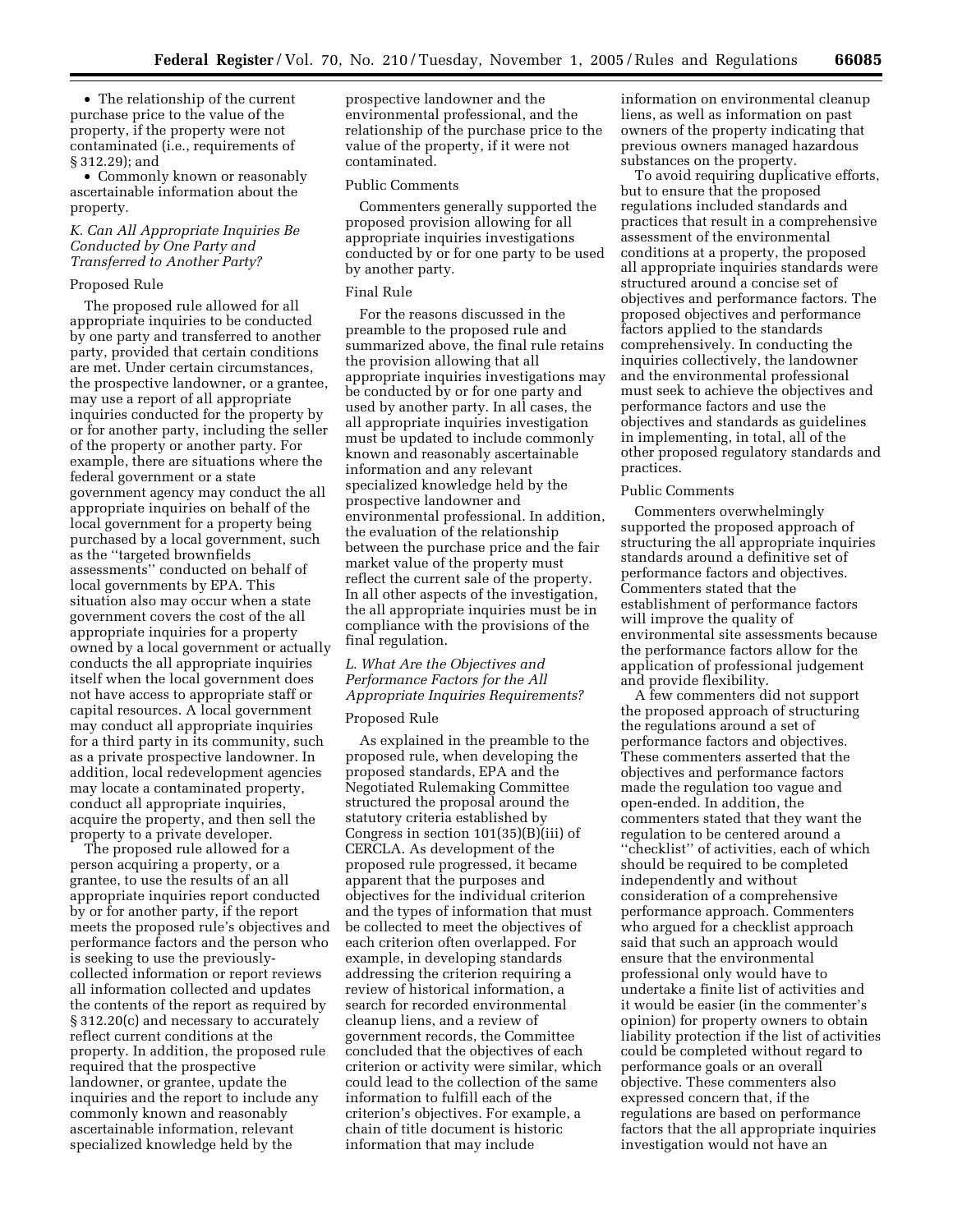- The relationship of the current purchase price to the value of the property, if the property were not contaminated (i.e., requirements of § 312.29); and
- Commonly known or reasonably ascertainable information about the property.

### *K. Can All Appropriate Inquiries Be Conducted by One Party and Transferred to Another Party?*

Proposed Rule

The proposed rule allowed for all appropriate inquiries to be conducted by one party and transferred to another party, provided that certain conditions are met. Under certain circumstances, the prospective landowner, or a grantee, may use a report of all appropriate inquiries conducted for the property by or for another party, including the seller of the property or another party. For example, there are situations where the federal government or a state government agency may conduct the all appropriate inquiries on behalf of the local government for a property being purchased by a local government, such as the ''targeted brownfields assessments'' conducted on behalf of local governments by EPA. This situation also may occur when a state government covers the cost of the all appropriate inquiries for a property owned by a local government or actually conducts the all appropriate inquiries itself when the local government does not have access to appropriate staff or capital resources. A local government may conduct all appropriate inquiries for a third party in its community, such as a private prospective landowner. In addition, local redevelopment agencies may locate a contaminated property, conduct all appropriate inquiries, acquire the property, and then sell the property to a private developer.

The proposed rule allowed for a person acquiring a property, or a grantee, to use the results of an all appropriate inquiries report conducted by or for another party, if the report meets the proposed rule's objectives and performance factors and the person who is seeking to use the previously-collected information or report reviews all information collected and updates the contents of the report as required by § 312.20(c) and necessary to accurately reflect current conditions at the property. In addition, the proposed rule required that the prospective landowner, or grantee, update the inquiries and the report to include any commonly known and reasonably ascertainable information, relevant specialized knowledge held by the prospective landowner and the environmental professional, and the relationship of the purchase price to the value of the property, if it were not contaminated.

Public Comments

Commenters generally supported the proposed provision allowing for all appropriate inquiries investigations conducted by or for one party to be used by another party.

Final Rule

For the reasons discussed in the preamble to the proposed rule and summarized above, the final rule retains the provision allowing that all appropriate inquiries investigations may be conducted by or for one party and used by another party. In all cases, the all appropriate inquiries investigation must be updated to include commonly known and reasonably ascertainable information and any relevant specialized knowledge held by the prospective landowner and environmental professional. In addition, the evaluation of the relationship between the purchase price and the fair market value of the property must reflect the current sale of the property. In all other aspects of the investigation, the all appropriate inquiries must be in compliance with the provisions of the final regulation.

### *L. What Are the Objectives and Performance Factors for the All Appropriate Inquiries Requirements?*

Proposed Rule

As explained in the preamble to the proposed rule, when developing the proposed standards, EPA and the Negotiated Rulemaking Committee structured the proposal around the statutory criteria established by Congress in section 101(35)(B)(iii) of CERCLA. As development of the proposed rule progressed, it became apparent that the purposes and objectives for the individual criterion and the types of information that must be collected to meet the objectives of each criterion often overlapped. For example, in developing standards addressing the criterion requiring a review of historical information, a search for recorded environmental cleanup liens, and a review of government records, the Committee concluded that the objectives of each criterion or activity were similar, which could lead to the collection of the same information to fulfill each of the criterion's objectives. For example, a chain of title document is historic information that may include information on environmental cleanup liens, as well as information on past owners of the property indicating that previous owners managed hazardous substances on the property.

To avoid requiring duplicative efforts, but to ensure that the proposed regulations included standards and practices that result in a comprehensive assessment of the environmental conditions at a property, the proposed all appropriate inquiries standards were structured around a concise set of objectives and performance factors. The proposed objectives and performance factors applied to the standards comprehensively. In conducting the inquiries collectively, the landowner and the environmental professional must seek to achieve the objectives and performance factors and use the objectives and standards as guidelines in implementing, in total, all of the other proposed regulatory standards and practices.

Public Comments

Commenters overwhelmingly supported the proposed approach of structuring the all appropriate inquiries standards around a definitive set of performance factors and objectives. Commenters stated that the establishment of performance factors will improve the quality of environmental site assessments because the performance factors allow for the application of professional judgement and provide flexibility.

A few commenters did not support the proposed approach of structuring the regulations around a set of performance factors and objectives. These commenters asserted that the objectives and performance factors made the regulation too vague and open-ended. In addition, the commenters stated that they want the regulation to be centered around a ''checklist'' of activities, each of which should be required to be completed independently and without consideration of a comprehensive performance approach. Commenters who argued for a checklist approach said that such an approach would ensure that the environmental professional only would have to undertake a finite list of activities and it would be easier (in the commenter's opinion) for property owners to obtain liability protection if the list of activities could be completed without regard to performance goals or an overall objective. These commenters also expressed concern that, if the regulations are based on performance factors that the all appropriate inquiries investigation would not have an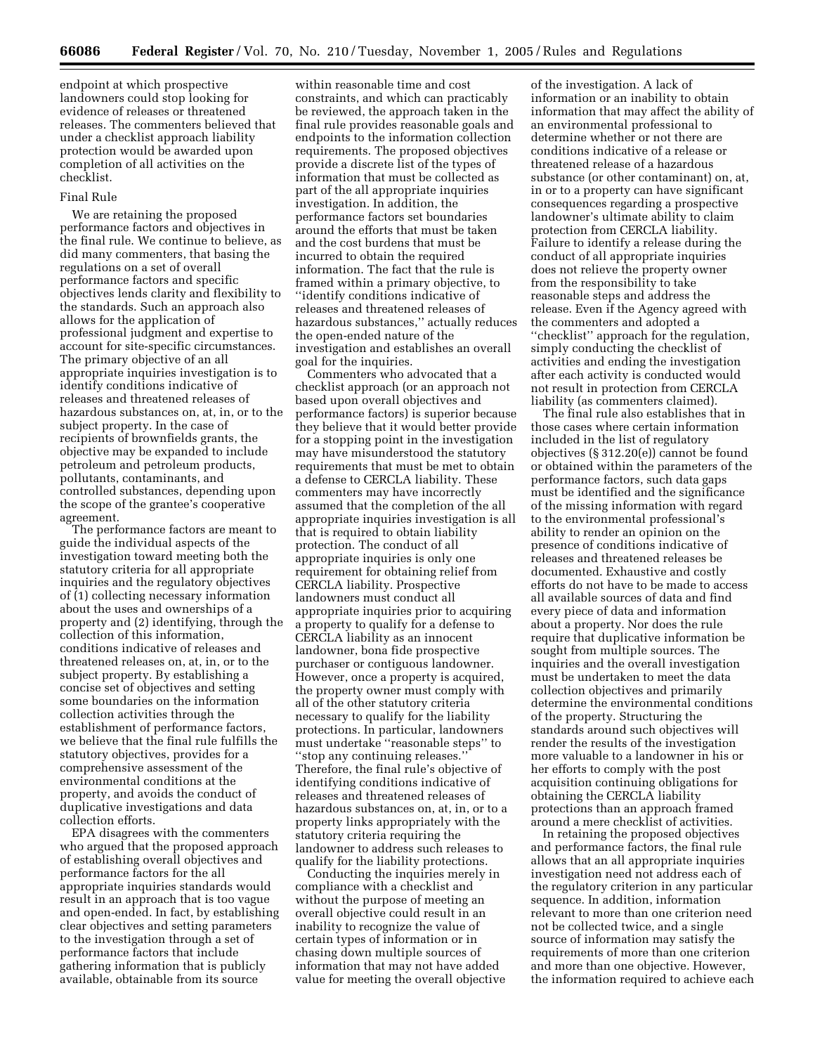endpoint at which prospective landowners could stop looking for evidence of releases or threatened releases. The commenters believed that under a checklist approach liability protection would be awarded upon completion of all activities on the checklist.

### Final Rule

We are retaining the proposed performance factors and objectives in the final rule. We continue to believe, as did many commenters, that basing the regulations on a set of overall performance factors and specific objectives lends clarity and flexibility to the standards. Such an approach also allows for the application of professional judgment and expertise to account for site-specific circumstances. The primary objective of an all appropriate inquiries investigation is to identify conditions indicative of releases and threatened releases of hazardous substances on, at, in, or to the subject property. In the case of recipients of brownfields grants, the objective may be expanded to include petroleum and petroleum products, pollutants, contaminants, and controlled substances, depending upon the scope of the grantee's cooperative agreement.

The performance factors are meant to guide the individual aspects of the investigation toward meeting both the statutory criteria for all appropriate inquiries and the regulatory objectives of (1) collecting necessary information about the uses and ownerships of a property and (2) identifying, through the collection of this information, conditions indicative of releases and threatened releases on, at, in, or to the subject property. By establishing a concise set of objectives and setting some boundaries on the information collection activities through the establishment of performance factors, we believe that the final rule fulfills the statutory objectives, provides for a comprehensive assessment of the environmental conditions at the property, and avoids the conduct of duplicative investigations and data collection efforts.

EPA disagrees with the commenters who argued that the proposed approach of establishing overall objectives and performance factors for the all appropriate inquiries standards would result in an approach that is too vague and open-ended. In fact, by establishing clear objectives and setting parameters to the investigation through a set of performance factors that include gathering information that is publicly available, obtainable from its source within reasonable time and cost constraints, and which can practicably be reviewed, the approach taken in the final rule provides reasonable goals and endpoints to the information collection requirements. The proposed objectives provide a discrete list of the types of information that must be collected as part of the all appropriate inquiries investigation. In addition, the performance factors set boundaries around the efforts that must be taken and the cost burdens that must be incurred to obtain the required information. The fact that the rule is framed within a primary objective, to "identify conditions indicative of releases and threatened releases of hazardous substances," actually reduces the open-ended nature of the investigation and establishes an overall goal for the inquiries.

Commenters who advocated that a checklist approach (or an approach not based upon overall objectives and performance factors) is superior because they believe that it would better provide for a stopping point in the investigation may have misunderstood the statutory requirements that must be met to obtain a defense to CERCLA liability. These commenters may have incorrectly assumed that the completion of the all appropriate inquiries investigation is all that is required to obtain liability protection. The conduct of all appropriate inquiries is only one requirement for obtaining relief from CERCLA liability. Prospective landowners must conduct all appropriate inquiries prior to acquiring a property to qualify for a defense to CERCLA liability as an innocent landowner, bona fide prospective purchaser or contiguous landowner. However, once a property is acquired, the property owner must comply with all of the other statutory criteria necessary to qualify for the liability protections. In particular, landowners must undertake "reasonable steps" to "stop any continuing releases." Therefore, the final rule's objective of identifying conditions indicative of releases and threatened releases of hazardous substances on, at, in, or to a property links appropriately with the statutory criteria requiring the landowner to address such releases to qualify for the liability protections.

Conducting the inquiries merely in compliance with a checklist and without the purpose of meeting an overall objective could result in an inability to recognize the value of certain types of information or in chasing down multiple sources of information that may not have added value for meeting the overall objective of the investigation. A lack of information or an inability to obtain information that may affect the ability of an environmental professional to determine whether or not there are conditions indicative of a release or threatened release of a hazardous substance (or other contaminant) on, at, in or to a property can have significant consequences regarding a prospective landowner's ultimate ability to claim protection from CERCLA liability. Failure to identify a release during the conduct of all appropriate inquiries does not relieve the property owner from the responsibility to take reasonable steps and address the release. Even if the Agency agreed with the commenters and adopted a "checklist" approach for the regulation, simply conducting the checklist of activities and ending the investigation after each activity is conducted would not result in protection from CERCLA liability (as commenters claimed).

The final rule also establishes that in those cases where certain information included in the list of regulatory objectives (§ 312.20(e)) cannot be found or obtained within the parameters of the performance factors, such data gaps must be identified and the significance of the missing information with regard to the environmental professional's ability to render an opinion on the presence of conditions indicative of releases and threatened releases be documented. Exhaustive and costly efforts do not have to be made to access all available sources of data and find every piece of data and information about a property. Nor does the rule require that duplicative information be sought from multiple sources. The inquiries and the overall investigation must be undertaken to meet the data collection objectives and primarily determine the environmental conditions of the property. Structuring the standards around such objectives will render the results of the investigation more valuable to a landowner in his or her efforts to comply with the post acquisition continuing obligations for obtaining the CERCLA liability protections than an approach framed around a mere checklist of activities.

In retaining the proposed objectives and performance factors, the final rule allows that an all appropriate inquiries investigation need not address each of the regulatory criterion in any particular sequence. In addition, information relevant to more than one criterion need not be collected twice, and a single source of information may satisfy the requirements of more than one criterion and more than one objective. However, the information required to achieve each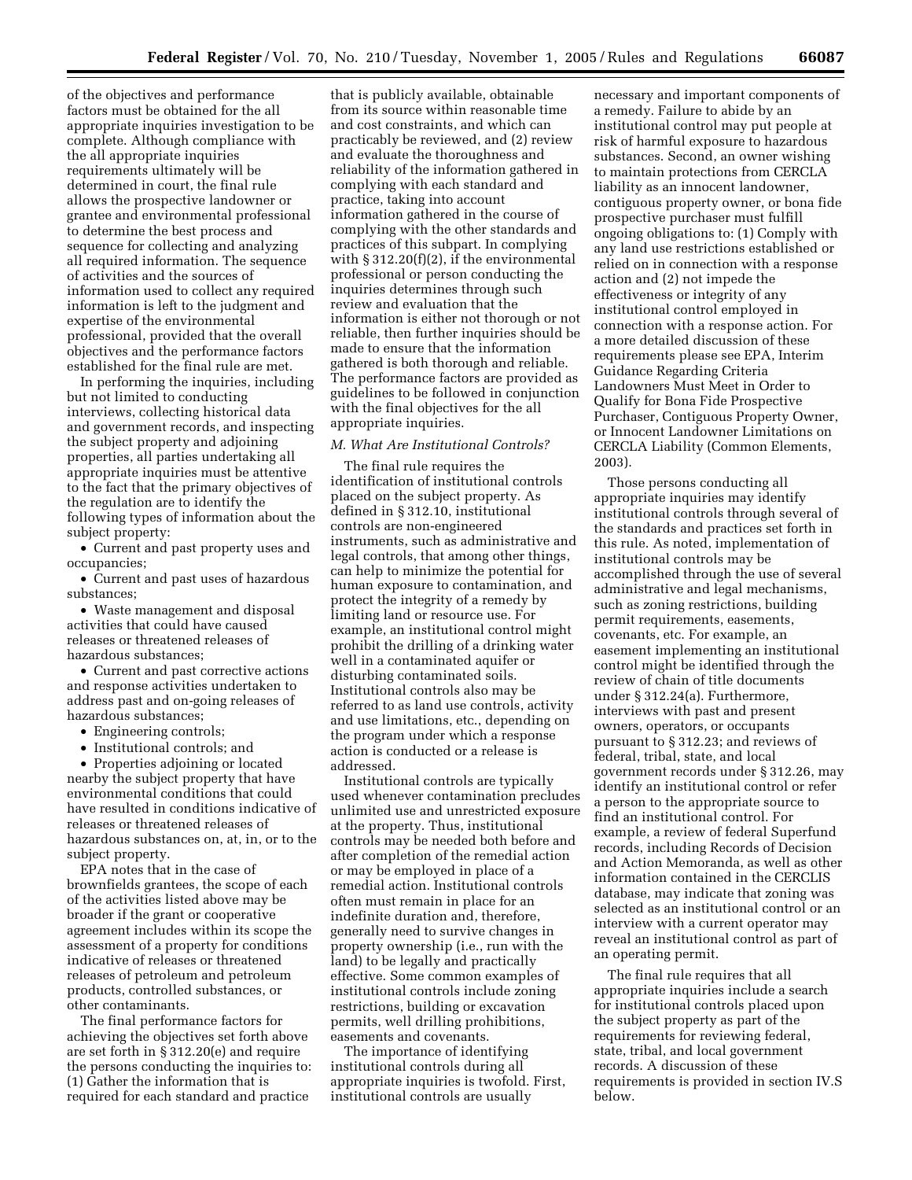of the objectives and performance factors must be obtained for the all appropriate inquiries investigation to be complete. Although compliance with the all appropriate inquiries requirements ultimately will be determined in court, the final rule allows the prospective landowner or grantee and environmental professional to determine the best process and sequence for collecting and analyzing all required information. The sequence of activities and the sources of information used to collect any required information is left to the judgment and expertise of the environmental professional, provided that the overall objectives and the performance factors established for the final rule are met.

In performing the inquiries, including but not limited to conducting interviews, collecting historical data and government records, and inspecting the subject property and adjoining properties, all parties undertaking all appropriate inquiries must be attentive to the fact that the primary objectives of the regulation are to identify the following types of information about the subject property:

- Current and past property uses and occupancies;
- Current and past uses of hazardous substances;
- Waste management and disposal activities that could have caused releases or threatened releases of hazardous substances;
- Current and past corrective actions and response activities undertaken to address past and on-going releases of hazardous substances;
- Engineering controls;
- Institutional controls; and
- Properties adjoining or located nearby the subject property that have environmental conditions that could have resulted in conditions indicative of releases or threatened releases of hazardous substances on, at, in, or to the subject property.

EPA notes that in the case of brownfields grantees, the scope of each of the activities listed above may be broader if the grant or cooperative agreement includes within its scope the assessment of a property for conditions indicative of releases or threatened releases of petroleum and petroleum products, controlled substances, or other contaminants.

The final performance factors for achieving the objectives set forth above are set forth in § 312.20(e) and require the persons conducting the inquiries to: (1) Gather the information that is required for each standard and practice that is publicly available, obtainable from its source within reasonable time and cost constraints, and which can practicably be reviewed, and (2) review and evaluate the thoroughness and reliability of the information gathered in complying with each standard and practice, taking into account information gathered in the course of complying with the other standards and practices of this subpart. In complying with § 312.20(f)(2), if the environmental professional or person conducting the inquiries determines through such review and evaluation that the information is either not thorough or not reliable, then further inquiries should be made to ensure that the information gathered is both thorough and reliable. The performance factors are provided as guidelines to be followed in conjunction with the final objectives for the all appropriate inquiries.

### *M. What Are Institutional Controls?*

The final rule requires the identification of institutional controls placed on the subject property. As defined in § 312.10, institutional controls are non-engineered instruments, such as administrative and legal controls, that among other things, can help to minimize the potential for human exposure to contamination, and protect the integrity of a remedy by limiting land or resource use. For example, an institutional control might prohibit the drilling of a drinking water well in a contaminated aquifer or disturbing contaminated soils. Institutional controls also may be referred to as land use controls, activity and use limitations, etc., depending on the program under which a response action is conducted or a release is addressed.

Institutional controls are typically used whenever contamination precludes unlimited use and unrestricted exposure at the property. Thus, institutional controls may be needed both before and after completion of the remedial action or may be employed in place of a remedial action. Institutional controls often must remain in place for an indefinite duration and, therefore, generally need to survive changes in property ownership (i.e., run with the land) to be legally and practically effective. Some common examples of institutional controls include zoning restrictions, building or excavation permits, well drilling prohibitions, easements and covenants.

The importance of identifying institutional controls during all appropriate inquiries is twofold. First, institutional controls are usually necessary and important components of a remedy. Failure to abide by an institutional control may put people at risk of harmful exposure to hazardous substances. Second, an owner wishing to maintain protections from CERCLA liability as an innocent landowner, contiguous property owner, or bona fide prospective purchaser must fulfill ongoing obligations to: (1) Comply with any land use restrictions established or relied on in connection with a response action and (2) not impede the effectiveness or integrity of any institutional control employed in connection with a response action. For a more detailed discussion of these requirements please see EPA, Interim Guidance Regarding Criteria Landowners Must Meet in Order to Qualify for Bona Fide Prospective Purchaser, Contiguous Property Owner, or Innocent Landowner Limitations on CERCLA Liability (Common Elements, 2003).

Those persons conducting all appropriate inquiries may identify institutional controls through several of the standards and practices set forth in this rule. As noted, implementation of institutional controls may be accomplished through the use of several administrative and legal mechanisms, such as zoning restrictions, building permit requirements, easements, covenants, etc. For example, an easement implementing an institutional control might be identified through the review of chain of title documents under § 312.24(a). Furthermore, interviews with past and present owners, operators, or occupants pursuant to § 312.23; and reviews of federal, tribal, state, and local government records under § 312.26, may identify an institutional control or refer a person to the appropriate source to find an institutional control. For example, a review of federal Superfund records, including Records of Decision and Action Memoranda, as well as other information contained in the CERCLIS database, may indicate that zoning was selected as an institutional control or an interview with a current operator may reveal an institutional control as part of an operating permit.

The final rule requires that all appropriate inquiries include a search for institutional controls placed upon the subject property as part of the requirements for reviewing federal, state, tribal, and local government records. A discussion of these requirements is provided in section IV.S below.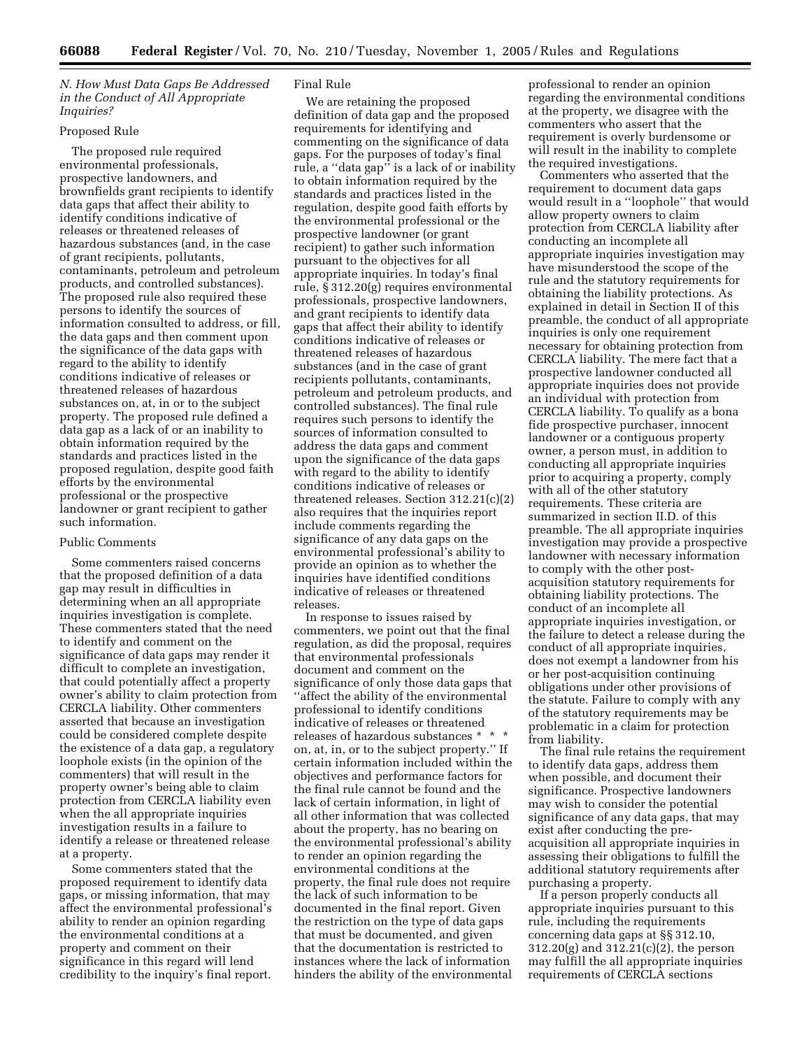### N. How Must Data Gaps Be Addressed in the Conduct of All Appropriate Inquiries?

Proposed Rule

The proposed rule required environmental professionals, prospective landowners, and brownfields grant recipients to identify data gaps that affect their ability to identify conditions indicative of releases or threatened releases of hazardous substances (and, in the case of grant recipients, pollutants, contaminants, petroleum and petroleum products, and controlled substances). The proposed rule also required these persons to identify the sources of information consulted to address, or fill, the data gaps and then comment upon the significance of the data gaps with regard to the ability to identify conditions indicative of releases or threatened releases of hazardous substances on, at, in or to the subject property. The proposed rule defined a data gap as a lack of or an inability to obtain information required by the standards and practices listed in the proposed regulation, despite good faith efforts by the environmental professional or the prospective landowner or grant recipient to gather such information.

Public Comments

Some commenters raised concerns that the proposed definition of a data gap may result in difficulties in determining when an all appropriate inquiries investigation is complete. These commenters stated that the need to identify and comment on the significance of data gaps may render it difficult to complete an investigation, that could potentially affect a property owner's ability to claim protection from CERCLA liability. Other commenters asserted that because an investigation could be considered complete despite the existence of a data gap, a regulatory loophole exists (in the opinion of the commenters) that will result in the property owner's being able to claim protection from CERCLA liability even when the all appropriate inquiries investigation results in a failure to identify a release or threatened release at a property.

Some commenters stated that the proposed requirement to identify data gaps, or missing information, that may affect the environmental professional's ability to render an opinion regarding the environmental conditions at a property and comment on their significance in this regard will lend credibility to the inquiry's final report.

Final Rule

We are retaining the proposed definition of data gap and the proposed requirements for identifying and commenting on the significance of data gaps. For the purposes of today's final rule, a ''data gap'' is a lack of or inability to obtain information required by the standards and practices listed in the regulation, despite good faith efforts by the environmental professional or the prospective landowner (or grant recipient) to gather such information pursuant to the objectives for all appropriate inquiries. In today's final rule, § 312.20(g) requires environmental professionals, prospective landowners, and grant recipients to identify data gaps that affect their ability to identify conditions indicative of releases or threatened releases of hazardous substances (and in the case of grant recipients pollutants, contaminants, petroleum and petroleum products, and controlled substances). The final rule requires such persons to identify the sources of information consulted to address the data gaps and comment upon the significance of the data gaps with regard to the ability to identify conditions indicative of releases or threatened releases. Section 312.21(c)(2) also requires that the inquiries report include comments regarding the significance of any data gaps on the environmental professional's ability to provide an opinion as to whether the inquiries have identified conditions indicative of releases or threatened releases.

In response to issues raised by commenters, we point out that the final regulation, as did the proposal, requires that environmental professionals document and comment on the significance of only those data gaps that ''affect the ability of the environmental professional to identify conditions indicative of releases or threatened releases of hazardous substances * * * on, at, in, or to the subject property.'' If certain information included within the objectives and performance factors for the final rule cannot be found and the lack of certain information, in light of all other information that was collected about the property, has no bearing on the environmental professional's ability to render an opinion regarding the environmental conditions at the property, the final rule does not require the lack of such information to be documented in the final report. Given the restriction on the type of data gaps that must be documented, and given that the documentation is restricted to instances where the lack of information hinders the ability of the environmental professional to render an opinion regarding the environmental conditions at the property, we disagree with the commenters who assert that the requirement is overly burdensome or will result in the inability to complete the required investigations.

Commenters who asserted that the requirement to document data gaps would result in a ''loophole'' that would allow property owners to claim protection from CERCLA liability after conducting an incomplete all appropriate inquiries investigation may have misunderstood the scope of the rule and the statutory requirements for obtaining the liability protections. As explained in detail in Section II of this preamble, the conduct of all appropriate inquiries is only one requirement necessary for obtaining protection from CERCLA liability. The mere fact that a prospective landowner conducted all appropriate inquiries does not provide an individual with protection from CERCLA liability. To qualify as a bona fide prospective purchaser, innocent landowner or a contiguous property owner, a person must, in addition to conducting all appropriate inquiries prior to acquiring a property, comply with all of the other statutory requirements. These criteria are summarized in section II.D. of this preamble. The all appropriate inquiries investigation may provide a prospective landowner with necessary information to comply with the other post-acquisition statutory requirements for obtaining liability protections. The conduct of an incomplete all appropriate inquiries investigation, or the failure to detect a release during the conduct of all appropriate inquiries, does not exempt a landowner from his or her post-acquisition continuing obligations under other provisions of the statute. Failure to comply with any of the statutory requirements may be problematic in a claim for protection from liability.

The final rule retains the requirement to identify data gaps, address them when possible, and document their significance. Prospective landowners may wish to consider the potential significance of any data gaps, that may exist after conducting the pre-acquisition all appropriate inquiries in assessing their obligations to fulfill the additional statutory requirements after purchasing a property.

If a person properly conducts all appropriate inquiries pursuant to this rule, including the requirements concerning data gaps at §§ 312.10, 312.20(g) and 312.21(c)(2), the person may fulfill the all appropriate inquiries requirements of CERCLA sections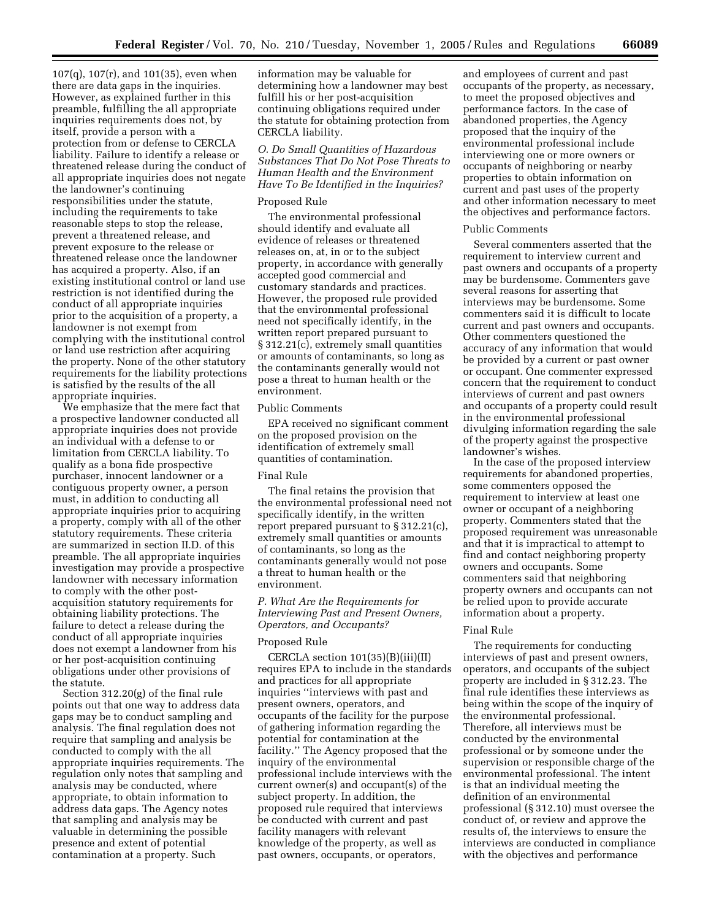107(q), 107(r), and 101(35), even when there are data gaps in the inquiries. However, as explained further in this preamble, fulfilling the all appropriate inquiries requirements does not, by itself, provide a person with a protection from or defense to CERCLA liability. Failure to identify a release or threatened release during the conduct of all appropriate inquiries does not negate the landowner's continuing responsibilities under the statute, including the requirements to take reasonable steps to stop the release, prevent a threatened release, and prevent exposure to the release or threatened release once the landowner has acquired a property. Also, if an existing institutional control or land use restriction is not identified during the conduct of all appropriate inquiries prior to the acquisition of a property, a landowner is not exempt from complying with the institutional control or land use restriction after acquiring the property. None of the other statutory requirements for the liability protections is satisfied by the results of the all appropriate inquiries.

We emphasize that the mere fact that a prospective landowner conducted all appropriate inquiries does not provide an individual with a defense to or limitation from CERCLA liability. To qualify as a bona fide prospective purchaser, innocent landowner or a contiguous property owner, a person must, in addition to conducting all appropriate inquiries prior to acquiring a property, comply with all of the other statutory requirements. These criteria are summarized in section II.D. of this preamble. The all appropriate inquiries investigation may provide a prospective landowner with necessary information to comply with the other post-acquisition statutory requirements for obtaining liability protections. The failure to detect a release during the conduct of all appropriate inquiries does not exempt a landowner from his or her post-acquisition continuing obligations under other provisions of the statute.

Section 312.20(g) of the final rule points out that one way to address data gaps may be to conduct sampling and analysis. The final regulation does not require that sampling and analysis be conducted to comply with the all appropriate inquiries requirements. The regulation only notes that sampling and analysis may be conducted, where appropriate, to obtain information to address data gaps. The Agency notes that sampling and analysis may be valuable in determining the possible presence and extent of potential contamination at a property. Such information may be valuable for determining how a landowner may best fulfill his or her post-acquisition continuing obligations required under the statute for obtaining protection from CERCLA liability.

### *O. Do Small Quantities of Hazardous Substances That Do Not Pose Threats to Human Health and the Environment Have To Be Identified in the Inquiries?*

Proposed Rule

The environmental professional should identify and evaluate all evidence of releases or threatened releases on, at, in or to the subject property, in accordance with generally accepted good commercial and customary standards and practices. However, the proposed rule provided that the environmental professional need not specifically identify, in the written report prepared pursuant to § 312.21(c), extremely small quantities or amounts of contaminants, so long as the contaminants generally would not pose a threat to human health or the environment.

Public Comments

EPA received no significant comment on the proposed provision on the identification of extremely small quantities of contamination.

Final Rule

The final retains the provision that the environmental professional need not specifically identify, in the written report prepared pursuant to § 312.21(c), extremely small quantities or amounts of contaminants, so long as the contaminants generally would not pose a threat to human health or the environment.

### *P. What Are the Requirements for Interviewing Past and Present Owners, Operators, and Occupants?*

Proposed Rule

CERCLA section 101(35)(B)(iii)(II) requires EPA to include in the standards and practices for all appropriate inquiries ''interviews with past and present owners, operators, and occupants of the facility for the purpose of gathering information regarding the potential for contamination at the facility.'' The Agency proposed that the inquiry of the environmental professional include interviews with the current owner(s) and occupant(s) of the subject property. In addition, the proposed rule required that interviews be conducted with current and past facility managers with relevant knowledge of the property, as well as past owners, occupants, or operators, and employees of current and past occupants of the property, as necessary, to meet the proposed objectives and performance factors. In the case of abandoned properties, the Agency proposed that the inquiry of the environmental professional include interviewing one or more owners or occupants of neighboring or nearby properties to obtain information on current and past uses of the property and other information necessary to meet the objectives and performance factors.

Public Comments

Several commenters asserted that the requirement to interview current and past owners and occupants of a property may be burdensome. Commenters gave several reasons for asserting that interviews may be burdensome. Some commenters said it is difficult to locate current and past owners and occupants. Other commenters questioned the accuracy of any information that would be provided by a current or past owner or occupant. One commenter expressed concern that the requirement to conduct interviews of current and past owners and occupants of a property could result in the environmental professional divulging information regarding the sale of the property against the prospective landowner's wishes.

In the case of the proposed interview requirements for abandoned properties, some commenters opposed the requirement to interview at least one owner or occupant of a neighboring property. Commenters stated that the proposed requirement was unreasonable and that it is impractical to attempt to find and contact neighboring property owners and occupants. Some commenters said that neighboring property owners and occupants can not be relied upon to provide accurate information about a property.

Final Rule

The requirements for conducting interviews of past and present owners, operators, and occupants of the subject property are included in § 312.23. The final rule identifies these interviews as being within the scope of the inquiry of the environmental professional. Therefore, all interviews must be conducted by the environmental professional or by someone under the supervision or responsible charge of the environmental professional. The intent is that an individual meeting the definition of an environmental professional (§ 312.10) must oversee the conduct of, or review and approve the results of, the interviews to ensure the interviews are conducted in compliance with the objectives and performance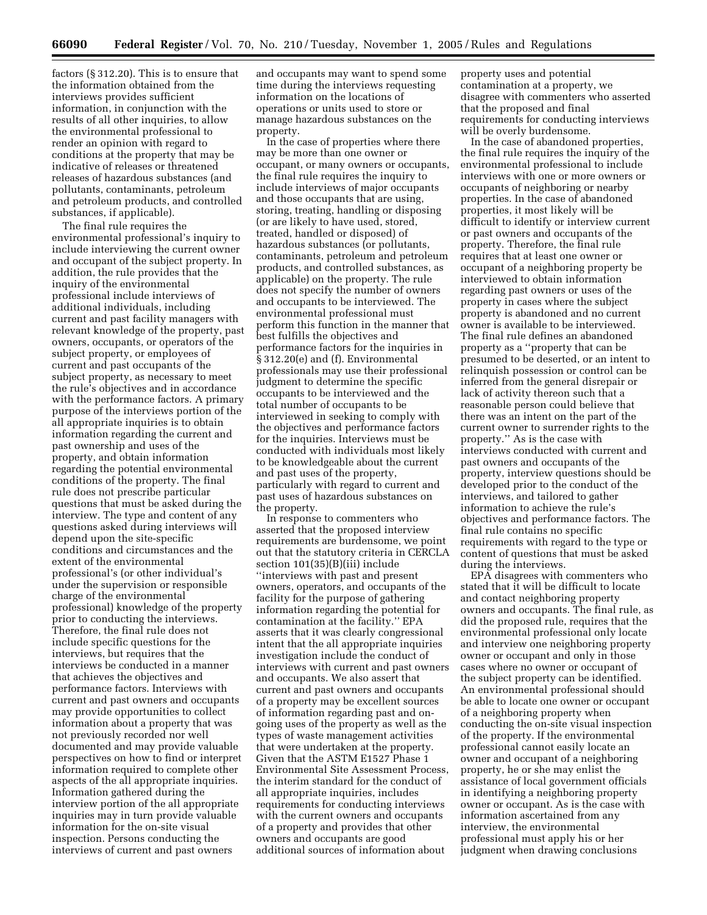factors (§ 312.20). This is to ensure that the information obtained from the interviews provides sufficient information, in conjunction with the results of all other inquiries, to allow the environmental professional to render an opinion with regard to conditions at the property that may be indicative of releases or threatened releases of hazardous substances (and pollutants, contaminants, petroleum and petroleum products, and controlled substances, if applicable).

The final rule requires the environmental professional's inquiry to include interviewing the current owner and occupant of the subject property. In addition, the rule provides that the inquiry of the environmental professional include interviews of additional individuals, including current and past facility managers with relevant knowledge of the property, past owners, occupants, or operators of the subject property, or employees of current and past occupants of the subject property, as necessary to meet the rule's objectives and in accordance with the performance factors. A primary purpose of the interviews portion of the all appropriate inquiries is to obtain information regarding the current and past ownership and uses of the property, and obtain information regarding the potential environmental conditions of the property. The final rule does not prescribe particular questions that must be asked during the interview. The type and content of any questions asked during interviews will depend upon the site-specific conditions and circumstances and the extent of the environmental professional's (or other individual's under the supervision or responsible charge of the environmental professional) knowledge of the property prior to conducting the interviews. Therefore, the final rule does not include specific questions for the interviews, but requires that the interviews be conducted in a manner that achieves the objectives and performance factors. Interviews with current and past owners and occupants may provide opportunities to collect information about a property that was not previously recorded nor well documented and may provide valuable perspectives on how to find or interpret information required to complete other aspects of the all appropriate inquiries. Information gathered during the interview portion of the all appropriate inquiries may in turn provide valuable information for the on-site visual inspection. Persons conducting the interviews of current and past owners and occupants may want to spend some time during the interviews requesting information on the locations of operations or units used to store or manage hazardous substances on the property.

In the case of properties where there may be more than one owner or occupant, or many owners or occupants, the final rule requires the inquiry to include interviews of major occupants and those occupants that are using, storing, treating, handling or disposing (or are likely to have used, stored, treated, handled or disposed) of hazardous substances (or pollutants, contaminants, petroleum and petroleum products, and controlled substances, as applicable) on the property. The rule does not specify the number of owners and occupants to be interviewed. The environmental professional must perform this function in the manner that best fulfills the objectives and performance factors for the inquiries in § 312.20(e) and (f). Environmental professionals may use their professional judgment to determine the specific occupants to be interviewed and the total number of occupants to be interviewed in seeking to comply with the objectives and performance factors for the inquiries. Interviews must be conducted with individuals most likely to be knowledgeable about the current and past uses of the property, particularly with regard to current and past uses of hazardous substances on the property.

In response to commenters who asserted that the proposed interview requirements are burdensome, we point out that the statutory criteria in CERCLA section 101(35)(B)(iii) include "interviews with past and present owners, operators, and occupants of the facility for the purpose of gathering information regarding the potential for contamination at the facility." EPA asserts that it was clearly congressional intent that the all appropriate inquiries investigation include the conduct of interviews with current and past owners and occupants. We also assert that current and past owners and occupants of a property may be excellent sources of information regarding past and on-going uses of the property as well as the types of waste management activities that were undertaken at the property. Given that the ASTM E1527 Phase 1 Environmental Site Assessment Process, the interim standard for the conduct of all appropriate inquiries, includes requirements for conducting interviews with the current owners and occupants of a property and provides that other owners and occupants are good additional sources of information about property uses and potential contamination at a property, we disagree with commenters who asserted that the proposed and final requirements for conducting interviews will be overly burdensome.

In the case of abandoned properties, the final rule requires the inquiry of the environmental professional to include interviews with one or more owners or occupants of neighboring or nearby properties. In the case of abandoned properties, it most likely will be difficult to identify or interview current or past owners and occupants of the property. Therefore, the final rule requires that at least one owner or occupant of a neighboring property be interviewed to obtain information regarding past owners or uses of the property in cases where the subject property is abandoned and no current owner is available to be interviewed. The final rule defines an abandoned property as a "property that can be presumed to be deserted, or an intent to relinquish possession or control can be inferred from the general disrepair or lack of activity thereon such that a reasonable person could believe that there was an intent on the part of the current owner to surrender rights to the property." As is the case with interviews conducted with current and past owners and occupants of the property, interview questions should be developed prior to the conduct of the interviews, and tailored to gather information to achieve the rule's objectives and performance factors. The final rule contains no specific requirements with regard to the type or content of questions that must be asked during the interviews.

EPA disagrees with commenters who stated that it will be difficult to locate and contact neighboring property owners and occupants. The final rule, as did the proposed rule, requires that the environmental professional only locate and interview one neighboring property owner or occupant and only in those cases where no owner or occupant of the subject property can be identified. An environmental professional should be able to locate one owner or occupant of a neighboring property when conducting the on-site visual inspection of the property. If the environmental professional cannot easily locate an owner and occupant of a neighboring property, he or she may enlist the assistance of local government officials in identifying a neighboring property owner or occupant. As is the case with information ascertained from any interview, the environmental professional must apply his or her judgment when drawing conclusions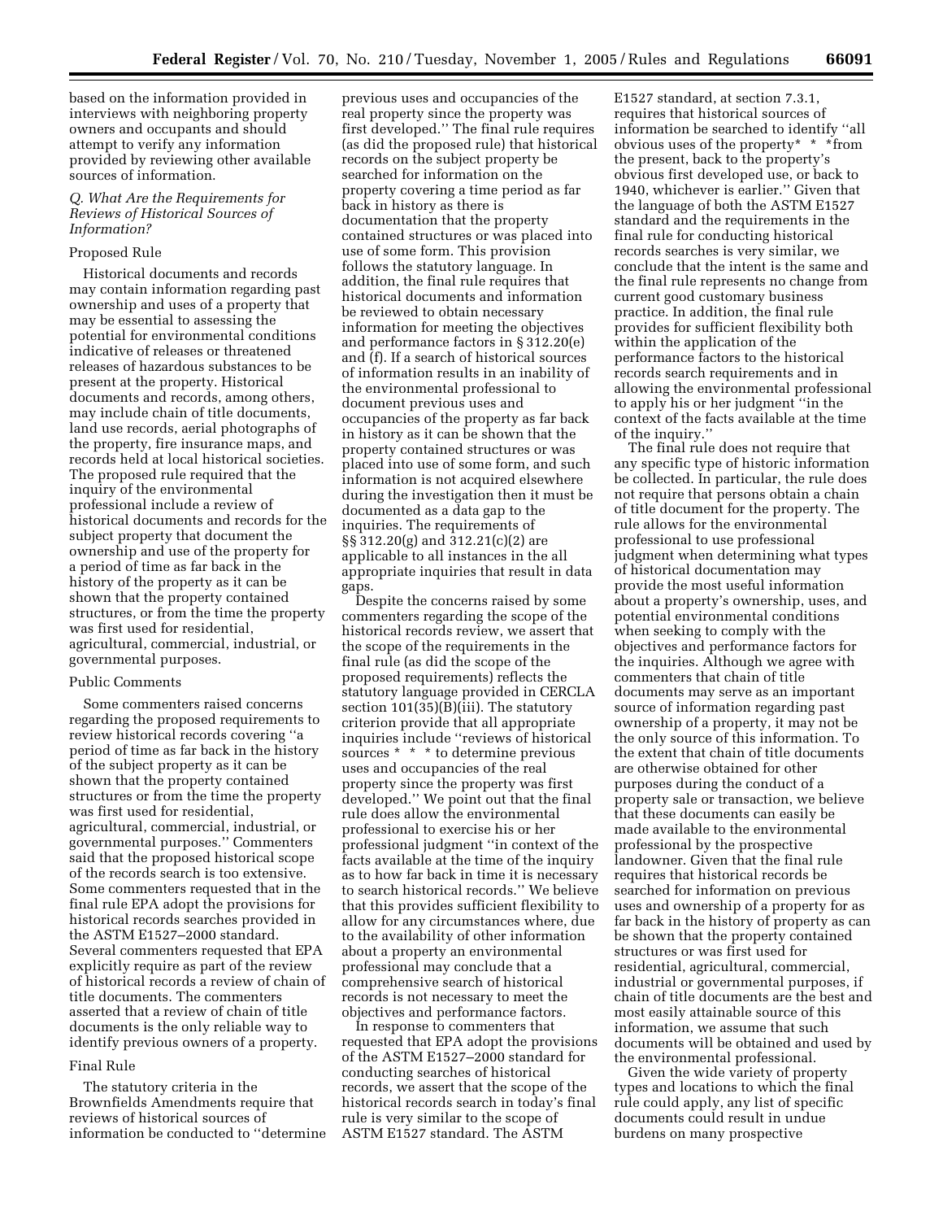based on the information provided in interviews with neighboring property owners and occupants and should attempt to verify any information provided by reviewing other available sources of information.

### *Q. What Are the Requirements for Reviews of Historical Sources of Information?*

#### Proposed Rule

Historical documents and records may contain information regarding past ownership and uses of a property that may be essential to assessing the potential for environmental conditions indicative of releases or threatened releases of hazardous substances to be present at the property. Historical documents and records, among others, may include chain of title documents, land use records, aerial photographs of the property, fire insurance maps, and records held at local historical societies. The proposed rule required that the inquiry of the environmental professional include a review of historical documents and records for the subject property that document the ownership and use of the property for a period of time as far back in the history of the property as it can be shown that the property contained structures, or from the time the property was first used for residential, agricultural, commercial, industrial, or governmental purposes.

#### Public Comments

Some commenters raised concerns regarding the proposed requirements to review historical records covering ''a period of time as far back in the history of the subject property as it can be shown that the property contained structures or from the time the property was first used for residential, agricultural, commercial, industrial, or governmental purposes.'' Commenters said that the proposed historical scope of the records search is too extensive. Some commenters requested that in the final rule EPA adopt the provisions for historical records searches provided in the ASTM E1527–2000 standard. Several commenters requested that EPA explicitly require as part of the review of historical records a review of chain of title documents. The commenters asserted that a review of chain of title documents is the only reliable way to identify previous owners of a property.

#### Final Rule

The statutory criteria in the Brownfields Amendments require that reviews of historical sources of information be conducted to ''determine previous uses and occupancies of the real property since the property was first developed.'' The final rule requires (as did the proposed rule) that historical records on the subject property be searched for information on the property covering a time period as far back in history as there is documentation that the property contained structures or was placed into use of some form. This provision follows the statutory language. In addition, the final rule requires that historical documents and information be reviewed to obtain necessary information for meeting the objectives and performance factors in § 312.20(e) and (f). If a search of historical sources of information results in an inability of the environmental professional to document previous uses and occupancies of the property as far back in history as it can be shown that the property contained structures or was placed into use of some form, and such information is not acquired elsewhere during the investigation then it must be documented as a data gap to the inquiries. The requirements of §§ 312.20(g) and 312.21(c)(2) are applicable to all instances in the all appropriate inquiries that result in data gaps.

Despite the concerns raised by some commenters regarding the scope of the historical records review, we assert that the scope of the requirements in the final rule (as did the scope of the proposed requirements) reflects the statutory language provided in CERCLA section 101(35)(B)(iii). The statutory criterion provide that all appropriate inquiries include ''reviews of historical sources * * * to determine previous uses and occupancies of the real property since the property was first developed.'' We point out that the final rule does allow the environmental professional to exercise his or her professional judgment ''in context of the facts available at the time of the inquiry as to how far back in time it is necessary to search historical records.'' We believe that this provides sufficient flexibility to allow for any circumstances where, due to the availability of other information about a property an environmental professional may conclude that a comprehensive search of historical records is not necessary to meet the objectives and performance factors.

In response to commenters that requested that EPA adopt the provisions of the ASTM E1527–2000 standard for conducting searches of historical records, we assert that the scope of the historical records search in today's final rule is very similar to the scope of ASTM E1527 standard. The ASTM E1527 standard, at section 7.3.1, requires that historical sources of information be searched to identify ''all obvious uses of the property* * *from the present, back to the property's obvious first developed use, or back to 1940, whichever is earlier.'' Given that the language of both the ASTM E1527 standard and the requirements in the final rule for conducting historical records searches is very similar, we conclude that the intent is the same and the final rule represents no change from current good customary business practice. In addition, the final rule provides for sufficient flexibility both within the application of the performance factors to the historical records search requirements and in allowing the environmental professional to apply his or her judgment ''in the context of the facts available at the time of the inquiry.''

The final rule does not require that any specific type of historic information be collected. In particular, the rule does not require that persons obtain a chain of title document for the property. The rule allows for the environmental professional to use professional judgment when determining what types of historical documentation may provide the most useful information about a property's ownership, uses, and potential environmental conditions when seeking to comply with the objectives and performance factors for the inquiries. Although we agree with commenters that chain of title documents may serve as an important source of information regarding past ownership of a property, it may not be the only source of this information. To the extent that chain of title documents are otherwise obtained for other purposes during the conduct of a property sale or transaction, we believe that these documents can easily be made available to the environmental professional by the prospective landowner. Given that the final rule requires that historical records be searched for information on previous uses and ownership of a property for as far back in the history of property as can be shown that the property contained structures or was first used for residential, agricultural, commercial, industrial or governmental purposes, if chain of title documents are the best and most easily attainable source of this information, we assume that such documents will be obtained and used by the environmental professional.

Given the wide variety of property types and locations to which the final rule could apply, any list of specific documents could result in undue burdens on many prospective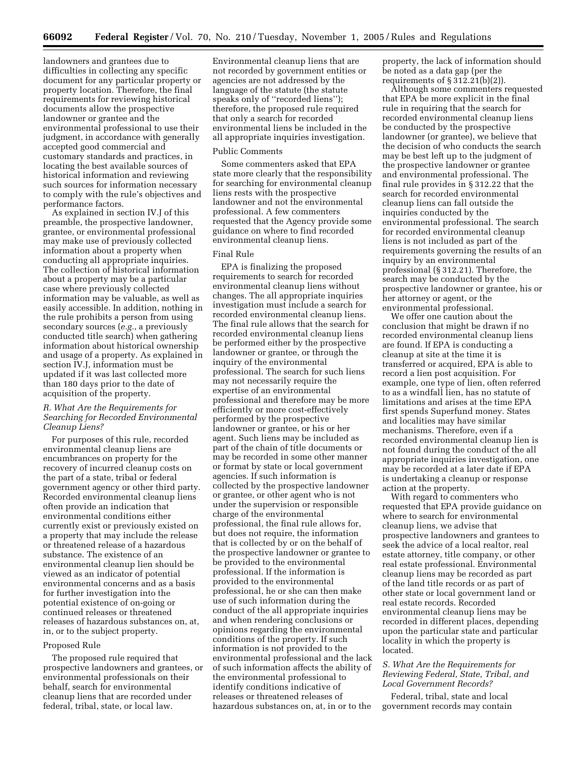landowners and grantees due to difficulties in collecting any specific document for any particular property or property location. Therefore, the final requirements for reviewing historical documents allow the prospective landowner or grantee and the environmental professional to use their judgment, in accordance with generally accepted good commercial and customary standards and practices, in locating the best available sources of historical information and reviewing such sources for information necessary to comply with the rule's objectives and performance factors.

As explained in section IV.J of this preamble, the prospective landowner, grantee, or environmental professional may make use of previously collected information about a property when conducting all appropriate inquiries. The collection of historical information about a property may be a particular case where previously collected information may be valuable, as well as easily accessible. In addition, nothing in the rule prohibits a person from using secondary sources (*e.g.*, a previously conducted title search) when gathering information about historical ownership and usage of a property. As explained in section IV.J, information must be updated if it was last collected more than 180 days prior to the date of acquisition of the property.

### *R. What Are the Requirements for Searching for Recorded Environmental Cleanup Liens?*

For purposes of this rule, recorded environmental cleanup liens are encumbrances on property for the recovery of incurred cleanup costs on the part of a state, tribal or federal government agency or other third party. Recorded environmental cleanup liens often provide an indication that environmental conditions either currently exist or previously existed on a property that may include the release or threatened release of a hazardous substance. The existence of an environmental cleanup lien should be viewed as an indicator of potential environmental concerns and as a basis for further investigation into the potential existence of on-going or continued releases or threatened releases of hazardous substances on, at, in, or to the subject property.

#### Proposed Rule

The proposed rule required that prospective landowners and grantees, or environmental professionals on their behalf, search for environmental cleanup liens that are recorded under federal, tribal, state, or local law. Environmental cleanup liens that are not recorded by government entities or agencies are not addressed by the language of the statute (the statute speaks only of ''recorded liens''); therefore, the proposed rule required that only a search for recorded environmental liens be included in the all appropriate inquiries investigation.

#### Public Comments

Some commenters asked that EPA state more clearly that the responsibility for searching for environmental cleanup liens rests with the prospective landowner and not the environmental professional. A few commenters requested that the Agency provide some guidance on where to find recorded environmental cleanup liens.

#### Final Rule

EPA is finalizing the proposed requirements to search for recorded environmental cleanup liens without changes. The all appropriate inquiries investigation must include a search for recorded environmental cleanup liens. The final rule allows that the search for recorded environmental cleanup liens be performed either by the prospective landowner or grantee, or through the inquiry of the environmental professional. The search for such liens may not necessarily require the expertise of an environmental professional and therefore may be more efficiently or more cost-effectively performed by the prospective landowner or grantee, or his or her agent. Such liens may be included as part of the chain of title documents or may be recorded in some other manner or format by state or local government agencies. If such information is collected by the prospective landowner or grantee, or other agent who is not under the supervision or responsible charge of the environmental professional, the final rule allows for, but does not require, the information that is collected by or on the behalf of the prospective landowner or grantee to be provided to the environmental professional. If the information is provided to the environmental professional, he or she can then make use of such information during the conduct of the all appropriate inquiries and when rendering conclusions or opinions regarding the environmental conditions of the property. If such information is not provided to the environmental professional and the lack of such information affects the ability of the environmental professional to identify conditions indicative of releases or threatened releases of hazardous substances on, at, in or to the property, the lack of information should be noted as a data gap (per the requirements of § 312.21(b)(2)).

Although some commenters requested that EPA be more explicit in the final rule in requiring that the search for recorded environmental cleanup liens be conducted by the prospective landowner (or grantee), we believe that the decision of who conducts the search may be best left up to the judgment of the prospective landowner or grantee and environmental professional. The final rule provides in § 312.22 that the search for recorded environmental cleanup liens can fall outside the inquiries conducted by the environmental professional. The search for recorded environmental cleanup liens is not included as part of the requirements governing the results of an inquiry by an environmental professional (§ 312.21). Therefore, the search may be conducted by the prospective landowner or grantee, his or her attorney or agent, or the environmental professional.

We offer one caution about the conclusion that might be drawn if no recorded environmental cleanup liens are found. If EPA is conducting a cleanup at site at the time it is transferred or acquired, EPA is able to record a lien post acquisition. For example, one type of lien, often referred to as a windfall lien, has no statute of limitations and arises at the time EPA first spends Superfund money. States and localities may have similar mechanisms. Therefore, even if a recorded environmental cleanup lien is not found during the conduct of the all appropriate inquiries investigation, one may be recorded at a later date if EPA is undertaking a cleanup or response action at the property.

With regard to commenters who requested that EPA provide guidance on where to search for environmental cleanup liens, we advise that prospective landowners and grantees to seek the advice of a local realtor, real estate attorney, title company, or other real estate professional. Environmental cleanup liens may be recorded as part of the land title records or as part of other state or local government land or real estate records. Recorded environmental cleanup liens may be recorded in different places, depending upon the particular state and particular locality in which the property is located.

### *S. What Are the Requirements for Reviewing Federal, State, Tribal, and Local Government Records?*

Federal, tribal, state and local government records may contain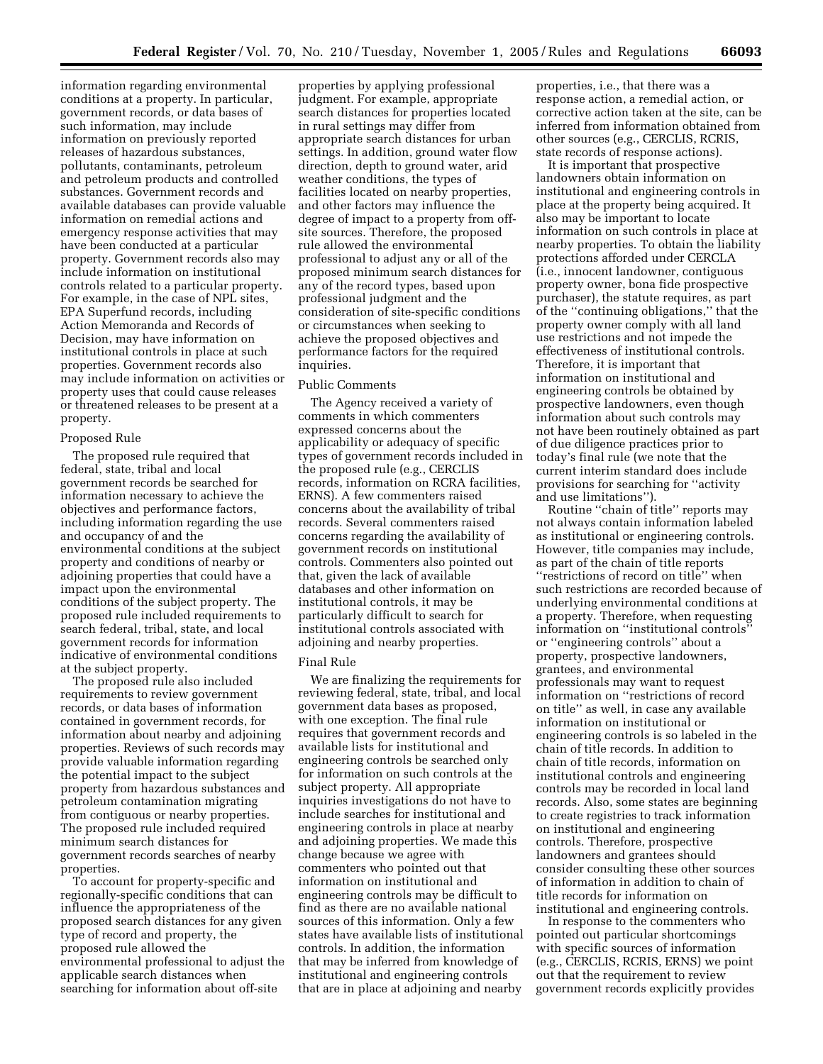information regarding environmental conditions at a property. In particular, government records, or data bases of such information, may include information on previously reported releases of hazardous substances, pollutants, contaminants, petroleum and petroleum products and controlled substances. Government records and available databases can provide valuable information on remedial actions and emergency response activities that may have been conducted at a particular property. Government records also may include information on institutional controls related to a particular property. For example, in the case of NPL sites, EPA Superfund records, including Action Memoranda and Records of Decision, may have information on institutional controls in place at such properties. Government records also may include information on activities or property uses that could cause releases or threatened releases to be present at a property.

Proposed Rule

The proposed rule required that federal, state, tribal and local government records be searched for information necessary to achieve the objectives and performance factors, including information regarding the use and occupancy of and the environmental conditions at the subject property and conditions of nearby or adjoining properties that could have a impact upon the environmental conditions of the subject property. The proposed rule included requirements to search federal, tribal, state, and local government records for information indicative of environmental conditions at the subject property.

The proposed rule also included requirements to review government records, or data bases of information contained in government records, for information about nearby and adjoining properties. Reviews of such records may provide valuable information regarding the potential impact to the subject property from hazardous substances and petroleum contamination migrating from contiguous or nearby properties. The proposed rule included required minimum search distances for government records searches of nearby properties.

To account for property-specific and regionally-specific conditions that can influence the appropriateness of the proposed search distances for any given type of record and property, the proposed rule allowed the environmental professional to adjust the applicable search distances when searching for information about off-site properties by applying professional judgment. For example, appropriate search distances for properties located in rural settings may differ from appropriate search distances for urban settings. In addition, ground water flow direction, depth to ground water, arid weather conditions, the types of facilities located on nearby properties, and other factors may influence the degree of impact to a property from off-site sources. Therefore, the proposed rule allowed the environmental professional to adjust any or all of the proposed minimum search distances for any of the record types, based upon professional judgment and the consideration of site-specific conditions or circumstances when seeking to achieve the proposed objectives and performance factors for the required inquiries.

Public Comments

The Agency received a variety of comments in which commenters expressed concerns about the applicability or adequacy of specific types of government records included in the proposed rule (e.g., CERCLIS records, information on RCRA facilities, ERNS). A few commenters raised concerns about the availability of tribal records. Several commenters raised concerns regarding the availability of government records on institutional controls. Commenters also pointed out that, given the lack of available databases and other information on institutional controls, it may be particularly difficult to search for institutional controls associated with adjoining and nearby properties.

Final Rule

We are finalizing the requirements for reviewing federal, state, tribal, and local government data bases as proposed, with one exception. The final rule requires that government records and available lists for institutional and engineering controls be searched only for information on such controls at the subject property. All appropriate inquiries investigations do not have to include searches for institutional and engineering controls in place at nearby and adjoining properties. We made this change because we agree with commenters who pointed out that information on institutional and engineering controls may be difficult to find as there are no available national sources of this information. Only a few states have available lists of institutional controls. In addition, the information that may be inferred from knowledge of institutional and engineering controls that are in place at adjoining and nearby properties, i.e., that there was a response action, a remedial action, or corrective action taken at the site, can be inferred from information obtained from other sources (e.g., CERCLIS, RCRIS, state records of response actions).

It is important that prospective landowners obtain information on institutional and engineering controls in place at the property being acquired. It also may be important to locate information on such controls in place at nearby properties. To obtain the liability protections afforded under CERCLA (i.e., innocent landowner, contiguous property owner, bona fide prospective purchaser), the statute requires, as part of the "continuing obligations," that the property owner comply with all land use restrictions and not impede the effectiveness of institutional controls. Therefore, it is important that information on institutional and engineering controls be obtained by prospective landowners, even though information about such controls may not have been routinely obtained as part of due diligence practices prior to today's final rule (we note that the current interim standard does include provisions for searching for "activity and use limitations").

Routine "chain of title" reports may not always contain information labeled as institutional or engineering controls. However, title companies may include, as part of the chain of title reports "restrictions of record on title" when such restrictions are recorded because of underlying environmental conditions at a property. Therefore, when requesting information on "institutional controls" or "engineering controls" about a property, prospective landowners, grantees, and environmental professionals may want to request information on "restrictions of record on title" as well, in case any available information on institutional or engineering controls is so labeled in the chain of title records. In addition to chain of title records, information on institutional controls and engineering controls may be recorded in local land records. Also, some states are beginning to create registries to track information on institutional and engineering controls. Therefore, prospective landowners and grantees should consider consulting these other sources of information in addition to chain of title records for information on institutional and engineering controls.

In response to the commenters who pointed out particular shortcomings with specific sources of information (e.g., CERCLIS, RCRIS, ERNS) we point out that the requirement to review government records explicitly provides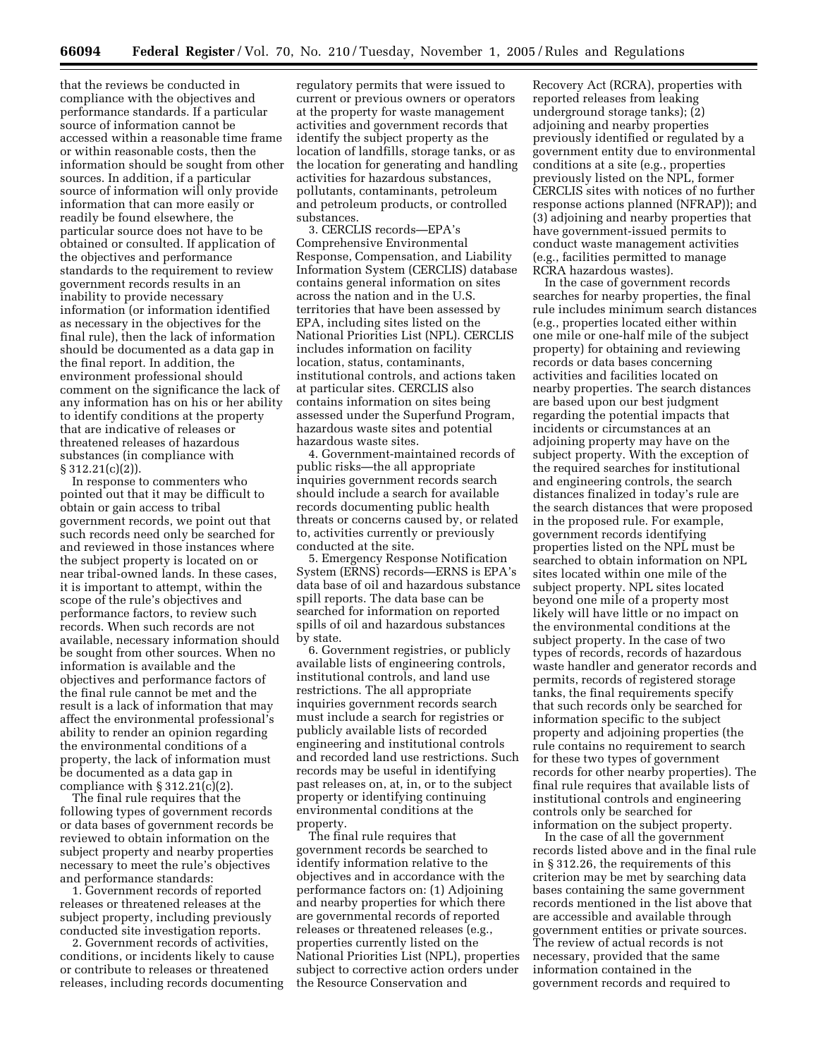that the reviews be conducted in compliance with the objectives and performance standards. If a particular source of information cannot be accessed within a reasonable time frame or within reasonable costs, then the information should be sought from other sources. In addition, if a particular source of information will only provide information that can more easily or readily be found elsewhere, the particular source does not have to be obtained or consulted. If application of the objectives and performance standards to the requirement to review government records results in an inability to provide necessary information (or information identified as necessary in the objectives for the final rule), then the lack of information should be documented as a data gap in the final report. In addition, the environment professional should comment on the significance the lack of any information has on his or her ability to identify conditions at the property that are indicative of releases or threatened releases of hazardous substances (in compliance with § 312.21(c)(2)).

In response to commenters who pointed out that it may be difficult to obtain or gain access to tribal government records, we point out that such records need only be searched for and reviewed in those instances where the subject property is located on or near tribal-owned lands. In these cases, it is important to attempt, within the scope of the rule's objectives and performance factors, to review such records. When such records are not available, necessary information should be sought from other sources. When no information is available and the objectives and performance factors of the final rule cannot be met and the result is a lack of information that may affect the environmental professional's ability to render an opinion regarding the environmental conditions of a property, the lack of information must be documented as a data gap in compliance with § 312.21(c)(2).

The final rule requires that the following types of government records or data bases of government records be reviewed to obtain information on the subject property and nearby properties necessary to meet the rule's objectives and performance standards:

1. Government records of reported releases or threatened releases at the subject property, including previously conducted site investigation reports.

2. Government records of activities, conditions, or incidents likely to cause or contribute to releases or threatened releases, including records documenting regulatory permits that were issued to current or previous owners or operators at the property for waste management activities and government records that identify the subject property as the location of landfills, storage tanks, or as the location for generating and handling activities for hazardous substances, pollutants, contaminants, petroleum and petroleum products, or controlled substances.

3. CERCLIS records—EPA's Comprehensive Environmental Response, Compensation, and Liability Information System (CERCLIS) database contains general information on sites across the nation and in the U.S. territories that have been assessed by EPA, including sites listed on the National Priorities List (NPL). CERCLIS includes information on facility location, status, contaminants, institutional controls, and actions taken at particular sites. CERCLIS also contains information on sites being assessed under the Superfund Program, hazardous waste sites and potential hazardous waste sites.

4. Government-maintained records of public risks—the all appropriate inquiries government records search should include a search for available records documenting public health threats or concerns caused by, or related to, activities currently or previously conducted at the site.

5. Emergency Response Notification System (ERNS) records—ERNS is EPA's data base of oil and hazardous substance spill reports. The data base can be searched for information on reported spills of oil and hazardous substances by state.

6. Government registries, or publicly available lists of engineering controls, institutional controls, and land use restrictions. The all appropriate inquiries government records search must include a search for registries or publicly available lists of recorded engineering and institutional controls and recorded land use restrictions. Such records may be useful in identifying past releases on, at, in, or to the subject property or identifying continuing environmental conditions at the property.

The final rule requires that government records be searched to identify information relative to the objectives and in accordance with the performance factors on: (1) Adjoining and nearby properties for which there are governmental records of reported releases or threatened releases (e.g., properties currently listed on the National Priorities List (NPL), properties subject to corrective action orders under the Resource Conservation and Recovery Act (RCRA), properties with reported releases from leaking underground storage tanks); (2) adjoining and nearby properties previously identified or regulated by a government entity due to environmental conditions at a site (e.g., properties previously listed on the NPL, former CERCLIS sites with notices of no further response actions planned (NFRAP)); and (3) adjoining and nearby properties that have government-issued permits to conduct waste management activities (e.g., facilities permitted to manage RCRA hazardous wastes).

In the case of government records searches for nearby properties, the final rule includes minimum search distances (e.g., properties located either within one mile or one-half mile of the subject property) for obtaining and reviewing records or data bases concerning activities and facilities located on nearby properties. The search distances are based upon our best judgment regarding the potential impacts that incidents or circumstances at an adjoining property may have on the subject property. With the exception of the required searches for institutional and engineering controls, the search distances finalized in today's rule are the search distances that were proposed in the proposed rule. For example, government records identifying properties listed on the NPL must be searched to obtain information on NPL sites located within one mile of the subject property. NPL sites located beyond one mile of a property most likely will have little or no impact on the environmental conditions at the subject property. In the case of two types of records, records of hazardous waste handler and generator records and permits, records of registered storage tanks, the final requirements specify that such records only be searched for information specific to the subject property and adjoining properties (the rule contains no requirement to search for these two types of government records for other nearby properties). The final rule requires that available lists of institutional controls and engineering controls only be searched for information on the subject property.

In the case of all the government records listed above and in the final rule in § 312.26, the requirements of this criterion may be met by searching data bases containing the same government records mentioned in the list above that are accessible and available through government entities or private sources. The review of actual records is not necessary, provided that the same information contained in the government records and required to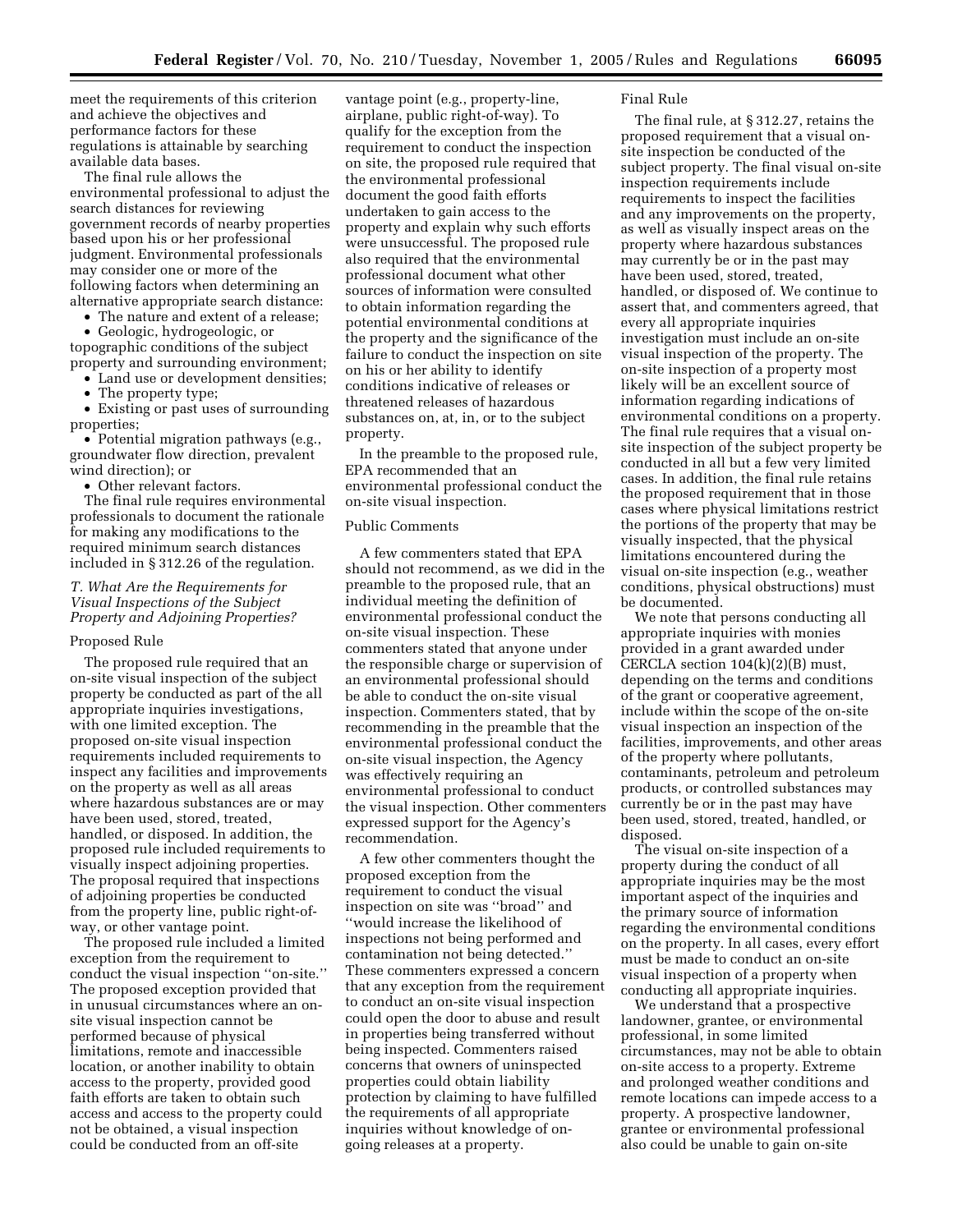meet the requirements of this criterion and achieve the objectives and performance factors for these regulations is attainable by searching available data bases.

The final rule allows the environmental professional to adjust the search distances for reviewing government records of nearby properties based upon his or her professional judgment. Environmental professionals may consider one or more of the following factors when determining an alternative appropriate search distance:

- The nature and extent of a release;
- Geologic, hydrogeologic, or topographic conditions of the subject property and surrounding environment;
- Land use or development densities;
- The property type;
- Existing or past uses of surrounding properties;
- Potential migration pathways (e.g., groundwater flow direction, prevalent wind direction); or
- Other relevant factors.

The final rule requires environmental professionals to document the rationale for making any modifications to the required minimum search distances included in § 312.26 of the regulation.

### *T. What Are the Requirements for Visual Inspections of the Subject Property and Adjoining Properties?*

#### Proposed Rule

The proposed rule required that an on-site visual inspection of the subject property be conducted as part of the all appropriate inquiries investigations, with one limited exception. The proposed on-site visual inspection requirements included requirements to inspect any facilities and improvements on the property as well as all areas where hazardous substances are or may have been used, stored, treated, handled, or disposed. In addition, the proposed rule included requirements to visually inspect adjoining properties. The proposal required that inspections of adjoining properties be conducted from the property line, public right-of-way, or other vantage point.

The proposed rule included a limited exception from the requirement to conduct the visual inspection ''on-site.'' The proposed exception provided that in unusual circumstances where an on-site visual inspection cannot be performed because of physical limitations, remote and inaccessible location, or another inability to obtain access to the property, provided good faith efforts are taken to obtain such access and access to the property could not be obtained, a visual inspection could be conducted from an off-site vantage point (e.g., property-line, airplane, public right-of-way). To qualify for the exception from the requirement to conduct the inspection on site, the proposed rule required that the environmental professional document the good faith efforts undertaken to gain access to the property and explain why such efforts were unsuccessful. The proposed rule also required that the environmental professional document what other sources of information were consulted to obtain information regarding the potential environmental conditions at the property and the significance of the failure to conduct the inspection on site on his or her ability to identify conditions indicative of releases or threatened releases of hazardous substances on, at, in, or to the subject property.

In the preamble to the proposed rule, EPA recommended that an environmental professional conduct the on-site visual inspection.

#### Public Comments

A few commenters stated that EPA should not recommend, as we did in the preamble to the proposed rule, that an individual meeting the definition of environmental professional conduct the on-site visual inspection. These commenters stated that anyone under the responsible charge or supervision of an environmental professional should be able to conduct the on-site visual inspection. Commenters stated, that by recommending in the preamble that the environmental professional conduct the on-site visual inspection, the Agency was effectively requiring an environmental professional to conduct the visual inspection. Other commenters expressed support for the Agency's recommendation.

A few other commenters thought the proposed exception from the requirement to conduct the visual inspection on site was ''broad'' and ''would increase the likelihood of inspections not being performed and contamination not being detected.'' These commenters expressed a concern that any exception from the requirement to conduct an on-site visual inspection could open the door to abuse and result in properties being transferred without being inspected. Commenters raised concerns that owners of uninspected properties could obtain liability protection by claiming to have fulfilled the requirements of all appropriate inquiries without knowledge of on-going releases at a property.

#### Final Rule

The final rule, at § 312.27, retains the proposed requirement that a visual on-site inspection be conducted of the subject property. The final visual on-site inspection requirements include requirements to inspect the facilities and any improvements on the property, as well as visually inspect areas on the property where hazardous substances may currently be or in the past may have been used, stored, treated, handled, or disposed of. We continue to assert that, and commenters agreed, that every all appropriate inquiries investigation must include an on-site visual inspection of the property. The on-site inspection of a property most likely will be an excellent source of information regarding indications of environmental conditions on a property. The final rule requires that a visual on-site inspection of the subject property be conducted in all but a few very limited cases. In addition, the final rule retains the proposed requirement that in those cases where physical limitations restrict the portions of the property that may be visually inspected, that the physical limitations encountered during the visual on-site inspection (e.g., weather conditions, physical obstructions) must be documented.

We note that persons conducting all appropriate inquiries with monies provided in a grant awarded under CERCLA section 104(k)(2)(B) must, depending on the terms and conditions of the grant or cooperative agreement, include within the scope of the on-site visual inspection an inspection of the facilities, improvements, and other areas of the property where pollutants, contaminants, petroleum and petroleum products, or controlled substances may currently be or in the past may have been used, stored, treated, handled, or disposed.

The visual on-site inspection of a property during the conduct of all appropriate inquiries may be the most important aspect of the inquiries and the primary source of information regarding the environmental conditions on the property. In all cases, every effort must be made to conduct an on-site visual inspection of a property when conducting all appropriate inquiries.

We understand that a prospective landowner, grantee, or environmental professional, in some limited circumstances, may not be able to obtain on-site access to a property. Extreme and prolonged weather conditions and remote locations can impede access to a property. A prospective landowner, grantee or environmental professional also could be unable to gain on-site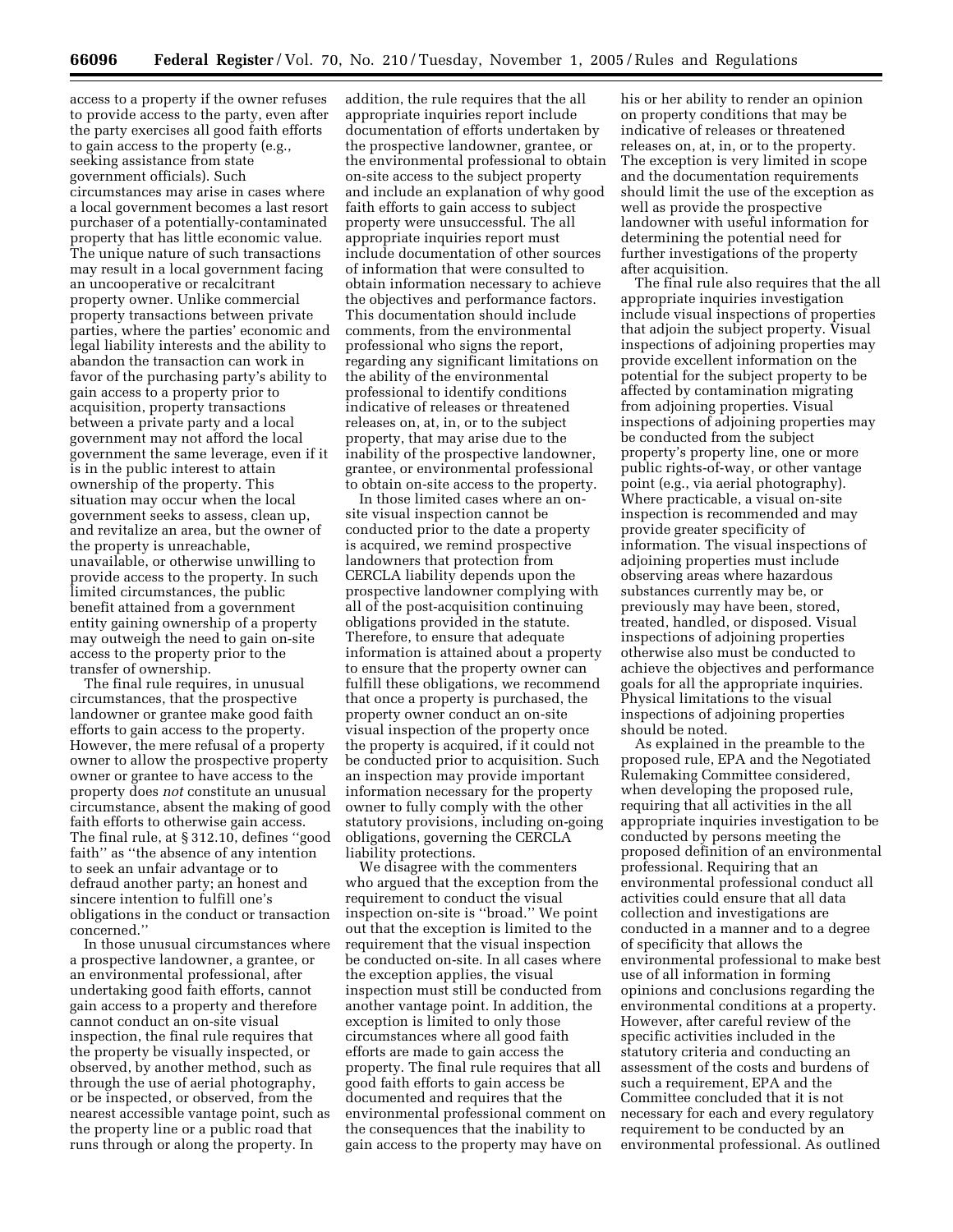access to a property if the owner refuses to provide access to the party, even after the party exercises all good faith efforts to gain access to the property (e.g., seeking assistance from state government officials). Such circumstances may arise in cases where a local government becomes a last resort purchaser of a potentially-contaminated property that has little economic value. The unique nature of such transactions may result in a local government facing an uncooperative or recalcitrant property owner. Unlike commercial property transactions between private parties, where the parties' economic and legal liability interests and the ability to abandon the transaction can work in favor of the purchasing party's ability to gain access to a property prior to acquisition, property transactions between a private party and a local government may not afford the local government the same leverage, even if it is in the public interest to attain ownership of the property. This situation may occur when the local government seeks to assess, clean up, and revitalize an area, but the owner of the property is unreachable, unavailable, or otherwise unwilling to provide access to the property. In such limited circumstances, the public benefit attained from a government entity gaining ownership of a property may outweigh the need to gain on-site access to the property prior to the transfer of ownership.

The final rule requires, in unusual circumstances, that the prospective landowner or grantee make good faith efforts to gain access to the property. However, the mere refusal of a property owner to allow the prospective property owner or grantee to have access to the property does *not* constitute an unusual circumstance, absent the making of good faith efforts to otherwise gain access. The final rule, at § 312.10, defines "good faith" as "the absence of any intention to seek an unfair advantage or to defraud another party; an honest and sincere intention to fulfill one's obligations in the conduct or transaction concerned."

In those unusual circumstances where a prospective landowner, a grantee, or an environmental professional, after undertaking good faith efforts, cannot gain access to a property and therefore cannot conduct an on-site visual inspection, the final rule requires that the property be visually inspected, or observed, by another method, such as through the use of aerial photography, or be inspected, or observed, from the nearest accessible vantage point, such as the property line or a public road that runs through or along the property. In addition, the rule requires that the all appropriate inquiries report include documentation of efforts undertaken by the prospective landowner, grantee, or the environmental professional to obtain on-site access to the subject property and include an explanation of why good faith efforts to gain access to subject property were unsuccessful. The all appropriate inquiries report must include documentation of other sources of information that were consulted to obtain information necessary to achieve the objectives and performance factors. This documentation should include comments, from the environmental professional who signs the report, regarding any significant limitations on the ability of the environmental professional to identify conditions indicative of releases or threatened releases on, at, in, or to the subject property, that may arise due to the inability of the prospective landowner, grantee, or environmental professional to obtain on-site access to the property.

In those limited cases where an on-site visual inspection cannot be conducted prior to the date a property is acquired, we remind prospective landowners that protection from CERCLA liability depends upon the prospective landowner complying with all of the post-acquisition continuing obligations provided in the statute. Therefore, to ensure that adequate information is attained about a property to ensure that the property owner can fulfill these obligations, we recommend that once a property is purchased, the property owner conduct an on-site visual inspection of the property once the property is acquired, if it could not be conducted prior to acquisition. Such an inspection may provide important information necessary for the property owner to fully comply with the other statutory provisions, including on-going obligations, governing the CERCLA liability protections.

We disagree with the commenters who argued that the exception from the requirement to conduct the visual inspection on-site is "broad." We point out that the exception is limited to the requirement that the visual inspection be conducted on-site. In all cases where the exception applies, the visual inspection must still be conducted from another vantage point. In addition, the exception is limited to only those circumstances where all good faith efforts are made to gain access the property. The final rule requires that all good faith efforts to gain access be documented and requires that the environmental professional comment on the consequences that the inability to gain access to the property may have on his or her ability to render an opinion on property conditions that may be indicative of releases or threatened releases on, at, in, or to the property. The exception is very limited in scope and the documentation requirements should limit the use of the exception as well as provide the prospective landowner with useful information for determining the potential need for further investigations of the property after acquisition.

The final rule also requires that the all appropriate inquiries investigation include visual inspections of properties that adjoin the subject property. Visual inspections of adjoining properties may provide excellent information on the potential for the subject property to be affected by contamination migrating from adjoining properties. Visual inspections of adjoining properties may be conducted from the subject property's property line, one or more public rights-of-way, or other vantage point (e.g., via aerial photography). Where practicable, a visual on-site inspection is recommended and may provide greater specificity of information. The visual inspections of adjoining properties must include observing areas where hazardous substances currently may be, or previously may have been, stored, treated, handled, or disposed. Visual inspections of adjoining properties otherwise also must be conducted to achieve the objectives and performance goals for all the appropriate inquiries. Physical limitations to the visual inspections of adjoining properties should be noted.

As explained in the preamble to the proposed rule, EPA and the Negotiated Rulemaking Committee considered, when developing the proposed rule, requiring that all activities in the all appropriate inquiries investigation to be conducted by persons meeting the proposed definition of an environmental professional. Requiring that an environmental professional conduct all activities could ensure that all data collection and investigations are conducted in a manner and to a degree of specificity that allows the environmental professional to make best use of all information in forming opinions and conclusions regarding the environmental conditions at a property. However, after careful review of the specific activities included in the statutory criteria and conducting an assessment of the costs and burdens of such a requirement, EPA and the Committee concluded that it is not necessary for each and every regulatory requirement to be conducted by an environmental professional. As outlined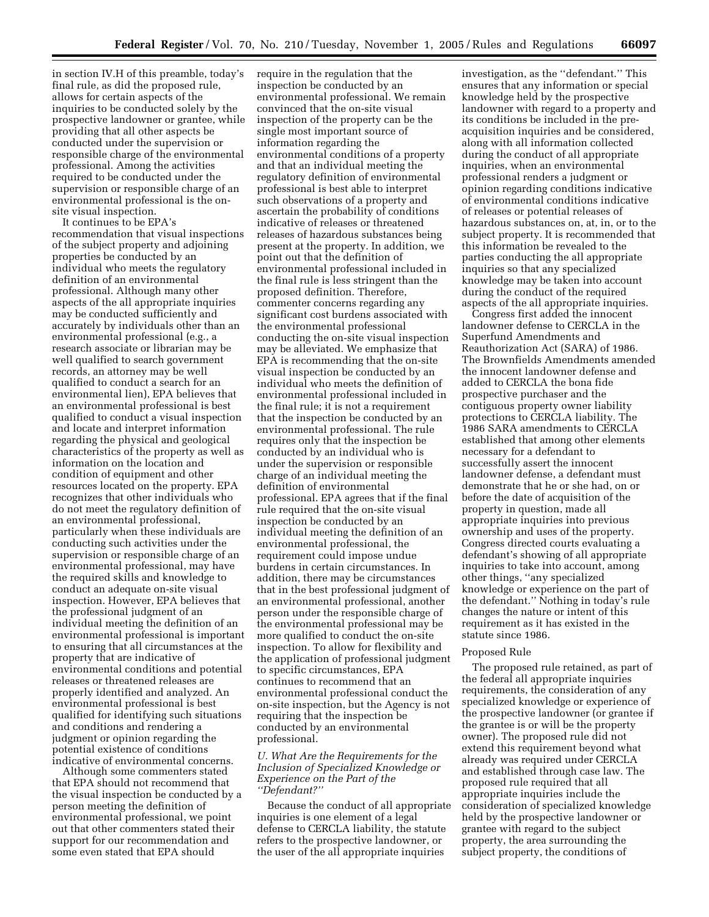in section IV.H of this preamble, today's final rule, as did the proposed rule, allows for certain aspects of the inquiries to be conducted solely by the prospective landowner or grantee, while providing that all other aspects be conducted under the supervision or responsible charge of the environmental professional. Among the activities required to be conducted under the supervision or responsible charge of an environmental professional is the on-site visual inspection.

It continues to be EPA's recommendation that visual inspections of the subject property and adjoining properties be conducted by an individual who meets the regulatory definition of an environmental professional. Although many other aspects of the all appropriate inquiries may be conducted sufficiently and accurately by individuals other than an environmental professional (e.g., a research associate or librarian may be well qualified to search government records, an attorney may be well qualified to conduct a search for an environmental lien), EPA believes that an environmental professional is best qualified to conduct a visual inspection and locate and interpret information regarding the physical and geological characteristics of the property as well as information on the location and condition of equipment and other resources located on the property. EPA recognizes that other individuals who do not meet the regulatory definition of an environmental professional, particularly when these individuals are conducting such activities under the supervision or responsible charge of an environmental professional, may have the required skills and knowledge to conduct an adequate on-site visual inspection. However, EPA believes that the professional judgment of an individual meeting the definition of an environmental professional is important to ensuring that all circumstances at the property that are indicative of environmental conditions and potential releases or threatened releases are properly identified and analyzed. An environmental professional is best qualified for identifying such situations and conditions and rendering a judgment or opinion regarding the potential existence of conditions indicative of environmental concerns.

Although some commenters stated that EPA should not recommend that the visual inspection be conducted by a person meeting the definition of environmental professional, we point out that other commenters stated their support for our recommendation and some even stated that EPA should require in the regulation that the inspection be conducted by an environmental professional. We remain convinced that the on-site visual inspection of the property can be the single most important source of information regarding the environmental conditions of a property and that an individual meeting the regulatory definition of environmental professional is best able to interpret such observations of a property and ascertain the probability of conditions indicative of releases or threatened releases of hazardous substances being present at the property. In addition, we point out that the definition of environmental professional included in the final rule is less stringent than the proposed definition. Therefore, commenter concerns regarding any significant cost burdens associated with the environmental professional conducting the on-site visual inspection may be alleviated. We emphasize that EPA is recommending that the on-site visual inspection be conducted by an individual who meets the definition of environmental professional included in the final rule; it is not a requirement that the inspection be conducted by an environmental professional. The rule requires only that the inspection be conducted by an individual who is under the supervision or responsible charge of an individual meeting the definition of environmental professional. EPA agrees that if the final rule required that the on-site visual inspection be conducted by an individual meeting the definition of an environmental professional, the requirement could impose undue burdens in certain circumstances. In addition, there may be circumstances that in the best professional judgment of an environmental professional, another person under the responsible charge of the environmental professional may be more qualified to conduct the on-site inspection. To allow for flexibility and the application of professional judgment to specific circumstances, EPA continues to recommend that an environmental professional conduct the on-site inspection, but the Agency is not requiring that the inspection be conducted by an environmental professional.

### *U. What Are the Requirements for the Inclusion of Specialized Knowledge or Experience on the Part of the ''Defendant?''*

Because the conduct of all appropriate inquiries is one element of a legal defense to CERCLA liability, the statute refers to the prospective landowner, or the user of the all appropriate inquiries investigation, as the ''defendant.'' This ensures that any information or special knowledge held by the prospective landowner with regard to a property and its conditions be included in the pre-acquisition inquiries and be considered, along with all information collected during the conduct of all appropriate inquiries, when an environmental professional renders a judgment or opinion regarding conditions indicative of environmental conditions indicative of releases or potential releases of hazardous substances on, at, in, or to the subject property. It is recommended that this information be revealed to the parties conducting the all appropriate inquiries so that any specialized knowledge may be taken into account during the conduct of the required aspects of the all appropriate inquiries.

Congress first added the innocent landowner defense to CERCLA in the Superfund Amendments and Reauthorization Act (SARA) of 1986. The Brownfields Amendments amended the innocent landowner defense and added to CERCLA the bona fide prospective purchaser and the contiguous property owner liability protections to CERCLA liability. The 1986 SARA amendments to CERCLA established that among other elements necessary for a defendant to successfully assert the innocent landowner defense, a defendant must demonstrate that he or she had, on or before the date of acquisition of the property in question, made all appropriate inquiries into previous ownership and uses of the property. Congress directed courts evaluating a defendant's showing of all appropriate inquiries to take into account, among other things, ''any specialized knowledge or experience on the part of the defendant.'' Nothing in today's rule changes the nature or intent of this requirement as it has existed in the statute since 1986.

#### Proposed Rule

The proposed rule retained, as part of the federal all appropriate inquiries requirements, the consideration of any specialized knowledge or experience of the prospective landowner (or grantee if the grantee is or will be the property owner). The proposed rule did not extend this requirement beyond what already was required under CERCLA and established through case law. The proposed rule required that all appropriate inquiries include the consideration of specialized knowledge held by the prospective landowner or grantee with regard to the subject property, the area surrounding the subject property, the conditions of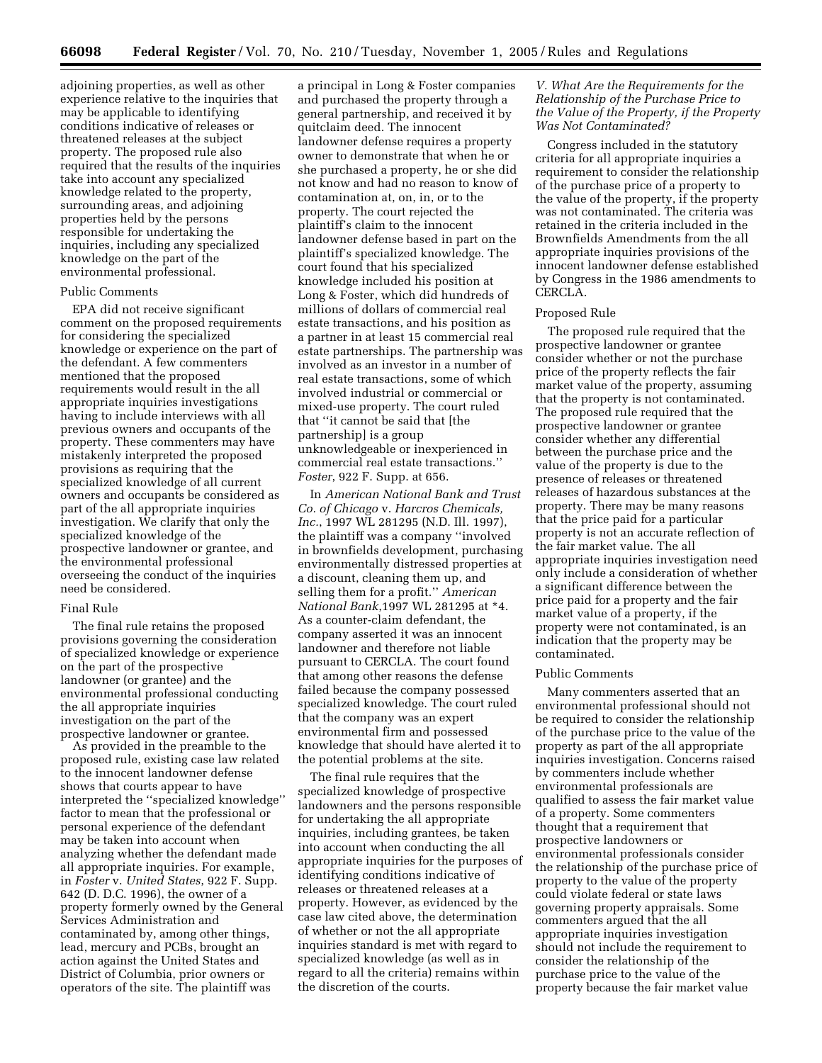adjoining properties, as well as other experience relative to the inquiries that may be applicable to identifying conditions indicative of releases or threatened releases at the subject property. The proposed rule also required that the results of the inquiries take into account any specialized knowledge related to the property, surrounding areas, and adjoining properties held by the persons responsible for undertaking the inquiries, including any specialized knowledge on the part of the environmental professional.

Public Comments

EPA did not receive significant comment on the proposed requirements for considering the specialized knowledge or experience on the part of the defendant. A few commenters mentioned that the proposed requirements would result in the all appropriate inquiries investigations having to include interviews with all previous owners and occupants of the property. These commenters may have mistakenly interpreted the proposed provisions as requiring that the specialized knowledge of all current owners and occupants be considered as part of the all appropriate inquiries investigation. We clarify that only the specialized knowledge of the prospective landowner or grantee, and the environmental professional overseeing the conduct of the inquiries need be considered.

Final Rule

The final rule retains the proposed provisions governing the consideration of specialized knowledge or experience on the part of the prospective landowner (or grantee) and the environmental professional conducting the all appropriate inquiries investigation on the part of the prospective landowner or grantee.

As provided in the preamble to the proposed rule, existing case law related to the innocent landowner defense shows that courts appear to have interpreted the ''specialized knowledge'' factor to mean that the professional or personal experience of the defendant may be taken into account when analyzing whether the defendant made all appropriate inquiries. For example, in *Foster* v. *United States*, 922 F. Supp. 642 (D. D.C. 1996), the owner of a property formerly owned by the General Services Administration and contaminated by, among other things, lead, mercury and PCBs, brought an action against the United States and District of Columbia, prior owners or operators of the site. The plaintiff was a principal in Long & Foster companies and purchased the property through a general partnership, and received it by quitclaim deed. The innocent landowner defense requires a property owner to demonstrate that when he or she purchased a property, he or she did not know and had no reason to know of contamination at, on, in, or to the property. The court rejected the plaintiff's claim to the innocent landowner defense based in part on the plaintiff's specialized knowledge. The court found that his specialized knowledge included his position at Long & Foster, which did hundreds of millions of dollars of commercial real estate transactions, and his position as a partner in at least 15 commercial real estate partnerships. The partnership was involved as an investor in a number of real estate transactions, some of which involved industrial or commercial or mixed-use property. The court ruled that ''it cannot be said that [the partnership] is a group unknowledgeable or inexperienced in commercial real estate transactions.'' *Foster*, 922 F. Supp. at 656.

In *American National Bank and Trust Co. of Chicago* v. *Harcros Chemicals, Inc.*, 1997 WL 281295 (N.D. Ill. 1997), the plaintiff was a company ''involved in brownfields development, purchasing environmentally distressed properties at a discount, cleaning them up, and selling them for a profit.'' *American National Bank*,1997 WL 281295 at *4. As a counter-claim defendant, the company asserted it was an innocent landowner and therefore not liable pursuant to CERCLA. The court found that among other reasons the defense failed because the company possessed specialized knowledge. The court ruled that the company was an expert environmental firm and possessed knowledge that should have alerted it to the potential problems at the site.

The final rule requires that the specialized knowledge of prospective landowners and the persons responsible for undertaking the all appropriate inquiries, including grantees, be taken into account when conducting the all appropriate inquiries for the purposes of identifying conditions indicative of releases or threatened releases at a property. However, as evidenced by the case law cited above, the determination of whether or not the all appropriate inquiries standard is met with regard to specialized knowledge (as well as in regard to all the criteria) remains within the discretion of the courts.

### *V. What Are the Requirements for the Relationship of the Purchase Price to the Value of the Property, if the Property Was Not Contaminated?*

Congress included in the statutory criteria for all appropriate inquiries a requirement to consider the relationship of the purchase price of a property to the value of the property, if the property was not contaminated. The criteria was retained in the criteria included in the Brownfields Amendments from the all appropriate inquiries provisions of the innocent landowner defense established by Congress in the 1986 amendments to CERCLA.

Proposed Rule

The proposed rule required that the prospective landowner or grantee consider whether or not the purchase price of the property reflects the fair market value of the property, assuming that the property is not contaminated. The proposed rule required that the prospective landowner or grantee consider whether any differential between the purchase price and the value of the property is due to the presence of releases or threatened releases of hazardous substances at the property. There may be many reasons that the price paid for a particular property is not an accurate reflection of the fair market value. The all appropriate inquiries investigation need only include a consideration of whether a significant difference between the price paid for a property and the fair market value of a property, if the property were not contaminated, is an indication that the property may be contaminated.

Public Comments

Many commenters asserted that an environmental professional should not be required to consider the relationship of the purchase price to the value of the property as part of the all appropriate inquiries investigation. Concerns raised by commenters include whether environmental professionals are qualified to assess the fair market value of a property. Some commenters thought that a requirement that prospective landowners or environmental professionals consider the relationship of the purchase price of property to the value of the property could violate federal or state laws governing property appraisals. Some commenters argued that the all appropriate inquiries investigation should not include the requirement to consider the relationship of the purchase price to the value of the property because the fair market value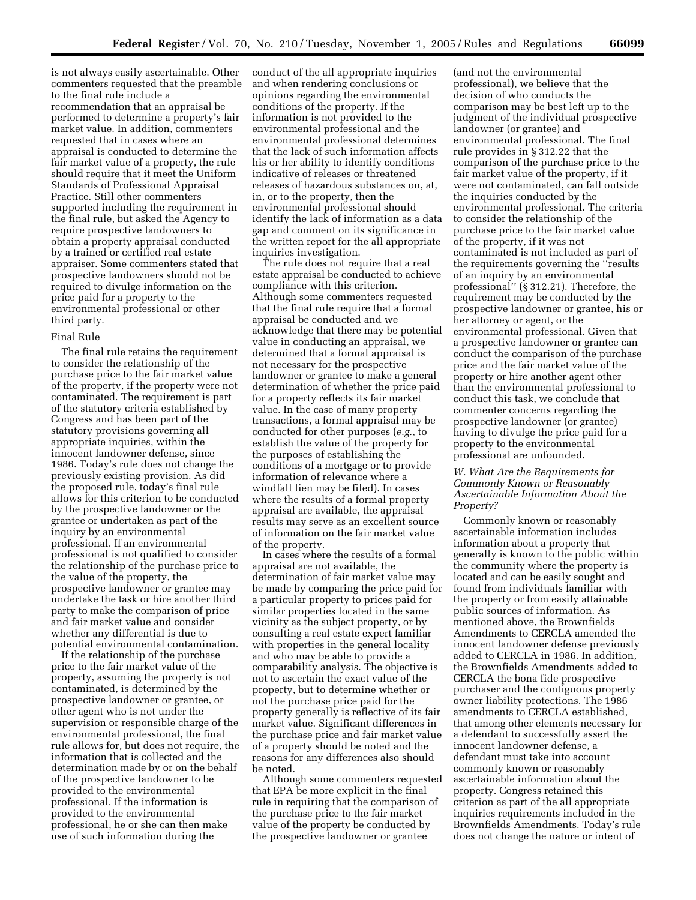is not always easily ascertainable. Other commenters requested that the preamble to the final rule include a recommendation that an appraisal be performed to determine a property's fair market value. In addition, commenters requested that in cases where an appraisal is conducted to determine the fair market value of a property, the rule should require that it meet the Uniform Standards of Professional Appraisal Practice. Still other commenters supported including the requirement in the final rule, but asked the Agency to require prospective landowners to obtain a property appraisal conducted by a trained or certified real estate appraiser. Some commenters stated that prospective landowners should not be required to divulge information on the price paid for a property to the environmental professional or other third party.

Final Rule

The final rule retains the requirement to consider the relationship of the purchase price to the fair market value of the property, if the property were not contaminated. The requirement is part of the statutory criteria established by Congress and has been part of the statutory provisions governing all appropriate inquiries, within the innocent landowner defense, since 1986. Today's rule does not change the previously existing provision. As did the proposed rule, today's final rule allows for this criterion to be conducted by the prospective landowner or the grantee or undertaken as part of the inquiry by an environmental professional. If an environmental professional is not qualified to consider the relationship of the purchase price to the value of the property, the prospective landowner or grantee may undertake the task or hire another third party to make the comparison of price and fair market value and consider whether any differential is due to potential environmental contamination.

If the relationship of the purchase price to the fair market value of the property, assuming the property is not contaminated, is determined by the prospective landowner or grantee, or other agent who is not under the supervision or responsible charge of the environmental professional, the final rule allows for, but does not require, the information that is collected and the determination made by or on the behalf of the prospective landowner to be provided to the environmental professional. If the information is provided to the environmental professional, he or she can then make use of such information during the conduct of the all appropriate inquiries and when rendering conclusions or opinions regarding the environmental conditions of the property. If the information is not provided to the environmental professional and the environmental professional determines that the lack of such information affects his or her ability to identify conditions indicative of releases or threatened releases of hazardous substances on, at, in, or to the property, then the environmental professional should identify the lack of information as a data gap and comment on its significance in the written report for the all appropriate inquiries investigation.

The rule does not require that a real estate appraisal be conducted to achieve compliance with this criterion. Although some commenters requested that the final rule require that a formal appraisal be conducted and we acknowledge that there may be potential value in conducting an appraisal, we determined that a formal appraisal is not necessary for the prospective landowner or grantee to make a general determination of whether the price paid for a property reflects its fair market value. In the case of many property transactions, a formal appraisal may be conducted for other purposes (*e.g.*, to establish the value of the property for the purposes of establishing the conditions of a mortgage or to provide information of relevance where a windfall lien may be filed). In cases where the results of a formal property appraisal are available, the appraisal results may serve as an excellent source of information on the fair market value of the property.

In cases where the results of a formal appraisal are not available, the determination of fair market value may be made by comparing the price paid for a particular property to prices paid for similar properties located in the same vicinity as the subject property, or by consulting a real estate expert familiar with properties in the general locality and who may be able to provide a comparability analysis. The objective is not to ascertain the exact value of the property, but to determine whether or not the purchase price paid for the property generally is reflective of its fair market value. Significant differences in the purchase price and fair market value of a property should be noted and the reasons for any differences also should be noted.

Although some commenters requested that EPA be more explicit in the final rule in requiring that the comparison of the purchase price to the fair market value of the property be conducted by the prospective landowner or grantee (and not the environmental professional), we believe that the decision of who conducts the comparison may be best left up to the judgment of the individual prospective landowner (or grantee) and environmental professional. The final rule provides in § 312.22 that the comparison of the purchase price to the fair market value of the property, if it were not contaminated, can fall outside the inquiries conducted by the environmental professional. The criteria to consider the relationship of the purchase price to the fair market value of the property, if it was not contaminated is not included as part of the requirements governing the "results of an inquiry by an environmental professional" (§ 312.21). Therefore, the requirement may be conducted by the prospective landowner or grantee, his or her attorney or agent, or the environmental professional. Given that a prospective landowner or grantee can conduct the comparison of the purchase price and the fair market value of the property or hire another agent other than the environmental professional to conduct this task, we conclude that commenter concerns regarding the prospective landowner (or grantee) having to divulge the price paid for a property to the environmental professional are unfounded.

### *W. What Are the Requirements for Commonly Known or Reasonably Ascertainable Information About the Property?*

Commonly known or reasonably ascertainable information includes information about a property that generally is known to the public within the community where the property is located and can be easily sought and found from individuals familiar with the property or from easily attainable public sources of information. As mentioned above, the Brownfields Amendments to CERCLA amended the innocent landowner defense previously added to CERCLA in 1986. In addition, the Brownfields Amendments added to CERCLA the bona fide prospective purchaser and the contiguous property owner liability protections. The 1986 amendments to CERCLA established, that among other elements necessary for a defendant to successfully assert the innocent landowner defense, a defendant must take into account commonly known or reasonably ascertainable information about the property. Congress retained this criterion as part of the all appropriate inquiries requirements included in the Brownfields Amendments. Today's rule does not change the nature or intent of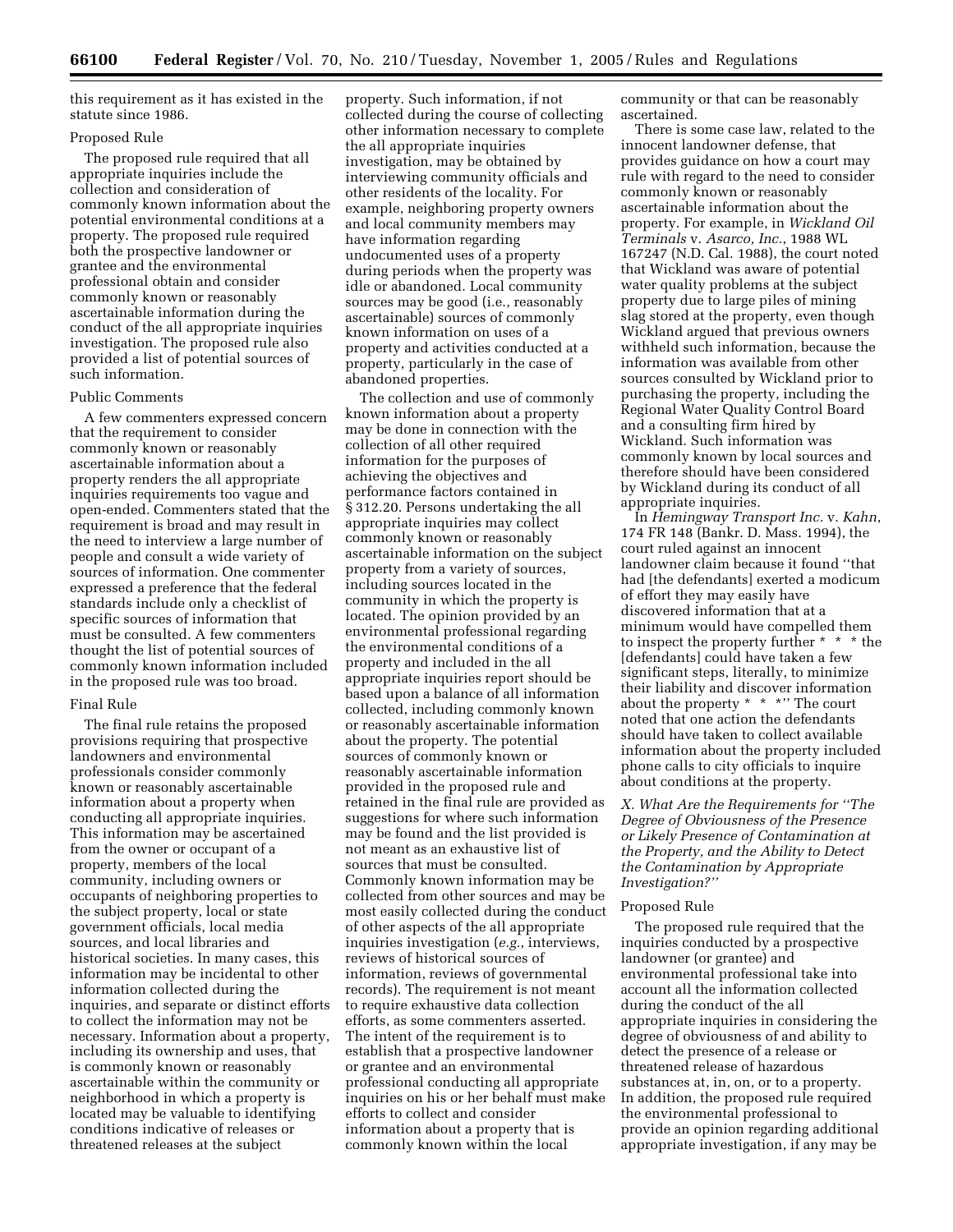this requirement as it has existed in the statute since 1986.

Proposed Rule

The proposed rule required that all appropriate inquiries include the collection and consideration of commonly known information about the potential environmental conditions at a property. The proposed rule required both the prospective landowner or grantee and the environmental professional obtain and consider commonly known or reasonably ascertainable information during the conduct of the all appropriate inquiries investigation. The proposed rule also provided a list of potential sources of such information.

Public Comments

A few commenters expressed concern that the requirement to consider commonly known or reasonably ascertainable information about a property renders the all appropriate inquiries requirements too vague and open-ended. Commenters stated that the requirement is broad and may result in the need to interview a large number of people and consult a wide variety of sources of information. One commenter expressed a preference that the federal standards include only a checklist of specific sources of information that must be consulted. A few commenters thought the list of potential sources of commonly known information included in the proposed rule was too broad.

Final Rule

The final rule retains the proposed provisions requiring that prospective landowners and environmental professionals consider commonly known or reasonably ascertainable information about a property when conducting all appropriate inquiries. This information may be ascertained from the owner or occupant of a property, members of the local community, including owners or occupants of neighboring properties to the subject property, local or state government officials, local media sources, and local libraries and historical societies. In many cases, this information may be incidental to other information collected during the inquiries, and separate or distinct efforts to collect the information may not be necessary. Information about a property, including its ownership and uses, that is commonly known or reasonably ascertainable within the community or neighborhood in which a property is located may be valuable to identifying conditions indicative of releases or threatened releases at the subject property. Such information, if not collected during the course of collecting other information necessary to complete the all appropriate inquiries investigation, may be obtained by interviewing community officials and other residents of the locality. For example, neighboring property owners and local community members may have information regarding undocumented uses of a property during periods when the property was idle or abandoned. Local community sources may be good (i.e., reasonably ascertainable) sources of commonly known information on uses of a property and activities conducted at a property, particularly in the case of abandoned properties.

The collection and use of commonly known information about a property may be done in connection with the collection of all other required information for the purposes of achieving the objectives and performance factors contained in § 312.20. Persons undertaking the all appropriate inquiries may collect commonly known or reasonably ascertainable information on the subject property from a variety of sources, including sources located in the community in which the property is located. The opinion provided by an environmental professional regarding the environmental conditions of a property and included in the all appropriate inquiries report should be based upon a balance of all information collected, including commonly known or reasonably ascertainable information about the property. The potential sources of commonly known or reasonably ascertainable information provided in the proposed rule and retained in the final rule are provided as suggestions for where such information may be found and the list provided is not meant as an exhaustive list of sources that must be consulted. Commonly known information may be collected from other sources and may be most easily collected during the conduct of other aspects of the all appropriate inquiries investigation (*e.g.*, interviews, reviews of historical sources of information, reviews of governmental records). The requirement is not meant to require exhaustive data collection efforts, as some commenters asserted. The intent of the requirement is to establish that a prospective landowner or grantee and an environmental professional conducting all appropriate inquiries on his or her behalf must make efforts to collect and consider information about a property that is commonly known within the local community or that can be reasonably ascertained.

There is some case law, related to the innocent landowner defense, that provides guidance on how a court may rule with regard to the need to consider commonly known or reasonably ascertainable information about the property. For example, in *Wickland Oil Terminals* v. *Asarco, Inc.*, 1988 WL 167247 (N.D. Cal. 1988), the court noted that Wickland was aware of potential water quality problems at the subject property due to large piles of mining slag stored at the property, even though Wickland argued that previous owners withheld such information, because the information was available from other sources consulted by Wickland prior to purchasing the property, including the Regional Water Quality Control Board and a consulting firm hired by Wickland. Such information was commonly known by local sources and therefore should have been considered by Wickland during its conduct of all appropriate inquiries.

In *Hemingway Transport Inc.* v. *Kahn*, 174 FR 148 (Bankr. D. Mass. 1994), the court ruled against an innocent landowner claim because it found ''that had [the defendants] exerted a modicum of effort they may easily have discovered information that at a minimum would have compelled them to inspect the property further * * * the [defendants] could have taken a few significant steps, literally, to minimize their liability and discover information about the property * * *'' The court noted that one action the defendants should have taken to collect available information about the property included phone calls to city officials to inquire about conditions at the property.

### *X. What Are the Requirements for ''The Degree of Obviousness of the Presence or Likely Presence of Contamination at the Property, and the Ability to Detect the Contamination by Appropriate Investigation?''*

Proposed Rule

The proposed rule required that the inquiries conducted by a prospective landowner (or grantee) and environmental professional take into account all the information collected during the conduct of the all appropriate inquiries in considering the degree of obviousness of and ability to detect the presence of a release or threatened release of hazardous substances at, in, on, or to a property. In addition, the proposed rule required the environmental professional to provide an opinion regarding additional appropriate investigation, if any may be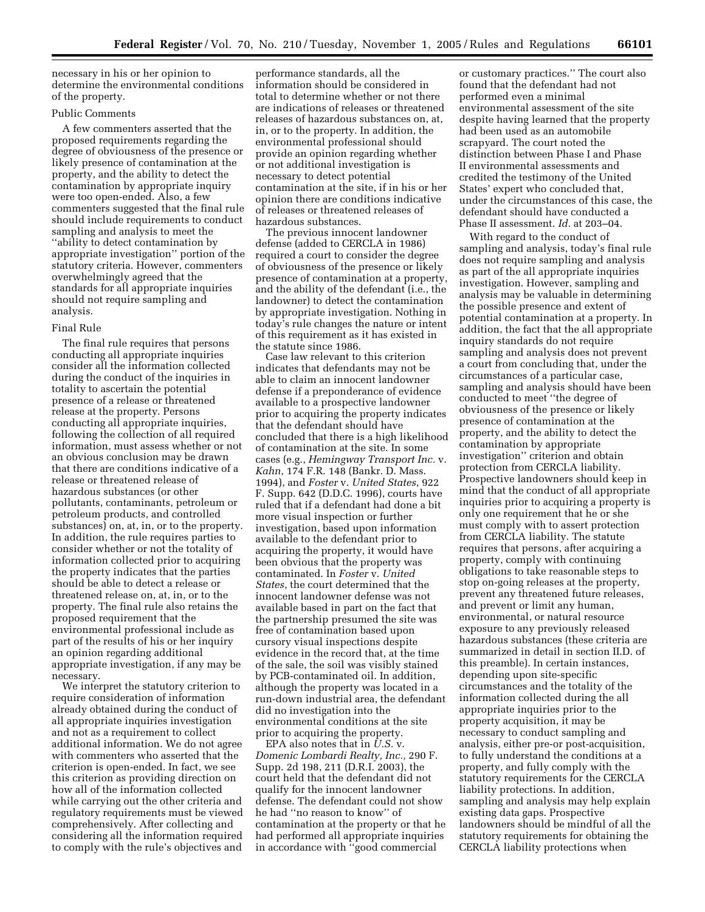necessary in his or her opinion to determine the environmental conditions of the property.

Public Comments

A few commenters asserted that the proposed requirements regarding the degree of obviousness of the presence or likely presence of contamination at the property, and the ability to detect the contamination by appropriate inquiry were too open-ended. Also, a few commenters suggested that the final rule should include requirements to conduct sampling and analysis to meet the ''ability to detect contamination by appropriate investigation'' portion of the statutory criteria. However, commenters overwhelmingly agreed that the standards for all appropriate inquiries should not require sampling and analysis.

Final Rule

The final rule requires that persons conducting all appropriate inquiries consider all the information collected during the conduct of the inquiries in totality to ascertain the potential presence of a release or threatened release at the property. Persons conducting all appropriate inquiries, following the collection of all required information, must assess whether or not an obvious conclusion may be drawn that there are conditions indicative of a release or threatened release of hazardous substances (or other pollutants, contaminants, petroleum or petroleum products, and controlled substances) on, at, in, or to the property. In addition, the rule requires parties to consider whether or not the totality of information collected prior to acquiring the property indicates that the parties should be able to detect a release or threatened release on, at, in, or to the property. The final rule also retains the proposed requirement that the environmental professional include as part of the results of his or her inquiry an opinion regarding additional appropriate investigation, if any may be necessary.

We interpret the statutory criterion to require consideration of information already obtained during the conduct of all appropriate inquiries investigation and not as a requirement to collect additional information. We do not agree with commenters who asserted that the criterion is open-ended. In fact, we see this criterion as providing direction on how all of the information collected while carrying out the other criteria and regulatory requirements must be viewed comprehensively. After collecting and considering all the information required to comply with the rule's objectives and performance standards, all the information should be considered in total to determine whether or not there are indications of releases or threatened releases of hazardous substances on, at, in, or to the property. In addition, the environmental professional should provide an opinion regarding whether or not additional investigation is necessary to detect potential contamination at the site, if in his or her opinion there are conditions indicative of releases or threatened releases of hazardous substances.

The previous innocent landowner defense (added to CERCLA in 1986) required a court to consider the degree of obviousness of the presence or likely presence of contamination at a property, and the ability of the defendant (i.e., the landowner) to detect the contamination by appropriate investigation. Nothing in today's rule changes the nature or intent of this requirement as it has existed in the statute since 1986.

Case law relevant to this criterion indicates that defendants may not be able to claim an innocent landowner defense if a preponderance of evidence available to a prospective landowner prior to acquiring the property indicates that the defendant should have concluded that there is a high likelihood of contamination at the site. In some cases (e.g., *Hemingway Transport Inc.* v. *Kahn*, 174 F.R. 148 (Bankr. D. Mass. 1994), and *Foster* v. *United States*, 922 F. Supp. 642 (D.D.C. 1996), courts have ruled that if a defendant had done a bit more visual inspection or further investigation, based upon information available to the defendant prior to acquiring the property, it would have been obvious that the property was contaminated. In *Foster* v. *United States*, the court determined that the innocent landowner defense was not available based in part on the fact that the partnership presumed the site was free of contamination based upon cursory visual inspections despite evidence in the record that, at the time of the sale, the soil was visibly stained by PCB-contaminated oil. In addition, although the property was located in a run-down industrial area, the defendant did no investigation into the environmental conditions at the site prior to acquiring the property.

EPA also notes that in *U.S.* v. *Domenic Lombardi Realty, Inc.,* 290 F. Supp. 2d 198, 211 (D.R.I. 2003), the court held that the defendant did not qualify for the innocent landowner defense. The defendant could not show he had ''no reason to know'' of contamination at the property or that he had performed all appropriate inquiries in accordance with ''good commercial or customary practices.'' The court also found that the defendant had not performed even a minimal environmental assessment of the site despite having learned that the property had been used as an automobile scrapyard. The court noted the distinction between Phase I and Phase II environmental assessments and credited the testimony of the United States' expert who concluded that, under the circumstances of this case, the defendant should have conducted a Phase II assessment. *Id.* at 203–04.

With regard to the conduct of sampling and analysis, today's final rule does not require sampling and analysis as part of the all appropriate inquiries investigation. However, sampling and analysis may be valuable in determining the possible presence and extent of potential contamination at a property. In addition, the fact that the all appropriate inquiry standards do not require sampling and analysis does not prevent a court from concluding that, under the circumstances of a particular case, sampling and analysis should have been conducted to meet ''the degree of obviousness of the presence or likely presence of contamination at the property, and the ability to detect the contamination by appropriate investigation'' criterion and obtain protection from CERCLA liability. Prospective landowners should keep in mind that the conduct of all appropriate inquiries prior to acquiring a property is only one requirement that he or she must comply with to assert protection from CERCLA liability. The statute requires that persons, after acquiring a property, comply with continuing obligations to take reasonable steps to stop on-going releases at the property, prevent any threatened future releases, and prevent or limit any human, environmental, or natural resource exposure to any previously released hazardous substances (these criteria are summarized in detail in section II.D. of this preamble). In certain instances, depending upon site-specific circumstances and the totality of the information collected during the all appropriate inquiries prior to the property acquisition, it may be necessary to conduct sampling and analysis, either pre-or post-acquisition, to fully understand the conditions at a property, and fully comply with the statutory requirements for the CERCLA liability protections. In addition, sampling and analysis may help explain existing data gaps. Prospective landowners should be mindful of all the statutory requirements for obtaining the CERCLA liability protections when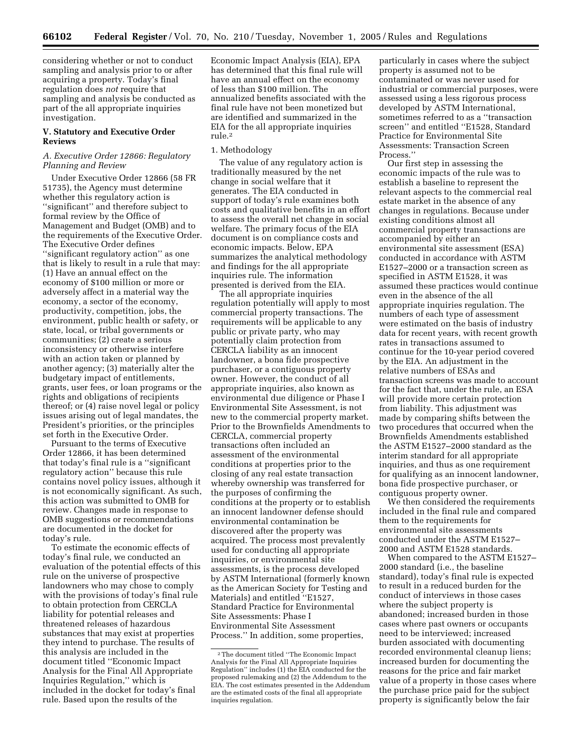considering whether or not to conduct sampling and analysis prior to or after acquiring a property. Today's final regulation does *not* require that sampling and analysis be conducted as part of the all appropriate inquiries investigation.

## V. Statutory and Executive Order Reviews

### *A. Executive Order 12866: Regulatory Planning and Review*

Under Executive Order 12866 (58 FR 51735), the Agency must determine whether this regulatory action is ''significant'' and therefore subject to formal review by the Office of Management and Budget (OMB) and to the requirements of the Executive Order. The Executive Order defines ''significant regulatory action'' as one that is likely to result in a rule that may: (1) Have an annual effect on the economy of $100 million or more or adversely affect in a material way the economy, a sector of the economy, productivity, competition, jobs, the environment, public health or safety, or state, local, or tribal governments or communities; (2) create a serious inconsistency or otherwise interfere with an action taken or planned by another agency; (3) materially alter the budgetary impact of entitlements, grants, user fees, or loan programs or the rights and obligations of recipients thereof; or (4) raise novel legal or policy issues arising out of legal mandates, the President's priorities, or the principles set forth in the Executive Order.

Pursuant to the terms of Executive Order 12866, it has been determined that today's final rule is a ''significant regulatory action'' because this rule contains novel policy issues, although it is not economically significant. As such, this action was submitted to OMB for review. Changes made in response to OMB suggestions or recommendations are documented in the docket for today's rule.

To estimate the economic effects of today's final rule, we conducted an evaluation of the potential effects of this rule on the universe of prospective landowners who may chose to comply with the provisions of today's final rule to obtain protection from CERCLA liability for potential releases and threatened releases of hazardous substances that may exist at properties they intend to purchase. The results of this analysis are included in the document titled ''Economic Impact Analysis for the Final All Appropriate Inquiries Regulation,'' which is included in the docket for today's final rule. Based upon the results of the Economic Impact Analysis (EIA), EPA has determined that this final rule will have an annual effect on the economy of less than $100 million. The annualized benefits associated with the final rule have not been monetized but are identified and summarized in the EIA for the all appropriate inquiries rule.[2]

1. Methodology

The value of any regulatory action is traditionally measured by the net change in social welfare that it generates. The EIA conducted in support of today's rule examines both costs and qualitative benefits in an effort to assess the overall net change in social welfare. The primary focus of the EIA document is on compliance costs and economic impacts. Below, EPA summarizes the analytical methodology and findings for the all appropriate inquiries rule. The information presented is derived from the EIA.

The all appropriate inquiries regulation potentially will apply to most commercial property transactions. The requirements will be applicable to any public or private party, who may potentially claim protection from CERCLA liability as an innocent landowner, a bona fide prospective purchaser, or a contiguous property owner. However, the conduct of all appropriate inquiries, also known as environmental due diligence or Phase I Environmental Site Assessment, is not new to the commercial property market. Prior to the Brownfields Amendments to CERCLA, commercial property transactions often included an assessment of the environmental conditions at properties prior to the closing of any real estate transaction whereby ownership was transferred for the purposes of confirming the conditions at the property or to establish an innocent landowner defense should environmental contamination be discovered after the property was acquired. The process most prevalently used for conducting all appropriate inquiries, or environmental site assessments, is the process developed by ASTM International (formerly known as the American Society for Testing and Materials) and entitled ''E1527, Standard Practice for Environmental Site Assessments: Phase I Environmental Site Assessment Process.'' In addition, some properties, particularly in cases where the subject property is assumed not to be contaminated or was never used for industrial or commercial purposes, were assessed using a less rigorous process developed by ASTM International, sometimes referred to as a ''transaction screen'' and entitled ''E1528, Standard Practice for Environmental Site Assessments: Transaction Screen Process.''

Our first step in assessing the economic impacts of the rule was to establish a baseline to represent the relevant aspects to the commercial real estate market in the absence of any changes in regulations. Because under existing conditions almost all commercial property transactions are accompanied by either an environmental site assessment (ESA) conducted in accordance with ASTM E1527–2000 or a transaction screen as specified in ASTM E1528, it was assumed these practices would continue even in the absence of the all appropriate inquiries regulation. The numbers of each type of assessment were estimated on the basis of industry data for recent years, with recent growth rates in transactions assumed to continue for the 10-year period covered by the EIA. An adjustment in the relative numbers of ESAs and transaction screens was made to account for the fact that, under the rule, an ESA will provide more certain protection from liability. This adjustment was made by comparing shifts between the two procedures that occurred when the Brownfields Amendments established the ASTM E1527–2000 standard as the interim standard for all appropriate inquiries, and thus as one requirement for qualifying as an innocent landowner, bona fide prospective purchaser, or contiguous property owner.

We then considered the requirements included in the final rule and compared them to the requirements for environmental site assessments conducted under the ASTM E1527–2000 and ASTM E1528 standards.

When compared to the ASTM E1527–2000 standard (i.e., the baseline standard), today's final rule is expected to result in a reduced burden for the conduct of interviews in those cases where the subject property is abandoned; increased burden in those cases where past owners or occupants need to be interviewed; increased burden associated with documenting recorded environmental cleanup liens; increased burden for documenting the reasons for the price and fair market value of a property in those cases where the purchase price paid for the subject property is significantly below the fair

[2] The document titled ''The Economic Impact Analysis for the Final All Appropriate Inquiries Regulation'' includes (1) the EIA conducted for the proposed rulemaking and (2) the Addendum to the EIA. The cost estimates presented in the Addendum are the estimated costs of the final all appropriate inquiries regulation.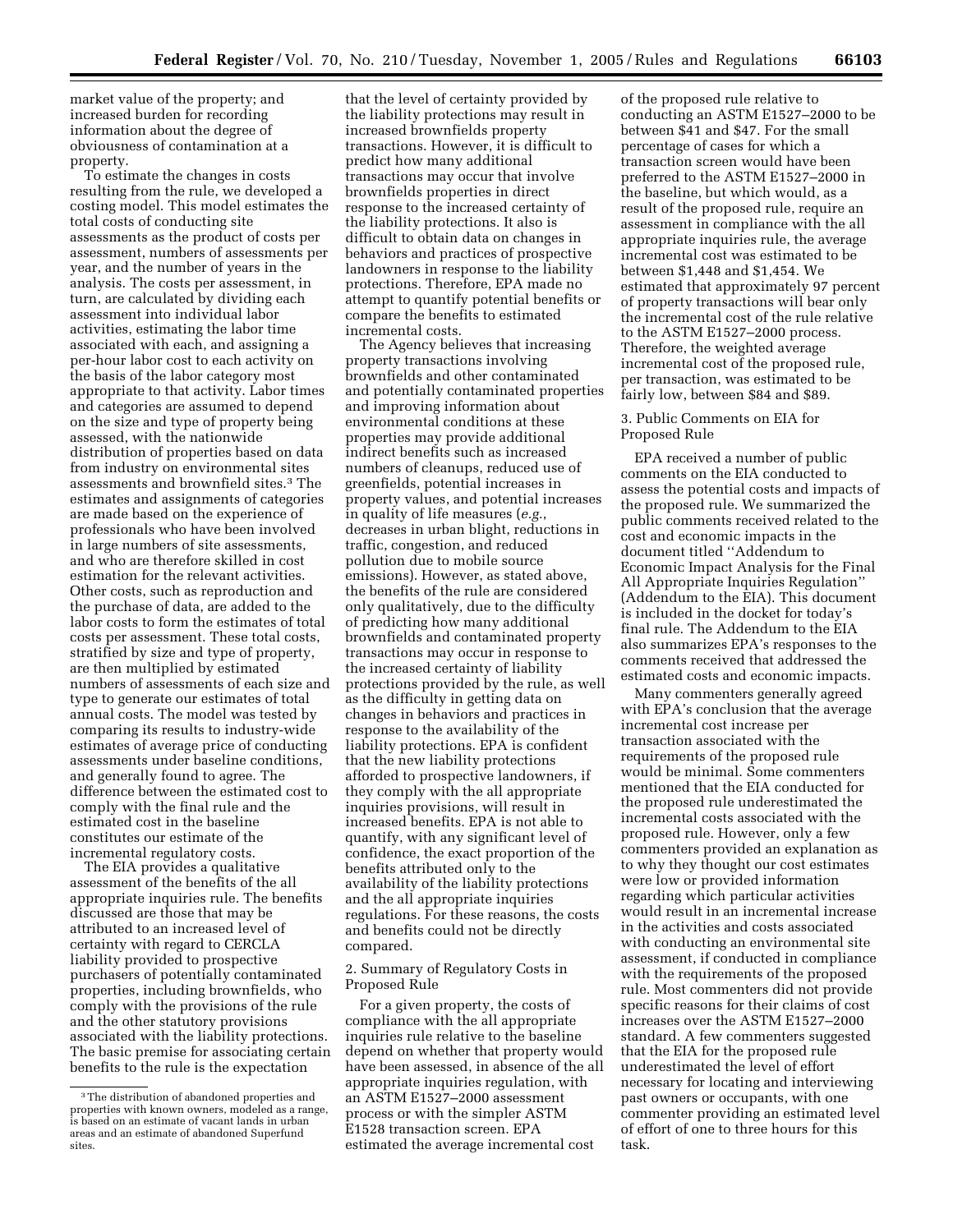market value of the property; and increased burden for recording information about the degree of obviousness of contamination at a property.

To estimate the changes in costs resulting from the rule, we developed a costing model. This model estimates the total costs of conducting site assessments as the product of costs per assessment, numbers of assessments per year, and the number of years in the analysis. The costs per assessment, in turn, are calculated by dividing each assessment into individual labor activities, estimating the labor time associated with each, and assigning a per-hour labor cost to each activity on the basis of the labor category most appropriate to that activity. Labor times and categories are assumed to depend on the size and type of property being assessed, with the nationwide distribution of properties based on data from industry on environmental sites assessments and brownfield sites.[3] The estimates and assignments of categories are made based on the experience of professionals who have been involved in large numbers of site assessments, and who are therefore skilled in cost estimation for the relevant activities. Other costs, such as reproduction and the purchase of data, are added to the labor costs to form the estimates of total costs per assessment. These total costs, stratified by size and type of property, are then multiplied by estimated numbers of assessments of each size and type to generate our estimates of total annual costs. The model was tested by comparing its results to industry-wide estimates of average price of conducting assessments under baseline conditions, and generally found to agree. The difference between the estimated cost to comply with the final rule and the estimated cost in the baseline constitutes our estimate of the incremental regulatory costs.

The EIA provides a qualitative assessment of the benefits of the all appropriate inquiries rule. The benefits discussed are those that may be attributed to an increased level of certainty with regard to CERCLA liability provided to prospective purchasers of potentially contaminated properties, including brownfields, who comply with the provisions of the rule and the other statutory provisions associated with the liability protections. The basic premise for associating certain benefits to the rule is the expectation that the level of certainty provided by the liability protections may result in increased brownfields property transactions. However, it is difficult to predict how many additional transactions may occur that involve brownfields properties in direct response to the increased certainty of the liability protections. It also is difficult to obtain data on changes in behaviors and practices of prospective landowners in response to the liability protections. Therefore, EPA made no attempt to quantify potential benefits or compare the benefits to estimated incremental costs.

The Agency believes that increasing property transactions involving brownfields and other contaminated and potentially contaminated properties and improving information about environmental conditions at these properties may provide additional indirect benefits such as increased numbers of cleanups, reduced use of greenfields, potential increases in property values, and potential increases in quality of life measures (*e.g.*, decreases in urban blight, reductions in traffic, congestion, and reduced pollution due to mobile source emissions). However, as stated above, the benefits of the rule are considered only qualitatively, due to the difficulty of predicting how many additional brownfields and contaminated property transactions may occur in response to the increased certainty of liability protections provided by the rule, as well as the difficulty in getting data on changes in behaviors and practices in response to the availability of the liability protections. EPA is confident that the new liability protections afforded to prospective landowners, if they comply with the all appropriate inquiries provisions, will result in increased benefits. EPA is not able to quantify, with any significant level of confidence, the exact proportion of the benefits attributed only to the availability of the liability protections and the all appropriate inquiries regulations. For these reasons, the costs and benefits could not be directly compared.

2. Summary of Regulatory Costs in Proposed Rule

For a given property, the costs of compliance with the all appropriate inquiries rule relative to the baseline depend on whether that property would have been assessed, in absence of the all appropriate inquiries regulation, with an ASTM E1527–2000 assessment process or with the simpler ASTM E1528 transaction screen. EPA estimated the average incremental cost of the proposed rule relative to conducting an ASTM E1527–2000 to be between $41 and $47. For the small percentage of cases for which a transaction screen would have been preferred to the ASTM E1527–2000 in the baseline, but which would, as a result of the proposed rule, require an assessment in compliance with the all appropriate inquiries rule, the average incremental cost was estimated to be between $1,448 and $1,454. We estimated that approximately 97 percent of property transactions will bear only the incremental cost of the rule relative to the ASTM E1527–2000 process. Therefore, the weighted average incremental cost of the proposed rule, per transaction, was estimated to be fairly low, between $84 and $89.

3. Public Comments on EIA for Proposed Rule

EPA received a number of public comments on the EIA conducted to assess the potential costs and impacts of the proposed rule. We summarized the public comments received related to the cost and economic impacts in the document titled ''Addendum to Economic Impact Analysis for the Final All Appropriate Inquiries Regulation'' (Addendum to the EIA). This document is included in the docket for today's final rule. The Addendum to the EIA also summarizes EPA's responses to the comments received that addressed the estimated costs and economic impacts.

Many commenters generally agreed with EPA's conclusion that the average incremental cost increase per transaction associated with the requirements of the proposed rule would be minimal. Some commenters mentioned that the EIA conducted for the proposed rule underestimated the incremental costs associated with the proposed rule. However, only a few commenters provided an explanation as to why they thought our cost estimates were low or provided information regarding which particular activities would result in an incremental increase in the activities and costs associated with conducting an environmental site assessment, if conducted in compliance with the requirements of the proposed rule. Most commenters did not provide specific reasons for their claims of cost increases over the ASTM E1527–2000 standard. A few commenters suggested that the EIA for the proposed rule underestimated the level of effort necessary for locating and interviewing past owners or occupants, with one commenter providing an estimated level of effort of one to three hours for this task.

[3] The distribution of abandoned properties and properties with known owners, modeled as a range, is based on an estimate of vacant lands in urban areas and an estimate of abandoned Superfund sites.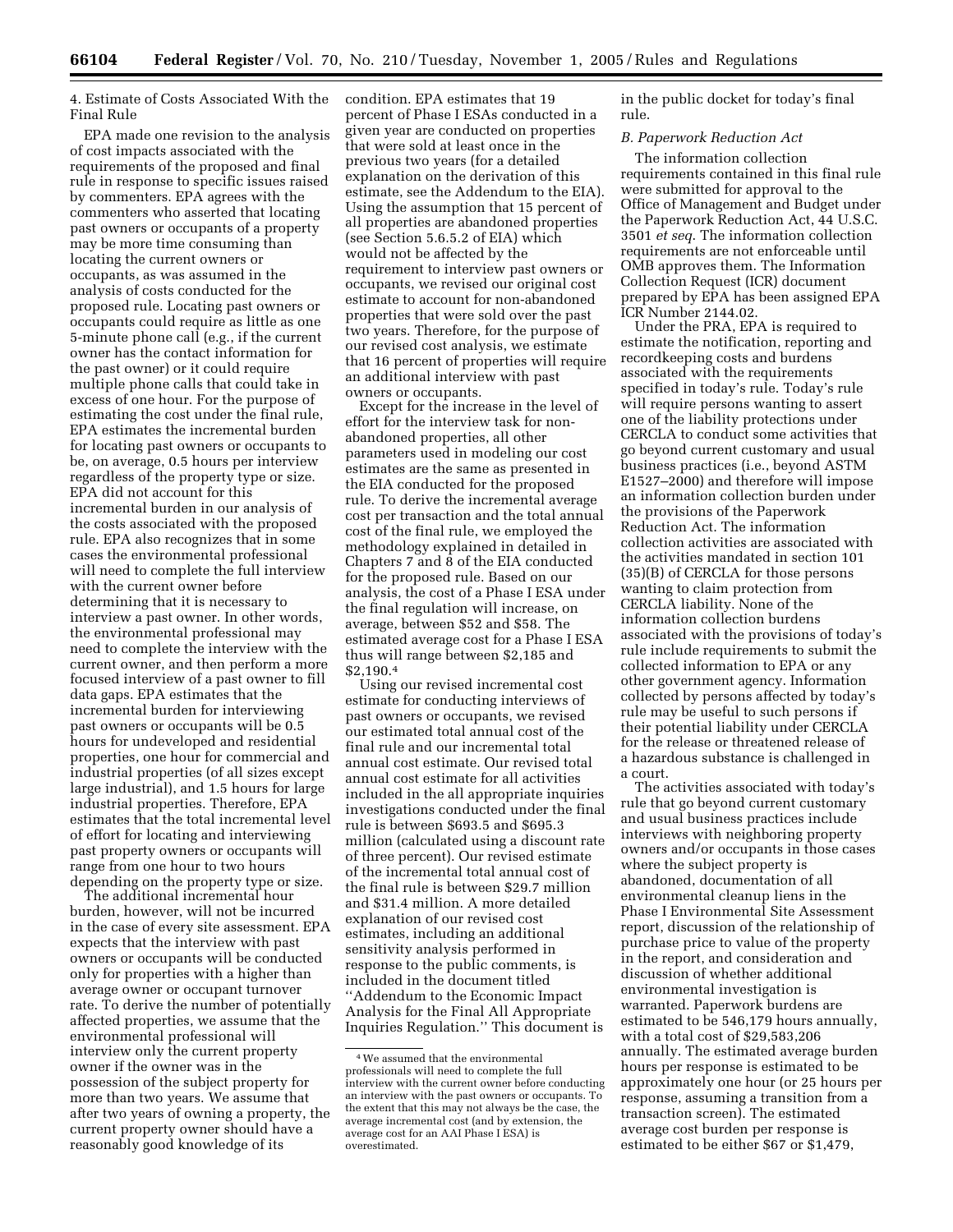4. Estimate of Costs Associated With the Final Rule

EPA made one revision to the analysis of cost impacts associated with the requirements of the proposed and final rule in response to specific issues raised by commenters. EPA agrees with the commenters who asserted that locating past owners or occupants of a property may be more time consuming than locating the current owners or occupants, as was assumed in the analysis of costs conducted for the proposed rule. Locating past owners or occupants could require as little as one 5-minute phone call (e.g., if the current owner has the contact information for the past owner) or it could require multiple phone calls that could take in excess of one hour. For the purpose of estimating the cost under the final rule, EPA estimates the incremental burden for locating past owners or occupants to be, on average, 0.5 hours per interview regardless of the property type or size. EPA did not account for this incremental burden in our analysis of the costs associated with the proposed rule. EPA also recognizes that in some cases the environmental professional will need to complete the full interview with the current owner before determining that it is necessary to interview a past owner. In other words, the environmental professional may need to complete the interview with the current owner, and then perform a more focused interview of a past owner to fill data gaps. EPA estimates that the incremental burden for interviewing past owners or occupants will be 0.5 hours for undeveloped and residential properties, one hour for commercial and industrial properties (of all sizes except large industrial), and 1.5 hours for large industrial properties. Therefore, EPA estimates that the total incremental level of effort for locating and interviewing past property owners or occupants will range from one hour to two hours depending on the property type or size.

The additional incremental hour burden, however, will not be incurred in the case of every site assessment. EPA expects that the interview with past owners or occupants will be conducted only for properties with a higher than average owner or occupant turnover rate. To derive the number of potentially affected properties, we assume that the environmental professional will interview only the current property owner if the owner was in the possession of the subject property for more than two years. We assume that after two years of owning a property, the current property owner should have a reasonably good knowledge of its condition. EPA estimates that 19 percent of Phase I ESAs conducted in a given year are conducted on properties that were sold at least once in the previous two years (for a detailed explanation on the derivation of this estimate, see the Addendum to the EIA). Using the assumption that 15 percent of all properties are abandoned properties (see Section 5.6.5.2 of EIA) which would not be affected by the requirement to interview past owners or occupants, we revised our original cost estimate to account for non-abandoned properties that were sold over the past two years. Therefore, for the purpose of our revised cost analysis, we estimate that 16 percent of properties will require an additional interview with past owners or occupants.

Except for the increase in the level of effort for the interview task for non-abandoned properties, all other parameters used in modeling our cost estimates are the same as presented in the EIA conducted for the proposed rule. To derive the incremental average cost per transaction and the total annual cost of the final rule, we employed the methodology explained in detailed in Chapters 7 and 8 of the EIA conducted for the proposed rule. Based on our analysis, the cost of a Phase I ESA under the final regulation will increase, on average, between $52 and $58. The estimated average cost for a Phase I ESA thus will range between $2,185 and $2,190.[4]

Using our revised incremental cost estimate for conducting interviews of past owners or occupants, we revised our estimated total annual cost of the final rule and our incremental total annual cost estimate. Our revised total annual cost estimate for all activities included in the all appropriate inquiries investigations conducted under the final rule is between $693.5 and $695.3 million (calculated using a discount rate of three percent). Our revised estimate of the incremental total annual cost of the final rule is between $29.7 million and $31.4 million. A more detailed explanation of our revised cost estimates, including an additional sensitivity analysis performed in response to the public comments, is included in the document titled "Addendum to the Economic Impact Analysis for the Final All Appropriate Inquiries Regulation." This document is in the public docket for today's final rule.

[4] We assumed that the environmental professionals will need to complete the full interview with the current owner before conducting an interview with the past owners or occupants. To the extent that this may not always be the case, the average incremental cost (and by extension, the average cost for an AAI Phase I ESA) is overestimated.

### B. Paperwork Reduction Act

The information collection requirements contained in this final rule were submitted for approval to the Office of Management and Budget under the Paperwork Reduction Act, 44 U.S.C. 3501 *et seq.* The information collection requirements are not enforceable until OMB approves them. The Information Collection Request (ICR) document prepared by EPA has been assigned EPA ICR Number 2144.02.

Under the PRA, EPA is required to estimate the notification, reporting and recordkeeping costs and burdens associated with the requirements specified in today's rule. Today's rule will require persons wanting to assert one of the liability protections under CERCLA to conduct some activities that go beyond current customary and usual business practices (i.e., beyond ASTM E1527–2000) and therefore will impose an information collection burden under the provisions of the Paperwork Reduction Act. The information collection activities are associated with the activities mandated in section 101 (35)(B) of CERCLA for those persons wanting to claim protection from CERCLA liability. None of the information collection burdens associated with the provisions of today's rule include requirements to submit the collected information to EPA or any other government agency. Information collected by persons affected by today's rule may be useful to such persons if their potential liability under CERCLA for the release or threatened release of a hazardous substance is challenged in a court.

The activities associated with today's rule that go beyond current customary and usual business practices include interviews with neighboring property owners and/or occupants in those cases where the subject property is abandoned, documentation of all environmental cleanup liens in the Phase I Environmental Site Assessment report, discussion of the relationship of purchase price to value of the property in the report, and consideration and discussion of whether additional environmental investigation is warranted. Paperwork burdens are estimated to be 546,179 hours annually, with a total cost of $29,583,206 annually. The estimated average burden hours per response is estimated to be approximately one hour (or 25 hours per response, assuming a transition from a transaction screen). The estimated average cost burden per response is estimated to be either $67 or $1,479,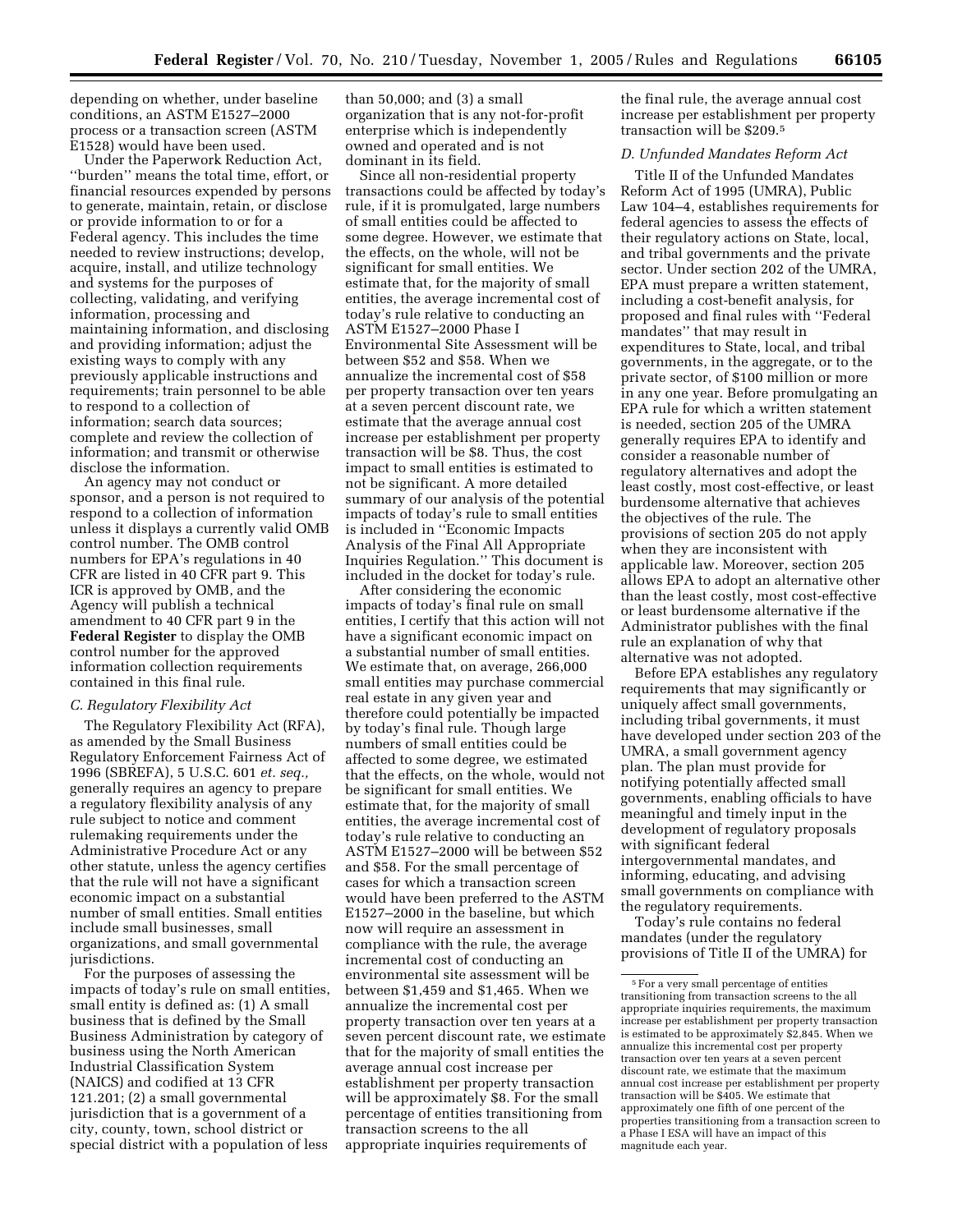depending on whether, under baseline conditions, an ASTM E1527–2000 process or a transaction screen (ASTM E1528) would have been used.

Under the Paperwork Reduction Act, ''burden'' means the total time, effort, or financial resources expended by persons to generate, maintain, retain, or disclose or provide information to or for a Federal agency. This includes the time needed to review instructions; develop, acquire, install, and utilize technology and systems for the purposes of collecting, validating, and verifying information, processing and maintaining information, and disclosing and providing information; adjust the existing ways to comply with any previously applicable instructions and requirements; train personnel to be able to respond to a collection of information; search data sources; complete and review the collection of information; and transmit or otherwise disclose the information.

An agency may not conduct or sponsor, and a person is not required to respond to a collection of information unless it displays a currently valid OMB control number. The OMB control numbers for EPA's regulations in 40 CFR are listed in 40 CFR part 9. This ICR is approved by OMB, and the Agency will publish a technical amendment to 40 CFR part 9 in the **Federal Register** to display the OMB control number for the approved information collection requirements contained in this final rule.

### C. Regulatory Flexibility Act

The Regulatory Flexibility Act (RFA), as amended by the Small Business Regulatory Enforcement Fairness Act of 1996 (SBREFA), 5 U.S.C. 601 *et. seq.,* generally requires an agency to prepare a regulatory flexibility analysis of any rule subject to notice and comment rulemaking requirements under the Administrative Procedure Act or any other statute, unless the agency certifies that the rule will not have a significant economic impact on a substantial number of small entities. Small entities include small businesses, small organizations, and small governmental jurisdictions.

For the purposes of assessing the impacts of today's rule on small entities, small entity is defined as: (1) A small business that is defined by the Small Business Administration by category of business using the North American Industrial Classification System (NAICS) and codified at 13 CFR 121.201; (2) a small governmental jurisdiction that is a government of a city, county, town, school district or special district with a population of less than 50,000; and (3) a small organization that is any not-for-profit enterprise which is independently owned and operated and is not dominant in its field.

Since all non-residential property transactions could be affected by today's rule, if it is promulgated, large numbers of small entities could be affected to some degree. However, we estimate that the effects, on the whole, will not be significant for small entities. We estimate that, for the majority of small entities, the average incremental cost of today's rule relative to conducting an ASTM E1527–2000 Phase I Environmental Site Assessment will be between $52 and $58. When we annualize the incremental cost of $58 per property transaction over ten years at a seven percent discount rate, we estimate that the average annual cost increase per establishment per property transaction will be $8. Thus, the cost impact to small entities is estimated to not be significant. A more detailed summary of our analysis of the potential impacts of today's rule to small entities is included in ''Economic Impacts Analysis of the Final All Appropriate Inquiries Regulation.'' This document is included in the docket for today's rule.

After considering the economic impacts of today's final rule on small entities, I certify that this action will not have a significant economic impact on a substantial number of small entities. We estimate that, on average, 266,000 small entities may purchase commercial real estate in any given year and therefore could potentially be impacted by today's final rule. Though large numbers of small entities could be affected to some degree, we estimated that the effects, on the whole, would not be significant for small entities. We estimate that, for the majority of small entities, the average incremental cost of today's rule relative to conducting an ASTM E1527–2000 will be between $52 and $58. For the small percentage of cases for which a transaction screen would have been preferred to the ASTM E1527–2000 in the baseline, but which now will require an assessment in compliance with the rule, the average incremental cost of conducting an environmental site assessment will be between $1,459 and $1,465. When we annualize the incremental cost per property transaction over ten years at a seven percent discount rate, we estimate that for the majority of small entities the average annual cost increase per establishment per property transaction will be approximately $8. For the small percentage of entities transitioning from transaction screens to the all appropriate inquiries requirements of the final rule, the average annual cost increase per establishment per property transaction will be $209.[5]

### D. Unfunded Mandates Reform Act

Title II of the Unfunded Mandates Reform Act of 1995 (UMRA), Public Law 104–4, establishes requirements for federal agencies to assess the effects of their regulatory actions on State, local, and tribal governments and the private sector. Under section 202 of the UMRA, EPA must prepare a written statement, including a cost-benefit analysis, for proposed and final rules with ''Federal mandates'' that may result in expenditures to State, local, and tribal governments, in the aggregate, or to the private sector, of $100 million or more in any one year. Before promulgating an EPA rule for which a written statement is needed, section 205 of the UMRA generally requires EPA to identify and consider a reasonable number of regulatory alternatives and adopt the least costly, most cost-effective, or least burdensome alternative that achieves the objectives of the rule. The provisions of section 205 do not apply when they are inconsistent with applicable law. Moreover, section 205 allows EPA to adopt an alternative other than the least costly, most cost-effective or least burdensome alternative if the Administrator publishes with the final rule an explanation of why that alternative was not adopted.

Before EPA establishes any regulatory requirements that may significantly or uniquely affect small governments, including tribal governments, it must have developed under section 203 of the UMRA, a small government agency plan. The plan must provide for notifying potentially affected small governments, enabling officials to have meaningful and timely input in the development of regulatory proposals with significant federal intergovernmental mandates, and informing, educating, and advising small governments on compliance with the regulatory requirements.

Today's rule contains no federal mandates (under the regulatory provisions of Title II of the UMRA) for

---

[5] For a very small percentage of entities transitioning from transaction screens to the all appropriate inquiries requirements, the maximum increase per establishment per property transaction is estimated to be approximately $2,845. When we annualize this incremental cost per property transaction over ten years at a seven percent discount rate, we estimate that the maximum annual cost increase per establishment per property transaction will be $405. We estimate that approximately one fifth of one percent of the properties transitioning from a transaction screen to a Phase I ESA will have an impact of this magnitude each year.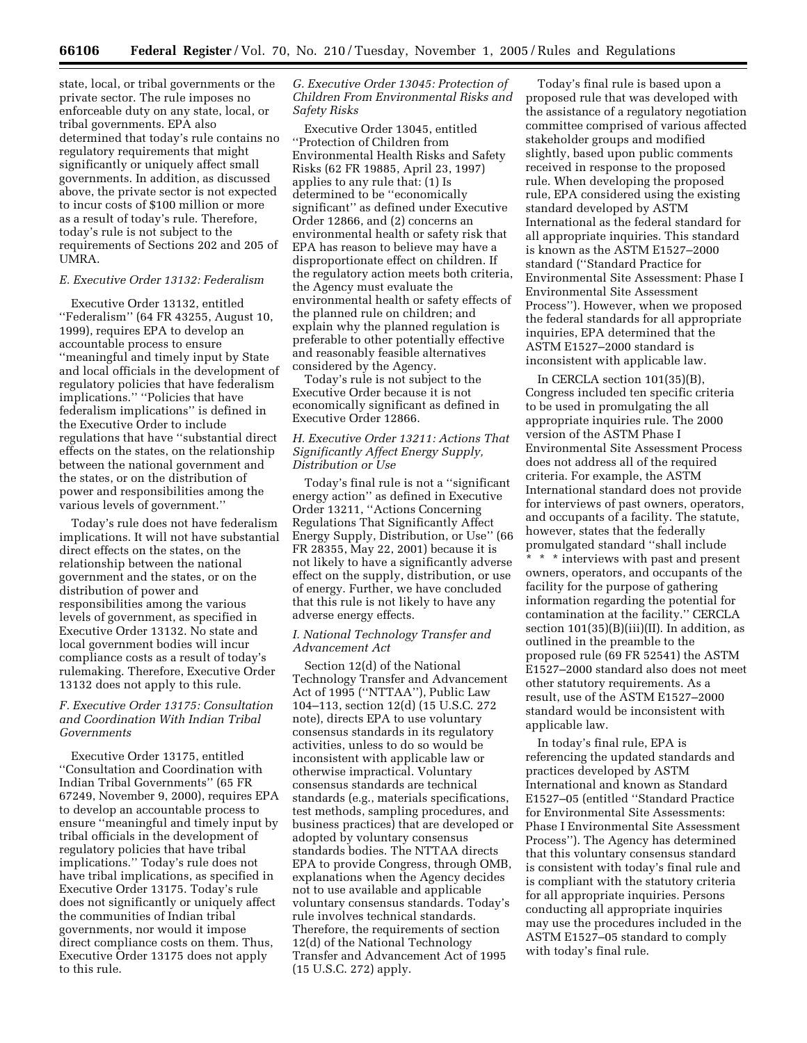state, local, or tribal governments or the private sector. The rule imposes no enforceable duty on any state, local, or tribal governments. EPA also determined that today's rule contains no regulatory requirements that might significantly or uniquely affect small governments. In addition, as discussed above, the private sector is not expected to incur costs of $100 million or more as a result of today's rule. Therefore, today's rule is not subject to the requirements of Sections 202 and 205 of UMRA.

### *E. Executive Order 13132: Federalism*

Executive Order 13132, entitled ''Federalism'' (64 FR 43255, August 10, 1999), requires EPA to develop an accountable process to ensure ''meaningful and timely input by State and local officials in the development of regulatory policies that have federalism implications.'' ''Policies that have federalism implications'' is defined in the Executive Order to include regulations that have ''substantial direct effects on the states, on the relationship between the national government and the states, or on the distribution of power and responsibilities among the various levels of government.''

Today's rule does not have federalism implications. It will not have substantial direct effects on the states, on the relationship between the national government and the states, or on the distribution of power and responsibilities among the various levels of government, as specified in Executive Order 13132. No state and local government bodies will incur compliance costs as a result of today's rulemaking. Therefore, Executive Order 13132 does not apply to this rule.

### *F. Executive Order 13175: Consultation and Coordination With Indian Tribal Governments*

Executive Order 13175, entitled ''Consultation and Coordination with Indian Tribal Governments'' (65 FR 67249, November 9, 2000), requires EPA to develop an accountable process to ensure ''meaningful and timely input by tribal officials in the development of regulatory policies that have tribal implications.'' Today's rule does not have tribal implications, as specified in Executive Order 13175. Today's rule does not significantly or uniquely affect the communities of Indian tribal governments, nor would it impose direct compliance costs on them. Thus, Executive Order 13175 does not apply to this rule.

### *G. Executive Order 13045: Protection of Children From Environmental Risks and Safety Risks*

Executive Order 13045, entitled ''Protection of Children from Environmental Health Risks and Safety Risks (62 FR 19885, April 23, 1997) applies to any rule that: (1) Is determined to be ''economically significant'' as defined under Executive Order 12866, and (2) concerns an environmental health or safety risk that EPA has reason to believe may have a disproportionate effect on children. If the regulatory action meets both criteria, the Agency must evaluate the environmental health or safety effects of the planned rule on children; and explain why the planned regulation is preferable to other potentially effective and reasonably feasible alternatives considered by the Agency.

Today's rule is not subject to the Executive Order because it is not economically significant as defined in Executive Order 12866.

### *H. Executive Order 13211: Actions That Significantly Affect Energy Supply, Distribution or Use*

Today's final rule is not a ''significant energy action'' as defined in Executive Order 13211, ''Actions Concerning Regulations That Significantly Affect Energy Supply, Distribution, or Use'' (66 FR 28355, May 22, 2001) because it is not likely to have a significantly adverse effect on the supply, distribution, or use of energy. Further, we have concluded that this rule is not likely to have any adverse energy effects.

### *I. National Technology Transfer and Advancement Act*

Section 12(d) of the National Technology Transfer and Advancement Act of 1995 (''NTTAA''), Public Law 104–113, section 12(d) (15 U.S.C. 272 note), directs EPA to use voluntary consensus standards in its regulatory activities, unless to do so would be inconsistent with applicable law or otherwise impractical. Voluntary consensus standards are technical standards (e.g., materials specifications, test methods, sampling procedures, and business practices) that are developed or adopted by voluntary consensus standards bodies. The NTTAA directs EPA to provide Congress, through OMB, explanations when the Agency decides not to use available and applicable voluntary consensus standards. Today's rule involves technical standards. Therefore, the requirements of section 12(d) of the National Technology Transfer and Advancement Act of 1995 (15 U.S.C. 272) apply.

Today's final rule is based upon a proposed rule that was developed with the assistance of a regulatory negotiation committee comprised of various affected stakeholder groups and modified slightly, based upon public comments received in response to the proposed rule. When developing the proposed rule, EPA considered using the existing standard developed by ASTM International as the federal standard for all appropriate inquiries. This standard is known as the ASTM E1527–2000 standard (''Standard Practice for Environmental Site Assessment: Phase I Environmental Site Assessment Process''). However, when we proposed the federal standards for all appropriate inquiries, EPA determined that the ASTM E1527–2000 standard is inconsistent with applicable law.

In CERCLA section 101(35)(B), Congress included ten specific criteria to be used in promulgating the all appropriate inquiries rule. The 2000 version of the ASTM Phase I Environmental Site Assessment Process does not address all of the required criteria. For example, the ASTM International standard does not provide for interviews of past owners, operators, and occupants of a facility. The statute, however, states that the federally promulgated standard ''shall include * * * interviews with past and present owners, operators, and occupants of the facility for the purpose of gathering information regarding the potential for contamination at the facility.'' CERCLA section 101(35)(B)(iii)(II). In addition, as outlined in the preamble to the proposed rule (69 FR 52541) the ASTM E1527–2000 standard also does not meet other statutory requirements. As a result, use of the ASTM E1527–2000 standard would be inconsistent with applicable law.

In today's final rule, EPA is referencing the updated standards and practices developed by ASTM International and known as Standard E1527–05 (entitled ''Standard Practice for Environmental Site Assessments: Phase I Environmental Site Assessment Process''). The Agency has determined that this voluntary consensus standard is consistent with today's final rule and is compliant with the statutory criteria for all appropriate inquiries. Persons conducting all appropriate inquiries may use the procedures included in the ASTM E1527–05 standard to comply with today's final rule.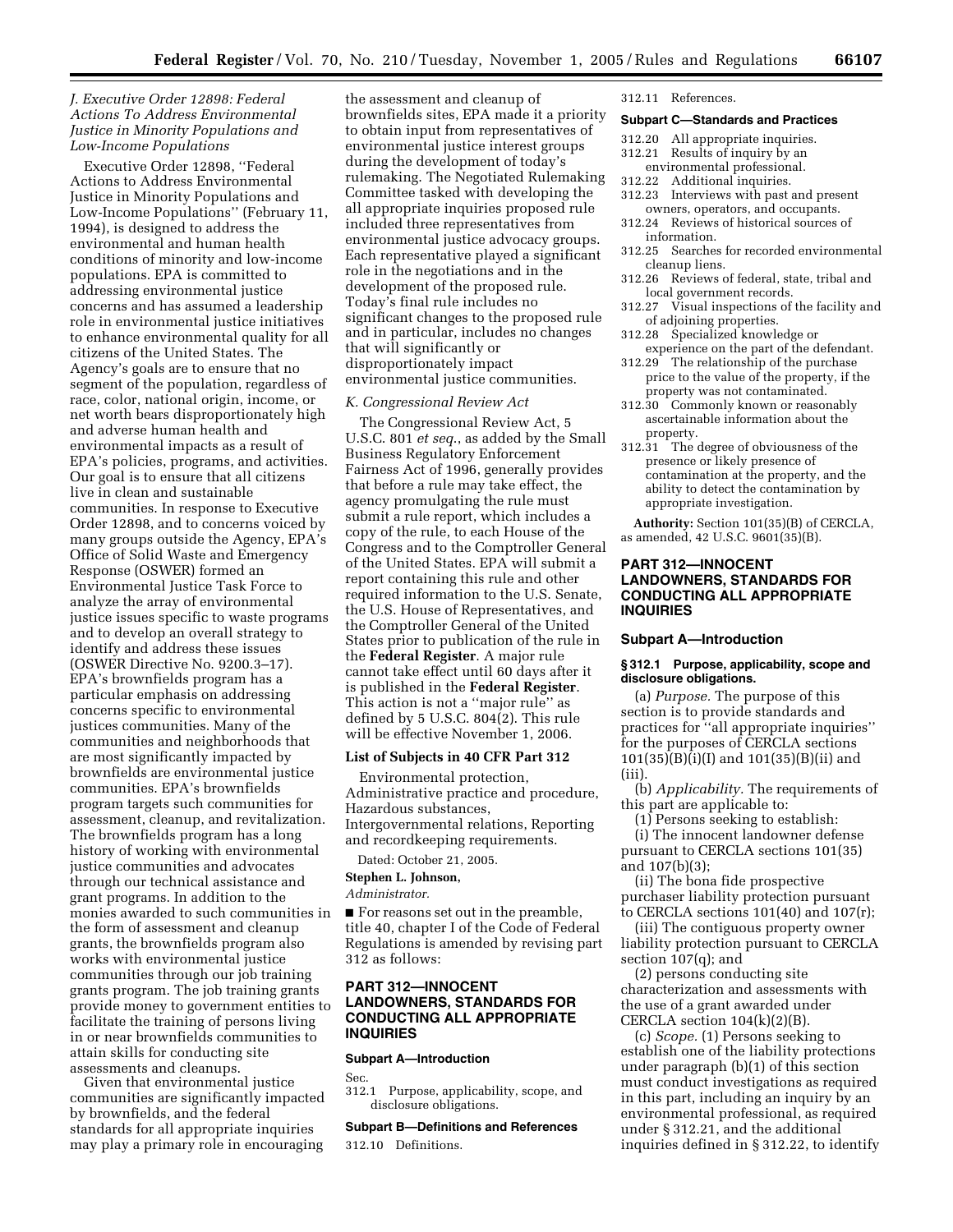### J. Executive Order 12898: Federal Actions To Address Environmental Justice in Minority Populations and Low-Income Populations

Executive Order 12898, "Federal Actions to Address Environmental Justice in Minority Populations and Low-Income Populations" (February 11, 1994), is designed to address the environmental and human health conditions of minority and low-income populations. EPA is committed to addressing environmental justice concerns and has assumed a leadership role in environmental justice initiatives to enhance environmental quality for all citizens of the United States. The Agency's goals are to ensure that no segment of the population, regardless of race, color, national origin, income, or net worth bears disproportionately high and adverse human health and environmental impacts as a result of EPA's policies, programs, and activities. Our goal is to ensure that all citizens live in clean and sustainable communities. In response to Executive Order 12898, and to concerns voiced by many groups outside the Agency, EPA's Office of Solid Waste and Emergency Response (OSWER) formed an Environmental Justice Task Force to analyze the array of environmental justice issues specific to waste programs and to develop an overall strategy to identify and address these issues (OSWER Directive No. 9200.3–17). EPA's brownfields program has a particular emphasis on addressing concerns specific to environmental justices communities. Many of the communities and neighborhoods that are most significantly impacted by brownfields are environmental justice communities. EPA's brownfields program targets such communities for assessment, cleanup, and revitalization. The brownfields program has a long history of working with environmental justice communities and advocates through our technical assistance and grant programs. In addition to the monies awarded to such communities in the form of assessment and cleanup grants, the brownfields program also works with environmental justice communities through our job training grants program. The job training grants provide money to government entities to facilitate the training of persons living in or near brownfields communities to attain skills for conducting site assessments and cleanups.

Given that environmental justice communities are significantly impacted by brownfields, and the federal standards for all appropriate inquiries may play a primary role in encouraging the assessment and cleanup of brownfields sites, EPA made it a priority to obtain input from representatives of environmental justice interest groups during the development of today's rulemaking. The Negotiated Rulemaking Committee tasked with developing the all appropriate inquiries proposed rule included three representatives from environmental justice advocacy groups. Each representative played a significant role in the negotiations and in the development of the proposed rule. Today's final rule includes no significant changes to the proposed rule and in particular, includes no changes that will significantly or disproportionately impact environmental justice communities.

### K. Congressional Review Act

The Congressional Review Act, 5 U.S.C. 801 *et seq.*, as added by the Small Business Regulatory Enforcement Fairness Act of 1996, generally provides that before a rule may take effect, the agency promulgating the rule must submit a rule report, which includes a copy of the rule, to each House of the Congress and to the Comptroller General of the United States. EPA will submit a report containing this rule and other required information to the U.S. Senate, the U.S. House of Representatives, and the Comptroller General of the United States prior to publication of the rule in the **Federal Register**. A major rule cannot take effect until 60 days after it is published in the **Federal Register**. This action is not a "major rule" as defined by 5 U.S.C. 804(2). This rule will be effective November 1, 2006.

**List of Subjects in 40 CFR Part 312**

Environmental protection, Administrative practice and procedure, Hazardous substances, Intergovernmental relations, Reporting and recordkeeping requirements.

Dated: October 21, 2005.

**Stephen L. Johnson,**

*Administrator.*

■ For reasons set out in the preamble, title 40, chapter I of the Code of Federal Regulations is amended by revising part 312 as follows:

## PART 312—INNOCENT LANDOWNERS, STANDARDS FOR CONDUCTING ALL APPROPRIATE INQUIRIES

**Subpart A—Introduction**

Sec.

312.1 Purpose, applicability, scope, and disclosure obligations.

**Subpart B—Definitions and References**

312.10 Definitions.

312.11 References.

**Subpart C—Standards and Practices**

312.20 All appropriate inquiries.

312.21 Results of inquiry by an environmental professional.

312.22 Additional inquiries.

312.23 Interviews with past and present owners, operators, and occupants.

312.24 Reviews of historical sources of information.

312.25 Searches for recorded environmental cleanup liens.

312.26 Reviews of federal, state, tribal and local government records.

312.27 Visual inspections of the facility and of adjoining properties.

312.28 Specialized knowledge or experience on the part of the defendant.

312.29 The relationship of the purchase price to the value of the property, if the property was not contaminated.

312.30 Commonly known or reasonably ascertainable information about the property.

312.31 The degree of obviousness of the presence or likely presence of contamination at the property, and the ability to detect the contamination by appropriate investigation.

**Authority:** Section 101(35)(B) of CERCLA, as amended, 42 U.S.C. 9601(35)(B).

## PART 312—INNOCENT LANDOWNERS, STANDARDS FOR CONDUCTING ALL APPROPRIATE INQUIRIES

### Subpart A—Introduction

#### § 312.1 Purpose, applicability, scope and disclosure obligations.

(a) *Purpose.* The purpose of this section is to provide standards and practices for "all appropriate inquiries" for the purposes of CERCLA sections 101(35)(B)(i)(I) and 101(35)(B)(ii) and (iii).

(b) *Applicability.* The requirements of this part are applicable to:

(1) Persons seeking to establish:

(i) The innocent landowner defense pursuant to CERCLA sections 101(35) and 107(b)(3);

(ii) The bona fide prospective purchaser liability protection pursuant to CERCLA sections 101(40) and 107(r);

(iii) The contiguous property owner liability protection pursuant to CERCLA section 107(q); and

(2) persons conducting site characterization and assessments with the use of a grant awarded under CERCLA section 104(k)(2)(B).

(c) *Scope.* (1) Persons seeking to establish one of the liability protections under paragraph (b)(1) of this section must conduct investigations as required in this part, including an inquiry by an environmental professional, as required under § 312.21, and the additional inquiries defined in § 312.22, to identify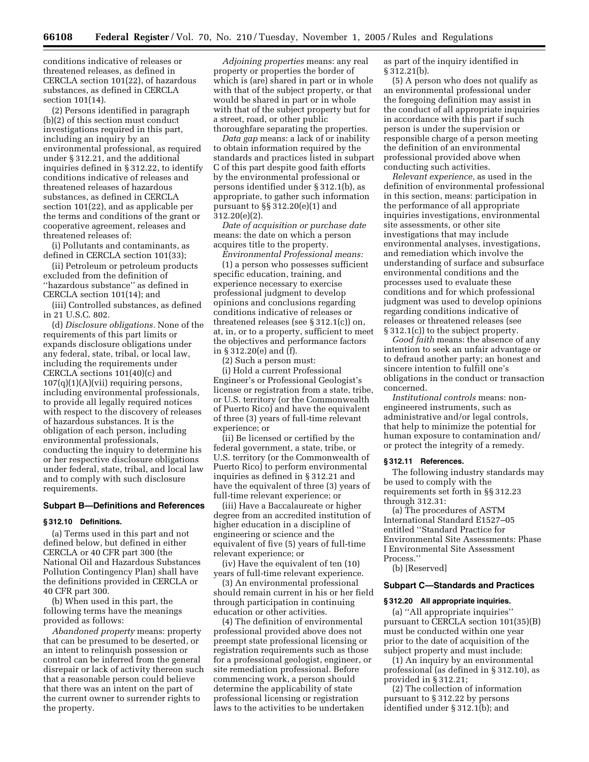conditions indicative of releases or threatened releases, as defined in CERCLA section 101(22), of hazardous substances, as defined in CERCLA section 101(14).

(2) Persons identified in paragraph (b)(2) of this section must conduct investigations required in this part, including an inquiry by an environmental professional, as required under § 312.21, and the additional inquiries defined in § 312.22, to identify conditions indicative of releases and threatened releases of hazardous substances, as defined in CERCLA section 101(22), and as applicable per the terms and conditions of the grant or cooperative agreement, releases and threatened releases of:

(i) Pollutants and contaminants, as defined in CERCLA section 101(33);

(ii) Petroleum or petroleum products excluded from the definition of ''hazardous substance'' as defined in CERCLA section 101(14); and

(iii) Controlled substances, as defined in 21 U.S.C. 802.

(d) *Disclosure obligations.* None of the requirements of this part limits or expands disclosure obligations under any federal, state, tribal, or local law, including the requirements under CERCLA sections 101(40)(c) and 107(q)(1)(A)(vii) requiring persons, including environmental professionals, to provide all legally required notices with respect to the discovery of releases of hazardous substances. It is the obligation of each person, including environmental professionals, conducting the inquiry to determine his or her respective disclosure obligations under federal, state, tribal, and local law and to comply with such disclosure requirements.

### Subpart B—Definitions and References

#### § 312.10 Definitions.

(a) Terms used in this part and not defined below, but defined in either CERCLA or 40 CFR part 300 (the National Oil and Hazardous Substances Pollution Contingency Plan) shall have the definitions provided in CERCLA or 40 CFR part 300.

(b) When used in this part, the following terms have the meanings provided as follows:

*Abandoned property* means: property that can be presumed to be deserted, or an intent to relinquish possession or control can be inferred from the general disrepair or lack of activity thereon such that a reasonable person could believe that there was an intent on the part of the current owner to surrender rights to the property.

*Adjoining properties* means: any real property or properties the border of which is (are) shared in part or in whole with that of the subject property, or that would be shared in part or in whole with that of the subject property but for a street, road, or other public thoroughfare separating the properties.

*Data gap* means: a lack of or inability to obtain information required by the standards and practices listed in subpart C of this part despite good faith efforts by the environmental professional or persons identified under § 312.1(b), as appropriate, to gather such information pursuant to §§ 312.20(e)(1) and 312.20(e)(2).

*Date of acquisition or purchase date* means: the date on which a person acquires title to the property.

*Environmental Professional means:*

(1) a person who possesses sufficient specific education, training, and experience necessary to exercise professional judgment to develop opinions and conclusions regarding conditions indicative of releases or threatened releases (see § 312.1(c)) on, at, in, or to a property, sufficient to meet the objectives and performance factors in § 312.20(e) and (f).

(2) Such a person must:

(i) Hold a current Professional Engineer's or Professional Geologist's license or registration from a state, tribe, or U.S. territory (or the Commonwealth of Puerto Rico) and have the equivalent of three (3) years of full-time relevant experience; or

(ii) Be licensed or certified by the federal government, a state, tribe, or U.S. territory (or the Commonwealth of Puerto Rico) to perform environmental inquiries as defined in § 312.21 and have the equivalent of three (3) years of full-time relevant experience; or

(iii) Have a Baccalaureate or higher degree from an accredited institution of higher education in a discipline of engineering or science and the equivalent of five (5) years of full-time relevant experience; or

(iv) Have the equivalent of ten (10) years of full-time relevant experience.

(3) An environmental professional should remain current in his or her field through participation in continuing education or other activities.

(4) The definition of environmental professional provided above does not preempt state professional licensing or registration requirements such as those for a professional geologist, engineer, or site remediation professional. Before commencing work, a person should determine the applicability of state professional licensing or registration laws to the activities to be undertaken as part of the inquiry identified in § 312.21(b).

(5) A person who does not qualify as an environmental professional under the foregoing definition may assist in the conduct of all appropriate inquiries in accordance with this part if such person is under the supervision or responsible charge of a person meeting the definition of an environmental professional provided above when conducting such activities.

*Relevant experience,* as used in the definition of environmental professional in this section, means: participation in the performance of all appropriate inquiries investigations, environmental site assessments, or other site investigations that may include environmental analyses, investigations, and remediation which involve the understanding of surface and subsurface environmental conditions and the processes used to evaluate these conditions and for which professional judgment was used to develop opinions regarding conditions indicative of releases or threatened releases (see § 312.1(c)) to the subject property.

*Good faith* means: the absence of any intention to seek an unfair advantage or to defraud another party; an honest and sincere intention to fulfill one's obligations in the conduct or transaction concerned.

*Institutional controls* means: non-engineered instruments, such as administrative and/or legal controls, that help to minimize the potential for human exposure to contamination and/or protect the integrity of a remedy.

#### § 312.11 References.

The following industry standards may be used to comply with the requirements set forth in §§ 312.23 through 312.31:

(a) The procedures of ASTM International Standard E1527–05 entitled ''Standard Practice for Environmental Site Assessments: Phase I Environmental Site Assessment Process.''

(b) [Reserved]

### Subpart C—Standards and Practices

#### § 312.20 All appropriate inquiries.

(a) ''All appropriate inquiries'' pursuant to CERCLA section 101(35)(B) must be conducted within one year prior to the date of acquisition of the subject property and must include:

(1) An inquiry by an environmental professional (as defined in § 312.10), as provided in § 312.21;

(2) The collection of information pursuant to § 312.22 by persons identified under § 312.1(b); and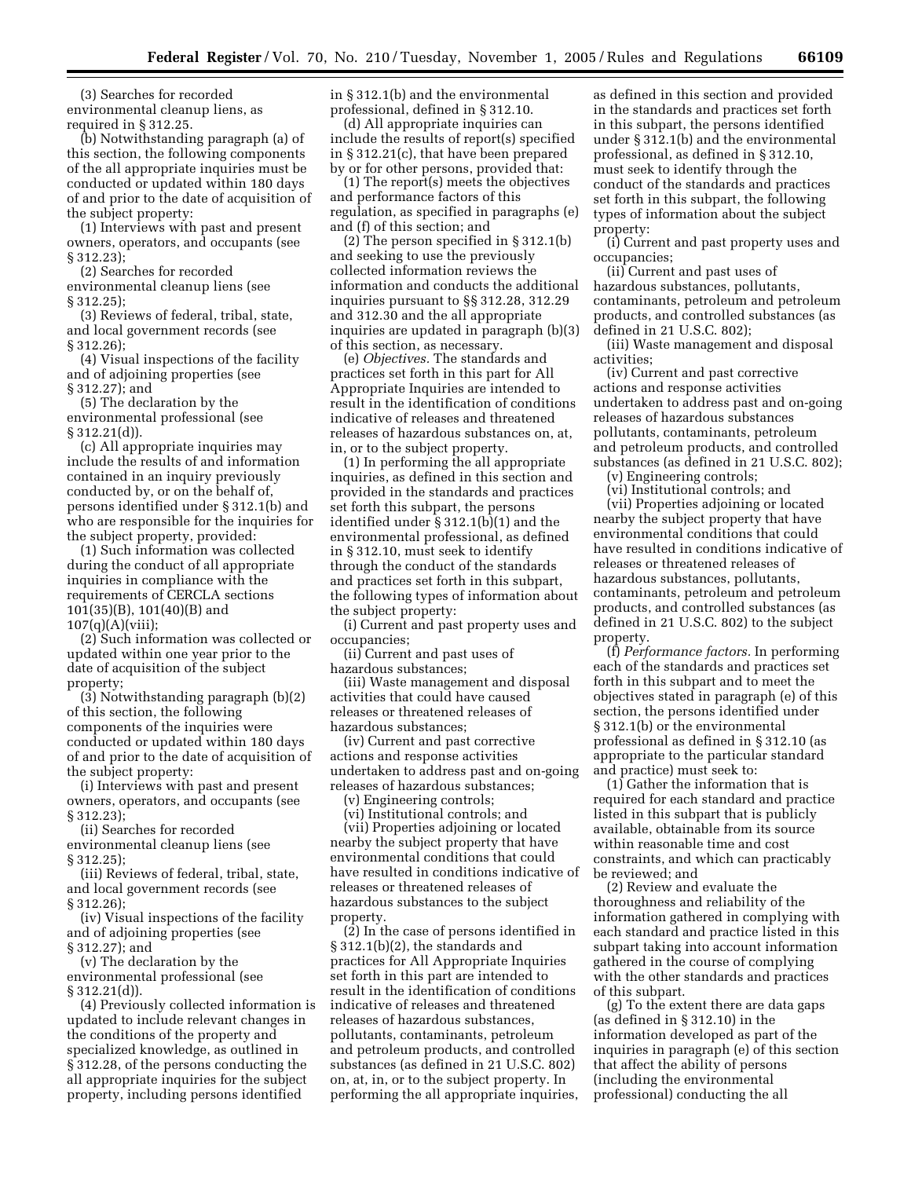(3) Searches for recorded environmental cleanup liens, as required in § 312.25.

(b) Notwithstanding paragraph (a) of this section, the following components of the all appropriate inquiries must be conducted or updated within 180 days of and prior to the date of acquisition of the subject property:

(1) Interviews with past and present owners, operators, and occupants (see § 312.23);

(2) Searches for recorded environmental cleanup liens (see § 312.25);

(3) Reviews of federal, tribal, state, and local government records (see § 312.26);

(4) Visual inspections of the facility and of adjoining properties (see § 312.27); and

(5) The declaration by the environmental professional (see § 312.21(d)).

(c) All appropriate inquiries may include the results of and information contained in an inquiry previously conducted by, or on the behalf of, persons identified under § 312.1(b) and who are responsible for the inquiries for the subject property, provided:

(1) Such information was collected during the conduct of all appropriate inquiries in compliance with the requirements of CERCLA sections 101(35)(B), 101(40)(B) and 107(q)(A)(viii);

(2) Such information was collected or updated within one year prior to the date of acquisition of the subject property;

(3) Notwithstanding paragraph (b)(2) of this section, the following components of the inquiries were conducted or updated within 180 days of and prior to the date of acquisition of the subject property:

(i) Interviews with past and present owners, operators, and occupants (see § 312.23);

(ii) Searches for recorded environmental cleanup liens (see § 312.25);

(iii) Reviews of federal, tribal, state, and local government records (see § 312.26);

(iv) Visual inspections of the facility and of adjoining properties (see § 312.27); and

(v) The declaration by the environmental professional (see § 312.21(d)).

(4) Previously collected information is updated to include relevant changes in the conditions of the property and specialized knowledge, as outlined in § 312.28, of the persons conducting the all appropriate inquiries for the subject property, including persons identified in § 312.1(b) and the environmental professional, defined in § 312.10.

(d) All appropriate inquiries can include the results of report(s) specified in § 312.21(c), that have been prepared by or for other persons, provided that:

(1) The report(s) meets the objectives and performance factors of this regulation, as specified in paragraphs (e) and (f) of this section; and

(2) The person specified in § 312.1(b) and seeking to use the previously collected information reviews the information and conducts the additional inquiries pursuant to §§ 312.28, 312.29 and 312.30 and the all appropriate inquiries are updated in paragraph (b)(3) of this section, as necessary.

(e) *Objectives.* The standards and practices set forth in this part for All Appropriate Inquiries are intended to result in the identification of conditions indicative of releases and threatened releases of hazardous substances on, at, in, or to the subject property.

(1) In performing the all appropriate inquiries, as defined in this section and provided in the standards and practices set forth this subpart, the persons identified under § 312.1(b)(1) and the environmental professional, as defined in § 312.10, must seek to identify through the conduct of the standards and practices set forth in this subpart, the following types of information about the subject property:

(i) Current and past property uses and occupancies;

(ii) Current and past uses of hazardous substances;

(iii) Waste management and disposal activities that could have caused releases or threatened releases of hazardous substances;

(iv) Current and past corrective actions and response activities undertaken to address past and on-going releases of hazardous substances;

(v) Engineering controls;

(vi) Institutional controls; and

(vii) Properties adjoining or located nearby the subject property that have environmental conditions that could have resulted in conditions indicative of releases or threatened releases of hazardous substances to the subject property.

(2) In the case of persons identified in § 312.1(b)(2), the standards and practices for All Appropriate Inquiries set forth in this part are intended to result in the identification of conditions indicative of releases and threatened releases of hazardous substances, pollutants, contaminants, petroleum and petroleum products, and controlled substances (as defined in 21 U.S.C. 802) on, at, in, or to the subject property. In performing the all appropriate inquiries, as defined in this section and provided in the standards and practices set forth in this subpart, the persons identified under § 312.1(b) and the environmental professional, as defined in § 312.10, must seek to identify through the conduct of the standards and practices set forth in this subpart, the following types of information about the subject property:

(i) Current and past property uses and occupancies;

(ii) Current and past uses of hazardous substances, pollutants, contaminants, petroleum and petroleum products, and controlled substances (as defined in 21 U.S.C. 802);

(iii) Waste management and disposal activities;

(iv) Current and past corrective actions and response activities undertaken to address past and on-going releases of hazardous substances pollutants, contaminants, petroleum and petroleum products, and controlled substances (as defined in 21 U.S.C. 802);

(v) Engineering controls;

(vi) Institutional controls; and

(vii) Properties adjoining or located nearby the subject property that have environmental conditions that could have resulted in conditions indicative of releases or threatened releases of hazardous substances, pollutants, contaminants, petroleum and petroleum products, and controlled substances (as defined in 21 U.S.C. 802) to the subject property.

(f) *Performance factors.* In performing each of the standards and practices set forth in this subpart and to meet the objectives stated in paragraph (e) of this section, the persons identified under § 312.1(b) or the environmental professional as defined in § 312.10 (as appropriate to the particular standard and practice) must seek to:

(1) Gather the information that is required for each standard and practice listed in this subpart that is publicly available, obtainable from its source within reasonable time and cost constraints, and which can practicably be reviewed; and

(2) Review and evaluate the thoroughness and reliability of the information gathered in complying with each standard and practice listed in this subpart taking into account information gathered in the course of complying with the other standards and practices of this subpart.

(g) To the extent there are data gaps (as defined in § 312.10) in the information developed as part of the inquiries in paragraph (e) of this section that affect the ability of persons (including the environmental professional) conducting the all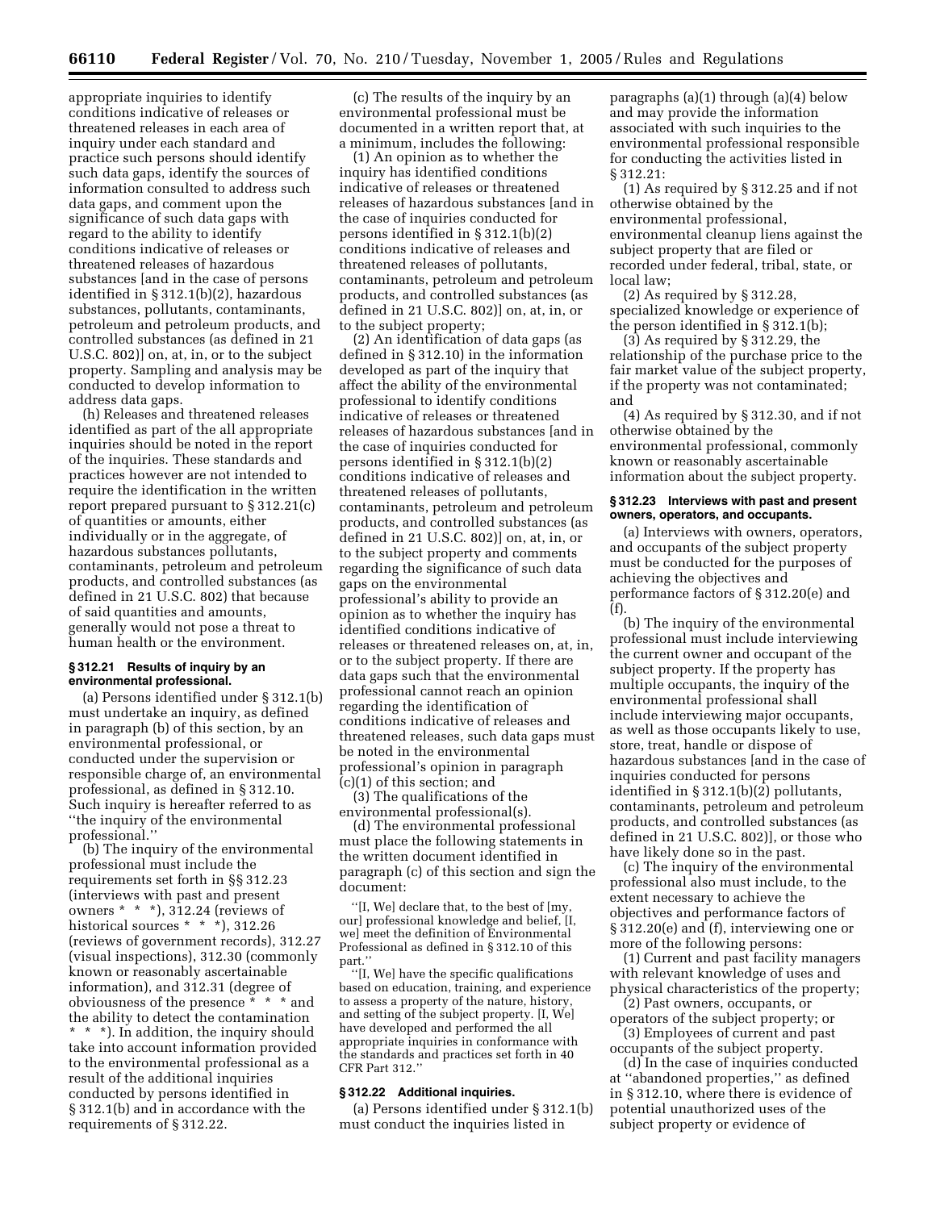appropriate inquiries to identify conditions indicative of releases or threatened releases in each area of inquiry under each standard and practice such persons should identify such data gaps, identify the sources of information consulted to address such data gaps, and comment upon the significance of such data gaps with regard to the ability to identify conditions indicative of releases or threatened releases of hazardous substances [and in the case of persons identified in § 312.1(b)(2), hazardous substances, pollutants, contaminants, petroleum and petroleum products, and controlled substances (as defined in 21 U.S.C. 802)] on, at, in, or to the subject property. Sampling and analysis may be conducted to develop information to address data gaps.

(h) Releases and threatened releases identified as part of the all appropriate inquiries should be noted in the report of the inquiries. These standards and practices however are not intended to require the identification in the written report prepared pursuant to § 312.21(c) of quantities or amounts, either individually or in the aggregate, of hazardous substances pollutants, contaminants, petroleum and petroleum products, and controlled substances (as defined in 21 U.S.C. 802) that because of said quantities and amounts, generally would not pose a threat to human health or the environment.

### § 312.21 Results of inquiry by an environmental professional.

(a) Persons identified under § 312.1(b) must undertake an inquiry, as defined in paragraph (b) of this section, by an environmental professional, or conducted under the supervision or responsible charge of, an environmental professional, as defined in § 312.10. Such inquiry is hereafter referred to as ''the inquiry of the environmental professional.''

(b) The inquiry of the environmental professional must include the requirements set forth in §§ 312.23 (interviews with past and present owners * * *), 312.24 (reviews of historical sources * * *), 312.26 (reviews of government records), 312.27 (visual inspections), 312.30 (commonly known or reasonably ascertainable information), and 312.31 (degree of obviousness of the presence * * * and the ability to detect the contamination * * *). In addition, the inquiry should take into account information provided to the environmental professional as a result of the additional inquiries conducted by persons identified in § 312.1(b) and in accordance with the requirements of § 312.22.

(c) The results of the inquiry by an environmental professional must be documented in a written report that, at a minimum, includes the following:

(1) An opinion as to whether the inquiry has identified conditions indicative of releases or threatened releases of hazardous substances [and in the case of inquiries conducted for persons identified in § 312.1(b)(2) conditions indicative of releases and threatened releases of pollutants, contaminants, petroleum and petroleum products, and controlled substances (as defined in 21 U.S.C. 802)] on, at, in, or to the subject property;

(2) An identification of data gaps (as defined in § 312.10) in the information developed as part of the inquiry that affect the ability of the environmental professional to identify conditions indicative of releases or threatened releases of hazardous substances [and in the case of inquiries conducted for persons identified in § 312.1(b)(2) conditions indicative of releases and threatened releases of pollutants, contaminants, petroleum and petroleum products, and controlled substances (as defined in 21 U.S.C. 802)] on, at, in, or to the subject property and comments regarding the significance of such data gaps on the environmental professional's ability to provide an opinion as to whether the inquiry has identified conditions indicative of releases or threatened releases on, at, in, or to the subject property. If there are data gaps such that the environmental professional cannot reach an opinion regarding the identification of conditions indicative of releases and threatened releases, such data gaps must be noted in the environmental professional's opinion in paragraph (c)(1) of this section; and

(3) The qualifications of the environmental professional(s).

(d) The environmental professional must place the following statements in the written document identified in paragraph (c) of this section and sign the document:

''[I, We] declare that, to the best of [my, our] professional knowledge and belief, [I, we] meet the definition of Environmental Professional as defined in § 312.10 of this part.''

''[I, We] have the specific qualifications based on education, training, and experience to assess a property of the nature, history, and setting of the subject property. [I, We] have developed and performed the all appropriate inquiries in conformance with the standards and practices set forth in 40 CFR Part 312.''

### § 312.22 Additional inquiries.

(a) Persons identified under § 312.1(b) must conduct the inquiries listed in paragraphs (a)(1) through (a)(4) below and may provide the information associated with such inquiries to the environmental professional responsible for conducting the activities listed in § 312.21:

(1) As required by § 312.25 and if not otherwise obtained by the environmental professional, environmental cleanup liens against the subject property that are filed or recorded under federal, tribal, state, or local law;

(2) As required by § 312.28, specialized knowledge or experience of the person identified in § 312.1(b);

(3) As required by § 312.29, the relationship of the purchase price to the fair market value of the subject property, if the property was not contaminated; and

(4) As required by § 312.30, and if not otherwise obtained by the environmental professional, commonly known or reasonably ascertainable information about the subject property.

### § 312.23 Interviews with past and present owners, operators, and occupants.

(a) Interviews with owners, operators, and occupants of the subject property must be conducted for the purposes of achieving the objectives and performance factors of § 312.20(e) and (f).

(b) The inquiry of the environmental professional must include interviewing the current owner and occupant of the subject property. If the property has multiple occupants, the inquiry of the environmental professional shall include interviewing major occupants, as well as those occupants likely to use, store, treat, handle or dispose of hazardous substances [and in the case of inquiries conducted for persons identified in § 312.1(b)(2) pollutants, contaminants, petroleum and petroleum products, and controlled substances (as defined in 21 U.S.C. 802)], or those who have likely done so in the past.

(c) The inquiry of the environmental professional also must include, to the extent necessary to achieve the objectives and performance factors of § 312.20(e) and (f), interviewing one or more of the following persons:

(1) Current and past facility managers with relevant knowledge of uses and physical characteristics of the property;

(2) Past owners, occupants, or operators of the subject property; or

(3) Employees of current and past occupants of the subject property.

(d) In the case of inquiries conducted at ''abandoned properties,'' as defined in § 312.10, where there is evidence of potential unauthorized uses of the subject property or evidence of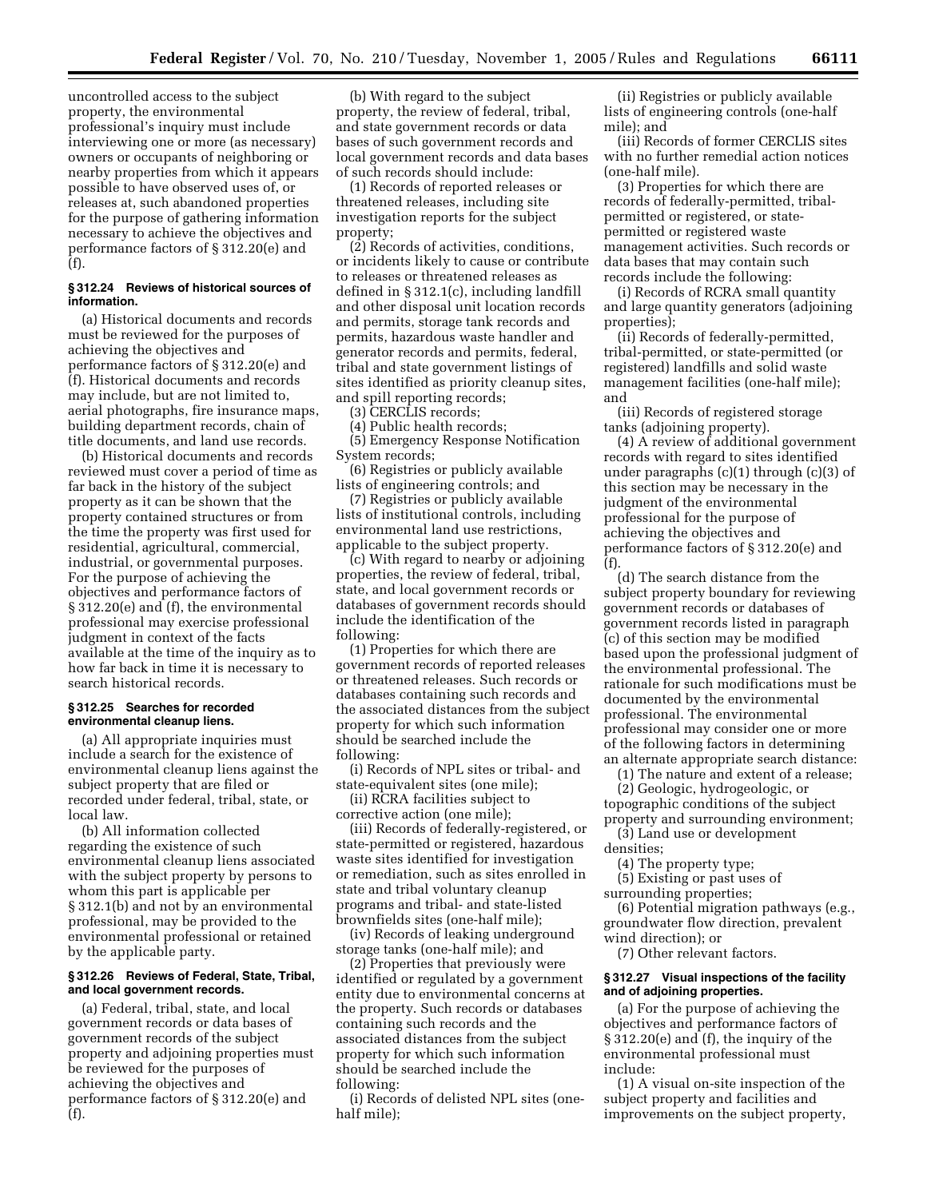uncontrolled access to the subject property, the environmental professional's inquiry must include interviewing one or more (as necessary) owners or occupants of neighboring or nearby properties from which it appears possible to have observed uses of, or releases at, such abandoned properties for the purpose of gathering information necessary to achieve the objectives and performance factors of § 312.20(e) and (f).

**§ 312.24 Reviews of historical sources of information.**

(a) Historical documents and records must be reviewed for the purposes of achieving the objectives and performance factors of § 312.20(e) and (f). Historical documents and records may include, but are not limited to, aerial photographs, fire insurance maps, building department records, chain of title documents, and land use records.

(b) Historical documents and records reviewed must cover a period of time as far back in the history of the subject property as it can be shown that the property contained structures or from the time the property was first used for residential, agricultural, commercial, industrial, or governmental purposes. For the purpose of achieving the objectives and performance factors of § 312.20(e) and (f), the environmental professional may exercise professional judgment in context of the facts available at the time of the inquiry as to how far back in time it is necessary to search historical records.

**§ 312.25 Searches for recorded environmental cleanup liens.**

(a) All appropriate inquiries must include a search for the existence of environmental cleanup liens against the subject property that are filed or recorded under federal, tribal, state, or local law.

(b) All information collected regarding the existence of such environmental cleanup liens associated with the subject property by persons to whom this part is applicable per § 312.1(b) and not by an environmental professional, may be provided to the environmental professional or retained by the applicable party.

**§ 312.26 Reviews of Federal, State, Tribal, and local government records.**

(a) Federal, tribal, state, and local government records or data bases of government records of the subject property and adjoining properties must be reviewed for the purposes of achieving the objectives and performance factors of § 312.20(e) and (f).

(b) With regard to the subject property, the review of federal, tribal, and state government records or data bases of such government records and local government records and data bases of such records should include:

(1) Records of reported releases or threatened releases, including site investigation reports for the subject property;

(2) Records of activities, conditions, or incidents likely to cause or contribute to releases or threatened releases as defined in § 312.1(c), including landfill and other disposal unit location records and permits, storage tank records and permits, hazardous waste handler and generator records and permits, federal, tribal and state government listings of sites identified as priority cleanup sites, and spill reporting records;

(3) CERCLIS records;

(4) Public health records;

(5) Emergency Response Notification System records;

(6) Registries or publicly available lists of engineering controls; and

(7) Registries or publicly available lists of institutional controls, including environmental land use restrictions, applicable to the subject property.

(c) With regard to nearby or adjoining properties, the review of federal, tribal, state, and local government records or databases of government records should include the identification of the following:

(1) Properties for which there are government records of reported releases or threatened releases. Such records or databases containing such records and the associated distances from the subject property for which such information should be searched include the following:

(i) Records of NPL sites or tribal- and state-equivalent sites (one mile);

(ii) RCRA facilities subject to corrective action (one mile);

(iii) Records of federally-registered, or state-permitted or registered, hazardous waste sites identified for investigation or remediation, such as sites enrolled in state and tribal voluntary cleanup programs and tribal- and state-listed brownfields sites (one-half mile);

(iv) Records of leaking underground storage tanks (one-half mile); and

(2) Properties that previously were identified or regulated by a government entity due to environmental concerns at the property. Such records or databases containing such records and the associated distances from the subject property for which such information should be searched include the following:

(i) Records of delisted NPL sites (one-half mile);

(ii) Registries or publicly available lists of engineering controls (one-half mile); and

(iii) Records of former CERCLIS sites with no further remedial action notices (one-half mile).

(3) Properties for which there are records of federally-permitted, tribal-permitted or registered, or state-permitted or registered waste management activities. Such records or data bases that may contain such records include the following:

(i) Records of RCRA small quantity and large quantity generators (adjoining properties);

(ii) Records of federally-permitted, tribal-permitted, or state-permitted (or registered) landfills and solid waste management facilities (one-half mile); and

(iii) Records of registered storage tanks (adjoining property).

(4) A review of additional government records with regard to sites identified under paragraphs (c)(1) through (c)(3) of this section may be necessary in the judgment of the environmental professional for the purpose of achieving the objectives and performance factors of § 312.20(e) and (f).

(d) The search distance from the subject property boundary for reviewing government records or databases of government records listed in paragraph (c) of this section may be modified based upon the professional judgment of the environmental professional. The rationale for such modifications must be documented by the environmental professional. The environmental professional may consider one or more of the following factors in determining an alternate appropriate search distance:

(1) The nature and extent of a release;

(2) Geologic, hydrogeologic, or topographic conditions of the subject property and surrounding environment;

(3) Land use or development densities;

(4) The property type;

(5) Existing or past uses of surrounding properties;

(6) Potential migration pathways (e.g., groundwater flow direction, prevalent wind direction); or

(7) Other relevant factors.

**§ 312.27 Visual inspections of the facility and of adjoining properties.**

(a) For the purpose of achieving the objectives and performance factors of § 312.20(e) and (f), the inquiry of the environmental professional must include:

(1) A visual on-site inspection of the subject property and facilities and improvements on the subject property,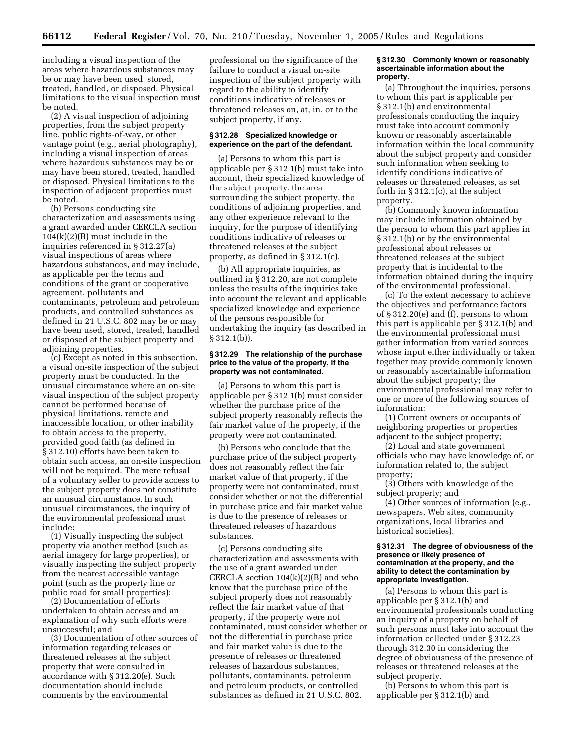including a visual inspection of the areas where hazardous substances may be or may have been used, stored, treated, handled, or disposed. Physical limitations to the visual inspection must be noted.

(2) A visual inspection of adjoining properties, from the subject property line, public rights-of-way, or other vantage point (e.g., aerial photography), including a visual inspection of areas where hazardous substances may be or may have been stored, treated, handled or disposed. Physical limitations to the inspection of adjacent properties must be noted.

(b) Persons conducting site characterization and assessments using a grant awarded under CERCLA section 104(k)(2)(B) must include in the inquiries referenced in § 312.27(a) visual inspections of areas where hazardous substances, and may include, as applicable per the terms and conditions of the grant or cooperative agreement, pollutants and contaminants, petroleum and petroleum products, and controlled substances as defined in 21 U.S.C. 802 may be or may have been used, stored, treated, handled or disposed at the subject property and adjoining properties.

(c) Except as noted in this subsection, a visual on-site inspection of the subject property must be conducted. In the unusual circumstance where an on-site visual inspection of the subject property cannot be performed because of physical limitations, remote and inaccessible location, or other inability to obtain access to the property, provided good faith (as defined in § 312.10) efforts have been taken to obtain such access, an on-site inspection will not be required. The mere refusal of a voluntary seller to provide access to the subject property does not constitute an unusual circumstance. In such unusual circumstances, the inquiry of the environmental professional must include:

(1) Visually inspecting the subject property via another method (such as aerial imagery for large properties), or visually inspecting the subject property from the nearest accessible vantage point (such as the property line or public road for small properties);

(2) Documentation of efforts undertaken to obtain access and an explanation of why such efforts were unsuccessful; and

(3) Documentation of other sources of information regarding releases or threatened releases at the subject property that were consulted in accordance with § 312.20(e). Such documentation should include comments by the environmental professional on the significance of the failure to conduct a visual on-site inspection of the subject property with regard to the ability to identify conditions indicative of releases or threatened releases on, at, in, or to the subject property, if any.

### § 312.28 Specialized knowledge or experience on the part of the defendant.

(a) Persons to whom this part is applicable per § 312.1(b) must take into account, their specialized knowledge of the subject property, the area surrounding the subject property, the conditions of adjoining properties, and any other experience relevant to the inquiry, for the purpose of identifying conditions indicative of releases or threatened releases at the subject property, as defined in § 312.1(c).

(b) All appropriate inquiries, as outlined in § 312.20, are not complete unless the results of the inquiries take into account the relevant and applicable specialized knowledge and experience of the persons responsible for undertaking the inquiry (as described in § 312.1(b)).

### § 312.29 The relationship of the purchase price to the value of the property, if the property was not contaminated.

(a) Persons to whom this part is applicable per § 312.1(b) must consider whether the purchase price of the subject property reasonably reflects the fair market value of the property, if the property were not contaminated.

(b) Persons who conclude that the purchase price of the subject property does not reasonably reflect the fair market value of that property, if the property were not contaminated, must consider whether or not the differential in purchase price and fair market value is due to the presence of releases or threatened releases of hazardous substances.

(c) Persons conducting site characterization and assessments with the use of a grant awarded under CERCLA section 104(k)(2)(B) and who know that the purchase price of the subject property does not reasonably reflect the fair market value of that property, if the property were not contaminated, must consider whether or not the differential in purchase price and fair market value is due to the presence of releases or threatened releases of hazardous substances, pollutants, contaminants, petroleum and petroleum products, or controlled substances as defined in 21 U.S.C. 802.

### § 312.30 Commonly known or reasonably ascertainable information about the property.

(a) Throughout the inquiries, persons to whom this part is applicable per § 312.1(b) and environmental professionals conducting the inquiry must take into account commonly known or reasonably ascertainable information within the local community about the subject property and consider such information when seeking to identify conditions indicative of releases or threatened releases, as set forth in § 312.1(c), at the subject property.

(b) Commonly known information may include information obtained by the person to whom this part applies in § 312.1(b) or by the environmental professional about releases or threatened releases at the subject property that is incidental to the information obtained during the inquiry of the environmental professional.

(c) To the extent necessary to achieve the objectives and performance factors of § 312.20(e) and (f), persons to whom this part is applicable per § 312.1(b) and the environmental professional must gather information from varied sources whose input either individually or taken together may provide commonly known or reasonably ascertainable information about the subject property; the environmental professional may refer to one or more of the following sources of information:

(1) Current owners or occupants of neighboring properties or properties adjacent to the subject property;

(2) Local and state government officials who may have knowledge of, or information related to, the subject property;

(3) Others with knowledge of the subject property; and

(4) Other sources of information (e.g., newspapers, Web sites, community organizations, local libraries and historical societies).

### § 312.31 The degree of obviousness of the presence or likely presence of contamination at the property, and the ability to detect the contamination by appropriate investigation.

(a) Persons to whom this part is applicable per § 312.1(b) and environmental professionals conducting an inquiry of a property on behalf of such persons must take into account the information collected under § 312.23 through 312.30 in considering the degree of obviousness of the presence of releases or threatened releases at the subject property.

(b) Persons to whom this part is applicable per § 312.1(b) and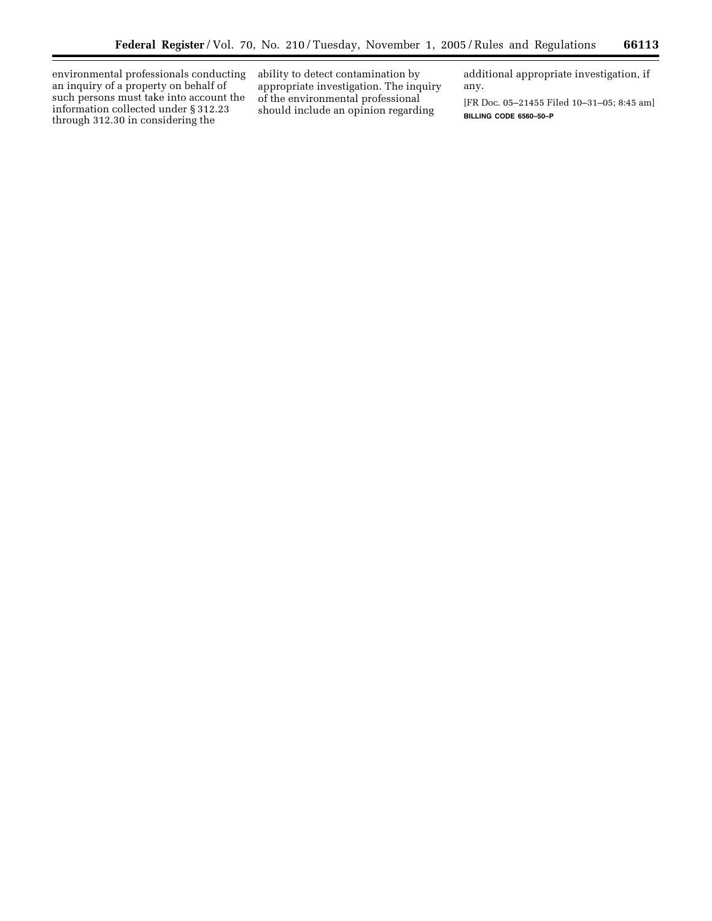environmental professionals conducting an inquiry of a property on behalf of such persons must take into account the information collected under § 312.23 through 312.30 in considering the ability to detect contamination by appropriate investigation. The inquiry of the environmental professional should include an opinion regarding additional appropriate investigation, if any.

[FR Doc. 05–21455 Filed 10–31–05; 8:45 am]

**BILLING CODE 6560–50–P**